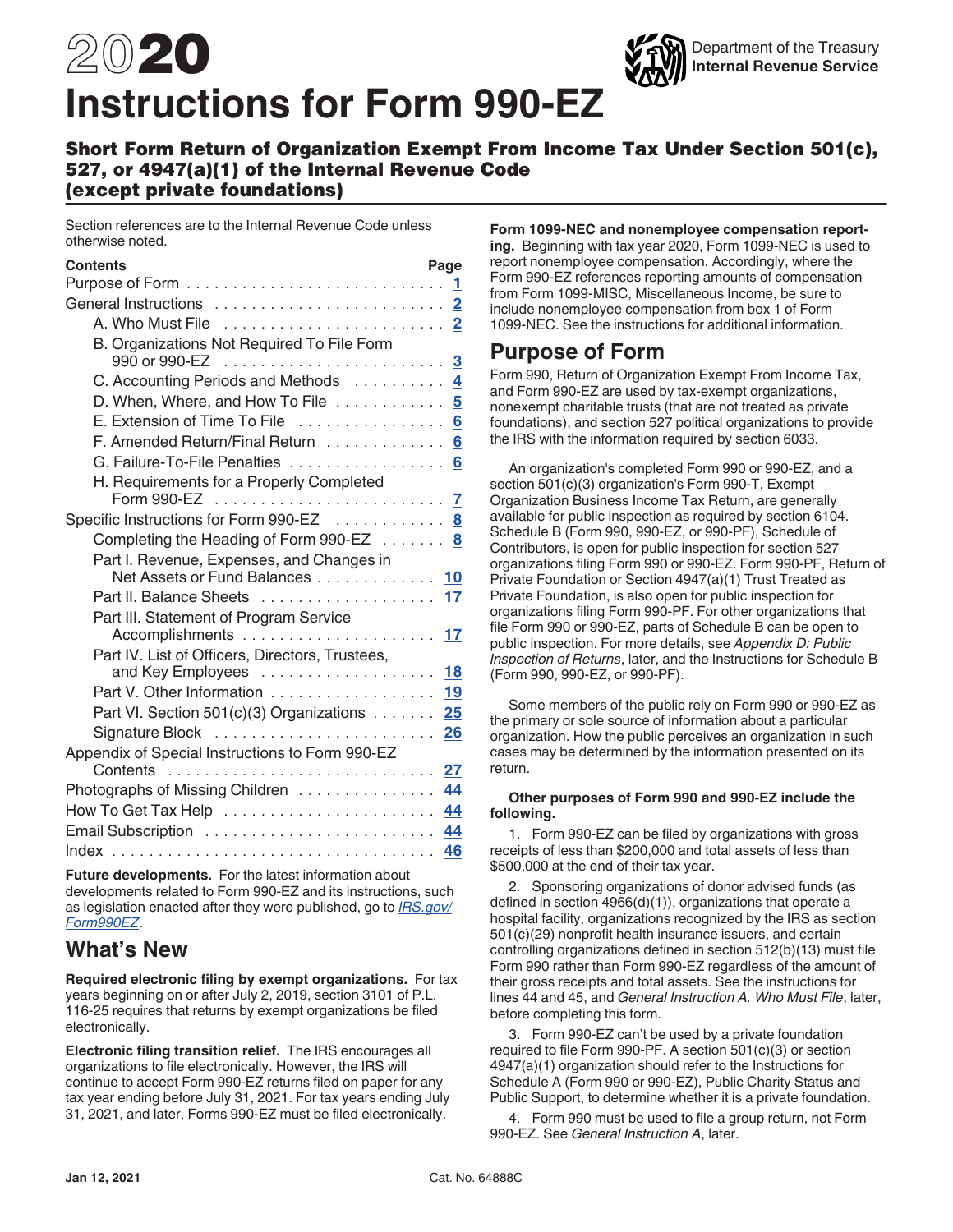# 2020 Instructions for Form 990-EZ

Department of the Treasury
Internal Revenue Service

## Short Form Return of Organization Exempt From Income Tax Under Section 501(c), 527, or 4947(a)(1) of the Internal Revenue Code (except private foundations)

Section references are to the Internal Revenue Code unless otherwise noted.

| Contents | Page |
|---|---|
| Purpose of Form | 1 |
| General Instructions | 2 |
| A. Who Must File | 2 |
| B. Organizations Not Required To File Form 990 or 990-EZ | 3 |
| C. Accounting Periods and Methods | 4 |
| D. When, Where, and How To File | 5 |
| E. Extension of Time To File | 6 |
| F. Amended Return/Final Return | 6 |
| G. Failure-To-File Penalties | 6 |
| H. Requirements for a Properly Completed Form 990-EZ | 7 |
| Specific Instructions for Form 990-EZ | 8 |
| Completing the Heading of Form 990-EZ | 8 |
| Part I. Revenue, Expenses, and Changes in Net Assets or Fund Balances | 10 |
| Part II. Balance Sheets | 17 |
| Part III. Statement of Program Service Accomplishments | 17 |
| Part IV. List of Officers, Directors, Trustees, and Key Employees | 18 |
| Part V. Other Information | 19 |
| Part VI. Section 501(c)(3) Organizations | 25 |
| Signature Block | 26 |
| Appendix of Special Instructions to Form 990-EZ Contents | 27 |
| Photographs of Missing Children | 44 |
| How To Get Tax Help | 44 |
| Email Subscription | 44 |
| Index | 46 |

**Future developments.** For the latest information about developments related to Form 990-EZ and its instructions, such as legislation enacted after they were published, go to *IRS.gov/Form990EZ*.

## What's New

**Required electronic filing by exempt organizations.** For tax years beginning on or after July 2, 2019, section 3101 of P.L. 116-25 requires that returns by exempt organizations be filed electronically.

**Electronic filing transition relief.** The IRS encourages all organizations to file electronically. However, the IRS will continue to accept Form 990-EZ returns filed on paper for any tax year ending before July 31, 2021. For tax years ending July 31, 2021, and later, Forms 990-EZ must be filed electronically.

**Form 1099-NEC and nonemployee compensation reporting.** Beginning with tax year 2020, Form 1099-NEC is used to report nonemployee compensation. Accordingly, where the Form 990-EZ references reporting amounts of compensation from Form 1099-MISC, Miscellaneous Income, be sure to include nonemployee compensation from box 1 of Form 1099-NEC. See the instructions for additional information.

## Purpose of Form

Form 990, Return of Organization Exempt From Income Tax, and Form 990-EZ are used by tax-exempt organizations, nonexempt charitable trusts (that are not treated as private foundations), and section 527 political organizations to provide the IRS with the information required by section 6033.

An organization's completed Form 990 or 990-EZ, and a section 501(c)(3) organization's Form 990-T, Exempt Organization Business Income Tax Return, are generally available for public inspection as required by section 6104. Schedule B (Form 990, 990-EZ, or 990-PF), Schedule of Contributors, is open for public inspection for section 527 organizations filing Form 990 or 990-EZ. Form 990-PF, Return of Private Foundation or Section 4947(a)(1) Trust Treated as Private Foundation, is also open for public inspection for organizations filing Form 990-PF. For other organizations that file Form 990 or 990-EZ, parts of Schedule B can be open to public inspection. For more details, see *Appendix D: Public Inspection of Returns*, later, and the Instructions for Schedule B (Form 990, 990-EZ, or 990-PF).

Some members of the public rely on Form 990 or 990-EZ as the primary or sole source of information about a particular organization. How the public perceives an organization in such cases may be determined by the information presented on its return.

**Other purposes of Form 990 and 990-EZ include the following.**

1. Form 990-EZ can be filed by organizations with gross receipts of less than $200,000 and total assets of less than $500,000 at the end of their tax year.

2. Sponsoring organizations of donor advised funds (as defined in section 4966(d)(1)), organizations that operate a hospital facility, organizations recognized by the IRS as section 501(c)(29) nonprofit health insurance issuers, and certain controlling organizations defined in section 512(b)(13) must file Form 990 rather than Form 990-EZ regardless of the amount of their gross receipts and total assets. See the instructions for lines 44 and 45, and *General Instruction A. Who Must File*, later, before completing this form.

3. Form 990-EZ can't be used by a private foundation required to file Form 990-PF. A section 501(c)(3) or section 4947(a)(1) organization should refer to the Instructions for Schedule A (Form 990 or 990-EZ), Public Charity Status and Public Support, to determine whether it is a private foundation.

4. Form 990 must be used to file a group return, not Form 990-EZ. See *General Instruction A*, later.

Jan 12, 2021 Cat. No. 64888C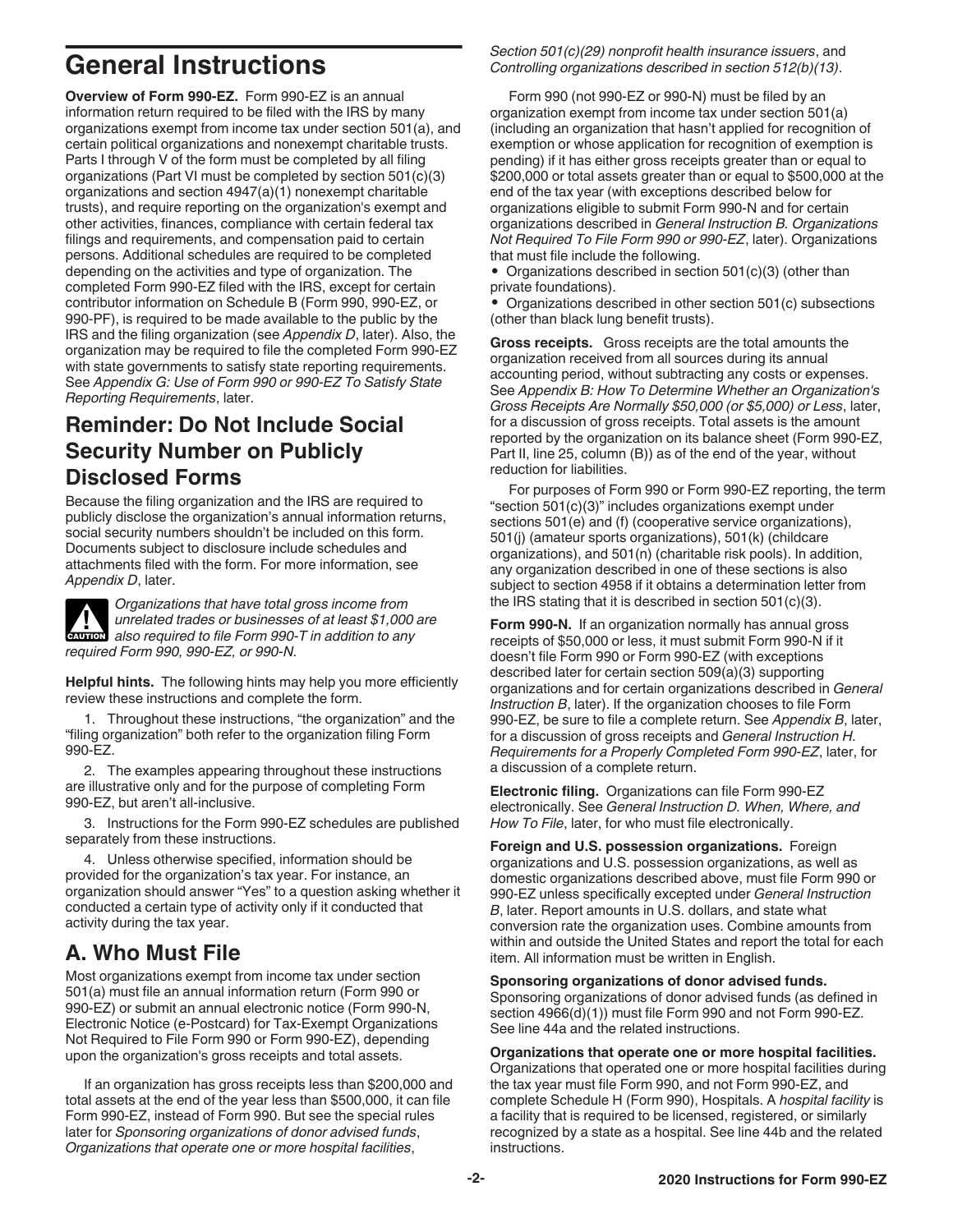# General Instructions

**Overview of Form 990-EZ.** Form 990-EZ is an annual information return required to be filed with the IRS by many organizations exempt from income tax under section 501(a), and certain political organizations and nonexempt charitable trusts. Parts I through V of the form must be completed by all filing organizations (Part VI must be completed by section 501(c)(3) organizations and section 4947(a)(1) nonexempt charitable trusts), and require reporting on the organization's exempt and other activities, finances, compliance with certain federal tax filings and requirements, and compensation paid to certain persons. Additional schedules are required to be completed depending on the activities and type of organization. The completed Form 990-EZ filed with the IRS, except for certain contributor information on Schedule B (Form 990, 990-EZ, or 990-PF), is required to be made available to the public by the IRS and the filing organization (see *Appendix D*, later). Also, the organization may be required to file the completed Form 990-EZ with state governments to satisfy state reporting requirements. See *Appendix G: Use of Form 990 or 990-EZ To Satisfy State Reporting Requirements*, later.

## Reminder: Do Not Include Social Security Number on Publicly Disclosed Forms

Because the filing organization and the IRS are required to publicly disclose the organization's annual information returns, social security numbers shouldn't be included on this form. Documents subject to disclosure include schedules and attachments filed with the form. For more information, see *Appendix D*, later.

CAUTION: *Organizations that have total gross income from unrelated trades or businesses of at least $1,000 are also required to file Form 990-T in addition to any required Form 990, 990-EZ, or 990-N.*

**Helpful hints.** The following hints may help you more efficiently review these instructions and complete the form.

1. Throughout these instructions, "the organization" and the "filing organization" both refer to the organization filing Form 990-EZ.

2. The examples appearing throughout these instructions are illustrative only and for the purpose of completing Form 990-EZ, but aren't all-inclusive.

3. Instructions for the Form 990-EZ schedules are published separately from these instructions.

4. Unless otherwise specified, information should be provided for the organization's tax year. For instance, an organization should answer "Yes" to a question asking whether it conducted a certain type of activity only if it conducted that activity during the tax year.

## A. Who Must File

Most organizations exempt from income tax under section 501(a) must file an annual information return (Form 990 or 990-EZ) or submit an annual electronic notice (Form 990-N, Electronic Notice (e-Postcard) for Tax-Exempt Organizations Not Required to File Form 990 or Form 990-EZ), depending upon the organization's gross receipts and total assets.

If an organization has gross receipts less than $200,000 and total assets at the end of the year less than $500,000, it can file Form 990-EZ, instead of Form 990. But see the special rules later for *Sponsoring organizations of donor advised funds*, *Organizations that operate one or more hospital facilities*, *Section 501(c)(29) nonprofit health insurance issuers*, and *Controlling organizations described in section 512(b)(13)*.

Form 990 (not 990-EZ or 990-N) must be filed by an organization exempt from income tax under section 501(a) (including an organization that hasn't applied for recognition of exemption or whose application for recognition of exemption is pending) if it has either gross receipts greater than or equal to $200,000 or total assets greater than or equal to $500,000 at the end of the tax year (with exceptions described below for organizations eligible to submit Form 990-N and for certain organizations described in *General Instruction B. Organizations Not Required To File Form 990 or 990-EZ*, later). Organizations that must file include the following.

- Organizations described in section 501(c)(3) (other than private foundations).
- Organizations described in other section 501(c) subsections (other than black lung benefit trusts).

**Gross receipts.** Gross receipts are the total amounts the organization received from all sources during its annual accounting period, without subtracting any costs or expenses. See *Appendix B: How To Determine Whether an Organization's Gross Receipts Are Normally $50,000 (or $5,000) or Less*, later, for a discussion of gross receipts. Total assets is the amount reported by the organization on its balance sheet (Form 990-EZ, Part II, line 25, column (B)) as of the end of the year, without reduction for liabilities.

For purposes of Form 990 or Form 990-EZ reporting, the term "section 501(c)(3)" includes organizations exempt under sections 501(e) and (f) (cooperative service organizations), 501(j) (amateur sports organizations), 501(k) (childcare organizations), and 501(n) (charitable risk pools). In addition, any organization described in one of these sections is also subject to section 4958 if it obtains a determination letter from the IRS stating that it is described in section 501(c)(3).

**Form 990-N.** If an organization normally has annual gross receipts of $50,000 or less, it must submit Form 990-N if it doesn't file Form 990 or Form 990-EZ (with exceptions described later for certain section 509(a)(3) supporting organizations and for certain organizations described in *General Instruction B*, later). If the organization chooses to file Form 990-EZ, be sure to file a complete return. See *Appendix B*, later, for a discussion of gross receipts and *General Instruction H. Requirements for a Properly Completed Form 990-EZ*, later, for a discussion of a complete return.

**Electronic filing.** Organizations can file Form 990-EZ electronically. See *General Instruction D. When, Where, and How To File*, later, for who must file electronically.

**Foreign and U.S. possession organizations.** Foreign organizations and U.S. possession organizations, as well as domestic organizations described above, must file Form 990 or 990-EZ unless specifically excepted under *General Instruction B*, later. Report amounts in U.S. dollars, and state what conversion rate the organization uses. Combine amounts from within and outside the United States and report the total for each item. All information must be written in English.

**Sponsoring organizations of donor advised funds.** Sponsoring organizations of donor advised funds (as defined in section 4966(d)(1)) must file Form 990 and not Form 990-EZ. See line 44a and the related instructions.

**Organizations that operate one or more hospital facilities.** Organizations that operated one or more hospital facilities during the tax year must file Form 990, and not Form 990-EZ, and complete Schedule H (Form 990), Hospitals. A *hospital facility* is a facility that is required to be licensed, registered, or similarly recognized by a state as a hospital. See line 44b and the related instructions.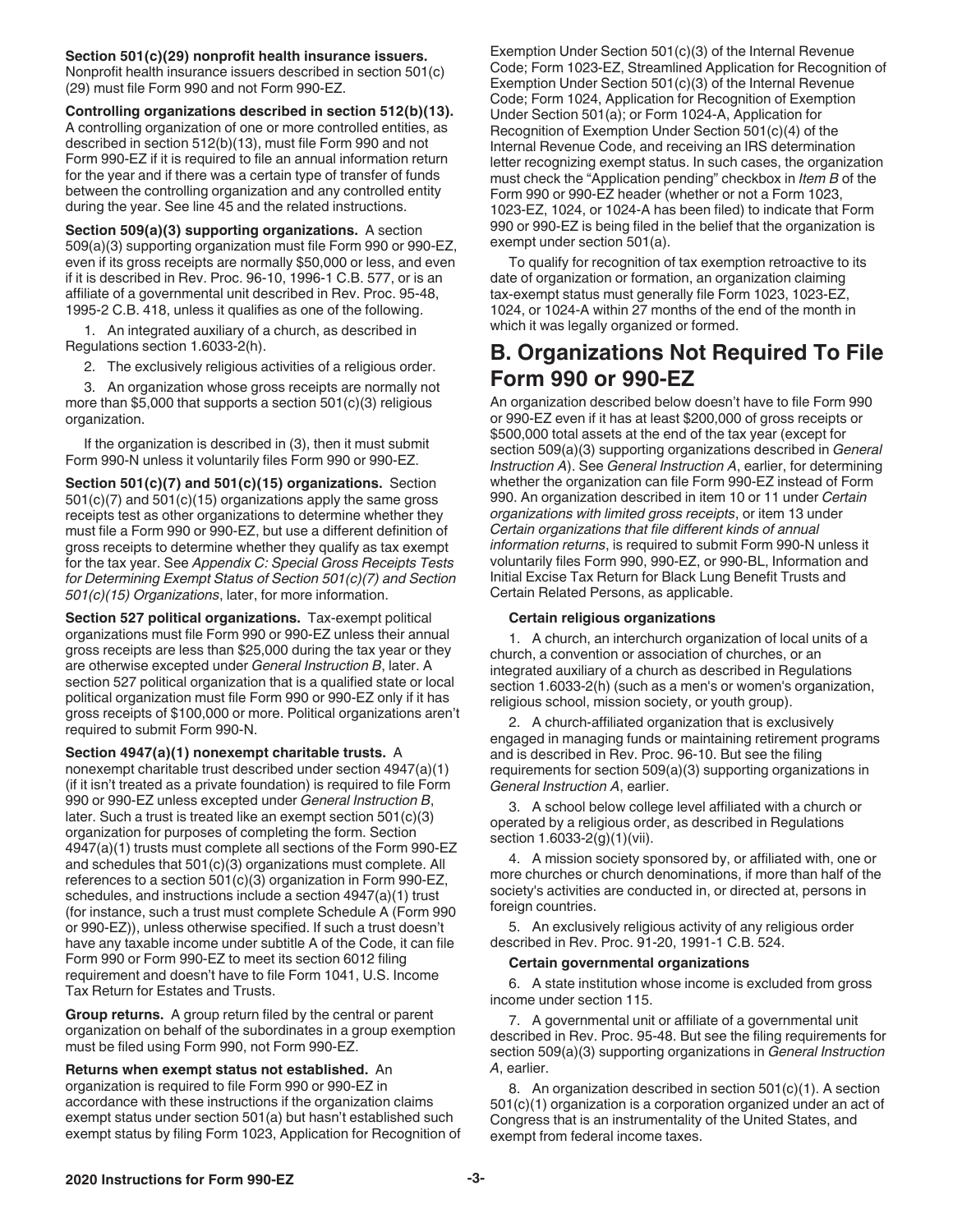**Section 501(c)(29) nonprofit health insurance issuers.** Nonprofit health insurance issuers described in section 501(c)(29) must file Form 990 and not Form 990-EZ.

**Controlling organizations described in section 512(b)(13).** A controlling organization of one or more controlled entities, as described in section 512(b)(13), must file Form 990 and not Form 990-EZ if it is required to file an annual information return for the year and if there was a certain type of transfer of funds between the controlling organization and any controlled entity during the year. See line 45 and the related instructions.

**Section 509(a)(3) supporting organizations.** A section 509(a)(3) supporting organization must file Form 990 or 990-EZ, even if its gross receipts are normally $50,000 or less, and even if it is described in Rev. Proc. 96-10, 1996-1 C.B. 577, or is an affiliate of a governmental unit described in Rev. Proc. 95-48, 1995-2 C.B. 418, unless it qualifies as one of the following.

1. An integrated auxiliary of a church, as described in Regulations section 1.6033-2(h).

2. The exclusively religious activities of a religious order.

3. An organization whose gross receipts are normally not more than $5,000 that supports a section 501(c)(3) religious organization.

If the organization is described in (3), then it must submit Form 990-N unless it voluntarily files Form 990 or 990-EZ.

**Section 501(c)(7) and 501(c)(15) organizations.** Section 501(c)(7) and 501(c)(15) organizations apply the same gross receipts test as other organizations to determine whether they must file a Form 990 or 990-EZ, but use a different definition of gross receipts to determine whether they qualify as tax exempt for the tax year. See *Appendix C: Special Gross Receipts Tests for Determining Exempt Status of Section 501(c)(7) and Section 501(c)(15) Organizations*, later, for more information.

**Section 527 political organizations.** Tax-exempt political organizations must file Form 990 or 990-EZ unless their annual gross receipts are less than $25,000 during the tax year or they are otherwise excepted under *General Instruction B*, later. A section 527 political organization that is a qualified state or local political organization must file Form 990 or 990-EZ only if it has gross receipts of $100,000 or more. Political organizations aren't required to submit Form 990-N.

**Section 4947(a)(1) nonexempt charitable trusts.** A nonexempt charitable trust described under section 4947(a)(1) (if it isn't treated as a private foundation) is required to file Form 990 or 990-EZ unless excepted under *General Instruction B*, later. Such a trust is treated like an exempt section 501(c)(3) organization for purposes of completing the form. Section 4947(a)(1) trusts must complete all sections of the Form 990-EZ and schedules that 501(c)(3) organizations must complete. All references to a section 501(c)(3) organization in Form 990-EZ, schedules, and instructions include a section 4947(a)(1) trust (for instance, such a trust must complete Schedule A (Form 990 or 990-EZ)), unless otherwise specified. If such a trust doesn't have any taxable income under subtitle A of the Code, it can file Form 990 or Form 990-EZ to meet its section 6012 filing requirement and doesn't have to file Form 1041, U.S. Income Tax Return for Estates and Trusts.

**Group returns.** A group return filed by the central or parent organization on behalf of the subordinates in a group exemption must be filed using Form 990, not Form 990-EZ.

**Returns when exempt status not established.** An organization is required to file Form 990 or 990-EZ in accordance with these instructions if the organization claims exempt status under section 501(a) but hasn't established such exempt status by filing Form 1023, Application for Recognition of Exemption Under Section 501(c)(3) of the Internal Revenue Code; Form 1023-EZ, Streamlined Application for Recognition of Exemption Under Section 501(c)(3) of the Internal Revenue Code; Form 1024, Application for Recognition of Exemption Under Section 501(a); or Form 1024-A, Application for Recognition of Exemption Under Section 501(c)(4) of the Internal Revenue Code, and receiving an IRS determination letter recognizing exempt status. In such cases, the organization must check the "Application pending" checkbox in *Item B* of the Form 990 or 990-EZ header (whether or not a Form 1023, 1023-EZ, 1024, or 1024-A has been filed) to indicate that Form 990 or 990-EZ is being filed in the belief that the organization is exempt under section 501(a).

To qualify for recognition of tax exemption retroactive to its date of organization or formation, an organization claiming tax-exempt status must generally file Form 1023, 1023-EZ, 1024, or 1024-A within 27 months of the end of the month in which it was legally organized or formed.

## B. Organizations Not Required To File Form 990 or 990-EZ

An organization described below doesn't have to file Form 990 or 990-EZ even if it has at least $200,000 of gross receipts or $500,000 total assets at the end of the tax year (except for section 509(a)(3) supporting organizations described in *General Instruction A*). See *General Instruction A*, earlier, for determining whether the organization can file Form 990-EZ instead of Form 990. An organization described in item 10 or 11 under *Certain organizations with limited gross receipts*, or item 13 under *Certain organizations that file different kinds of annual information returns*, is required to submit Form 990-N unless it voluntarily files Form 990, 990-EZ, or 990-BL, Information and Initial Excise Tax Return for Black Lung Benefit Trusts and Certain Related Persons, as applicable.

**Certain religious organizations**

1. A church, an interchurch organization of local units of a church, a convention or association of churches, or an integrated auxiliary of a church as described in Regulations section 1.6033-2(h) (such as a men's or women's organization, religious school, mission society, or youth group).

2. A church-affiliated organization that is exclusively engaged in managing funds or maintaining retirement programs and is described in Rev. Proc. 96-10. But see the filing requirements for section 509(a)(3) supporting organizations in *General Instruction A*, earlier.

3. A school below college level affiliated with a church or operated by a religious order, as described in Regulations section 1.6033-2(g)(1)(vii).

4. A mission society sponsored by, or affiliated with, one or more churches or church denominations, if more than half of the society's activities are conducted in, or directed at, persons in foreign countries.

5. An exclusively religious activity of any religious order described in Rev. Proc. 91-20, 1991-1 C.B. 524.

**Certain governmental organizations**

6. A state institution whose income is excluded from gross income under section 115.

7. A governmental unit or affiliate of a governmental unit described in Rev. Proc. 95-48. But see the filing requirements for section 509(a)(3) supporting organizations in *General Instruction A*, earlier.

8. An organization described in section 501(c)(1). A section 501(c)(1) organization is a corporation organized under an act of Congress that is an instrumentality of the United States, and exempt from federal income taxes.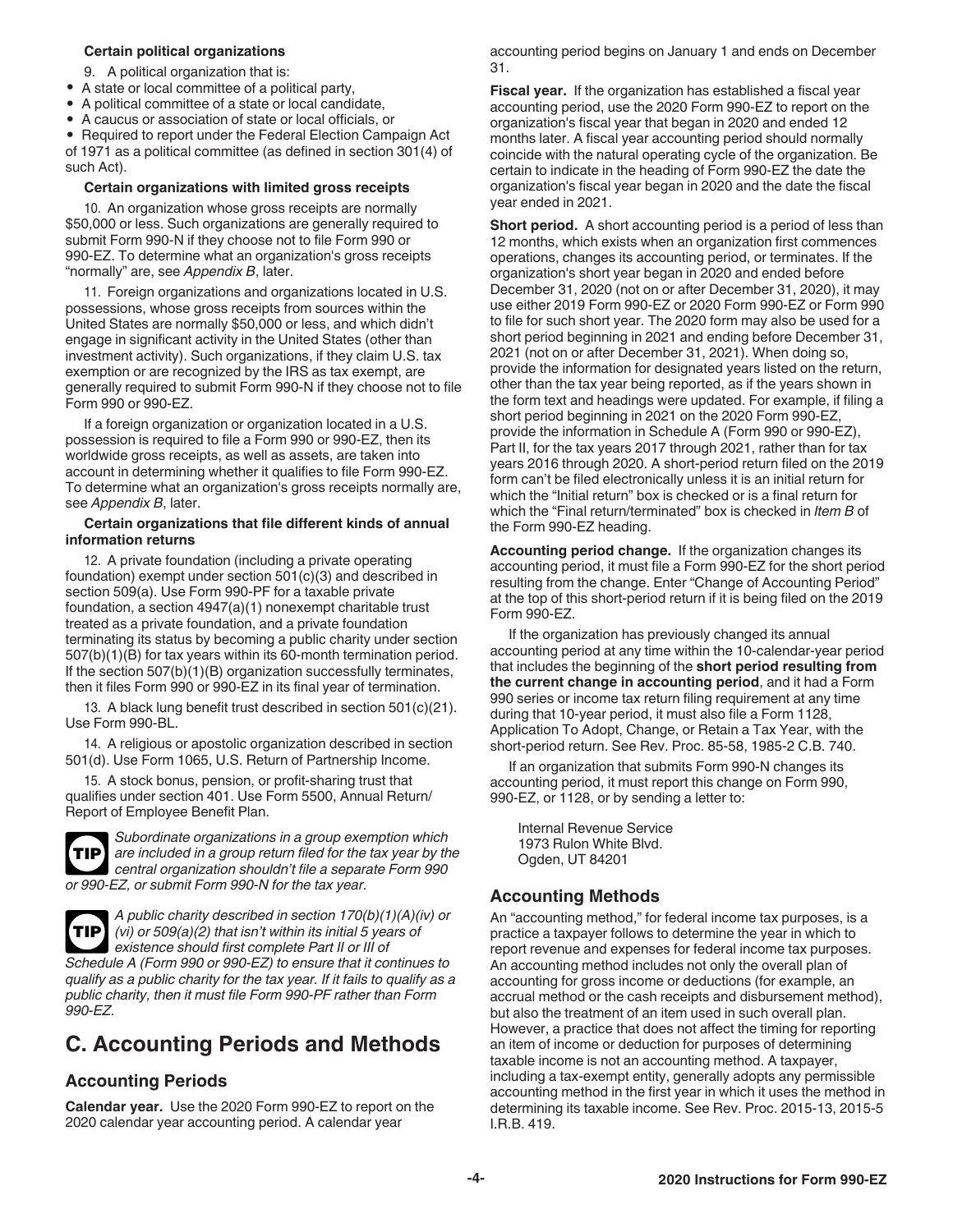**Certain political organizations**

9. A political organization that is:

- A state or local committee of a political party,
- A political committee of a state or local candidate,
- A caucus or association of state or local officials, or
- Required to report under the Federal Election Campaign Act of 1971 as a political committee (as defined in section 301(4) of such Act).

**Certain organizations with limited gross receipts**

10. An organization whose gross receipts are normally $50,000 or less. Such organizations are generally required to submit Form 990-N if they choose not to file Form 990 or 990-EZ. To determine what an organization's gross receipts "normally" are, see *Appendix B*, later.

11. Foreign organizations and organizations located in U.S. possessions, whose gross receipts from sources within the United States are normally $50,000 or less, and which didn't engage in significant activity in the United States (other than investment activity). Such organizations, if they claim U.S. tax exemption or are recognized by the IRS as tax exempt, are generally required to submit Form 990-N if they choose not to file Form 990 or 990-EZ.

If a foreign organization or organization located in a U.S. possession is required to file a Form 990 or 990-EZ, then its worldwide gross receipts, as well as assets, are taken into account in determining whether it qualifies to file Form 990-EZ. To determine what an organization's gross receipts normally are, see *Appendix B*, later.

**Certain organizations that file different kinds of annual information returns**

12. A private foundation (including a private operating foundation) exempt under section 501(c)(3) and described in section 509(a). Use Form 990-PF for a taxable private foundation, a section 4947(a)(1) nonexempt charitable trust treated as a private foundation, and a private foundation terminating its status by becoming a public charity under section 507(b)(1)(B) for tax years within its 60-month termination period. If the section 507(b)(1)(B) organization successfully terminates, then it files Form 990 or 990-EZ in its final year of termination.

13. A black lung benefit trust described in section 501(c)(21). Use Form 990-BL.

14. A religious or apostolic organization described in section 501(d). Use Form 1065, U.S. Return of Partnership Income.

15. A stock bonus, pension, or profit-sharing trust that qualifies under section 401. Use Form 5500, Annual Return/Report of Employee Benefit Plan.

**TIP** *Subordinate organizations in a group exemption which are included in a group return filed for the tax year by the central organization shouldn't file a separate Form 990 or 990-EZ, or submit Form 990-N for the tax year.*

**TIP** *A public charity described in section 170(b)(1)(A)(iv) or (vi) or 509(a)(2) that isn't within its initial 5 years of existence should first complete Part II or III of Schedule A (Form 990 or 990-EZ) to ensure that it continues to qualify as a public charity for the tax year. If it fails to qualify as a public charity, then it must file Form 990-PF rather than Form 990-EZ.*

# C. Accounting Periods and Methods

## Accounting Periods

**Calendar year.** Use the 2020 Form 990-EZ to report on the 2020 calendar year accounting period. A calendar year accounting period begins on January 1 and ends on December 31.

**Fiscal year.** If the organization has established a fiscal year accounting period, use the 2020 Form 990-EZ to report on the organization's fiscal year that began in 2020 and ended 12 months later. A fiscal year accounting period should normally coincide with the natural operating cycle of the organization. Be certain to indicate in the heading of Form 990-EZ the date the organization's fiscal year began in 2020 and the date the fiscal year ended in 2021.

**Short period.** A short accounting period is a period of less than 12 months, which exists when an organization first commences operations, changes its accounting period, or terminates. If the organization's short year began in 2020 and ended before December 31, 2020 (not on or after December 31, 2020), it may use either 2019 Form 990-EZ or 2020 Form 990-EZ or Form 990 to file for such short year. The 2020 form may also be used for a short period beginning in 2021 and ending before December 31, 2021 (not on or after December 31, 2021). When doing so, provide the information for designated years listed on the return, other than the tax year being reported, as if the years shown in the form text and headings were updated. For example, if filing a short period beginning in 2021 on the 2020 Form 990-EZ, provide the information in Schedule A (Form 990 or 990-EZ), Part II, for the tax years 2017 through 2021, rather than for tax years 2016 through 2020. A short-period return filed on the 2019 form can't be filed electronically unless it is an initial return for which the "Initial return" box is checked or is a final return for which the "Final return/terminated" box is checked in *Item B* of the Form 990-EZ heading.

**Accounting period change.** If the organization changes its accounting period, it must file a Form 990-EZ for the short period resulting from the change. Enter "Change of Accounting Period" at the top of this short-period return if it is being filed on the 2019 Form 990-EZ.

If the organization has previously changed its annual accounting period at any time within the 10-calendar-year period that includes the beginning of the **short period resulting from the current change in accounting period**, and it had a Form 990 series or income tax return filing requirement at any time during that 10-year period, it must also file a Form 1128, Application To Adopt, Change, or Retain a Tax Year, with the short-period return. See Rev. Proc. 85-58, 1985-2 C.B. 740.

If an organization that submits Form 990-N changes its accounting period, it must report this change on Form 990, 990-EZ, or 1128, or by sending a letter to:

Internal Revenue Service
1973 Rulon White Blvd.
Ogden, UT 84201

## Accounting Methods

An "accounting method," for federal income tax purposes, is a practice a taxpayer follows to determine the year in which to report revenue and expenses for federal income tax purposes. An accounting method includes not only the overall plan of accounting for gross income or deductions (for example, an accrual method or the cash receipts and disbursement method), but also the treatment of an item used in such overall plan. However, a practice that does not affect the timing for reporting an item of income or deduction for purposes of determining taxable income is not an accounting method. A taxpayer, including a tax-exempt entity, generally adopts any permissible accounting method in the first year in which it uses the method in determining its taxable income. See Rev. Proc. 2015-13, 2015-5 I.R.B. 419.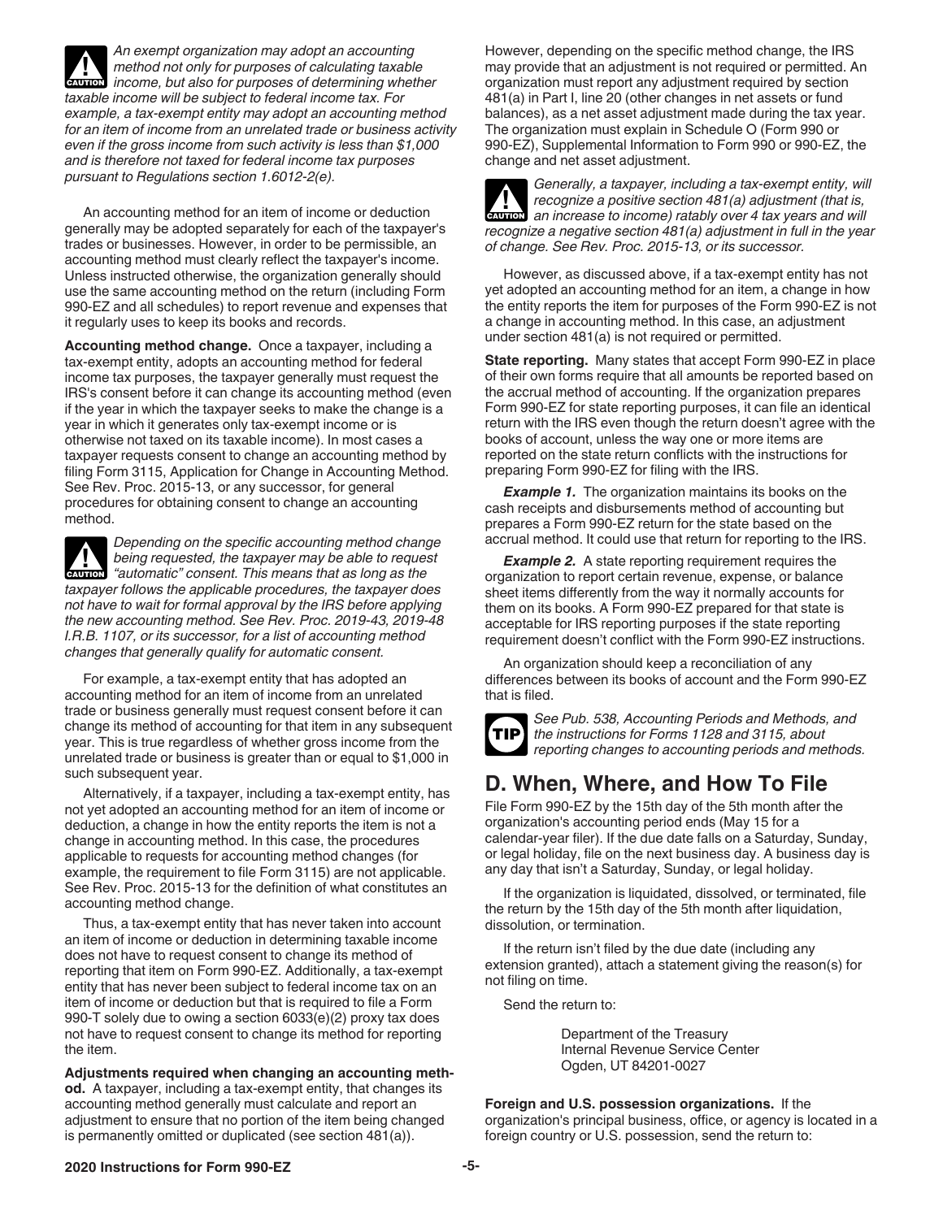*An exempt organization may adopt an accounting method not only for purposes of calculating taxable income, but also for purposes of determining whether taxable income will be subject to federal income tax. For example, a tax-exempt entity may adopt an accounting method for an item of income from an unrelated trade or business activity even if the gross income from such activity is less than $1,000 and is therefore not taxed for federal income tax purposes pursuant to Regulations section 1.6012-2(e).*

An accounting method for an item of income or deduction generally may be adopted separately for each of the taxpayer's trades or businesses. However, in order to be permissible, an accounting method must clearly reflect the taxpayer's income. Unless instructed otherwise, the organization generally should use the same accounting method on the return (including Form 990-EZ and all schedules) to report revenue and expenses that it regularly uses to keep its books and records.

**Accounting method change.** Once a taxpayer, including a tax-exempt entity, adopts an accounting method for federal income tax purposes, the taxpayer generally must request the IRS's consent before it can change its accounting method (even if the year in which the taxpayer seeks to make the change is a year in which it generates only tax-exempt income or is otherwise not taxed on its taxable income). In most cases a taxpayer requests consent to change an accounting method by filing Form 3115, Application for Change in Accounting Method. See Rev. Proc. 2015-13, or any successor, for general procedures for obtaining consent to change an accounting method.

*Depending on the specific accounting method change being requested, the taxpayer may be able to request "automatic" consent. This means that as long as the taxpayer follows the applicable procedures, the taxpayer does not have to wait for formal approval by the IRS before applying the new accounting method. See Rev. Proc. 2019-43, 2019-48 I.R.B. 1107, or its successor, for a list of accounting method changes that generally qualify for automatic consent.*

For example, a tax-exempt entity that has adopted an accounting method for an item of income from an unrelated trade or business generally must request consent before it can change its method of accounting for that item in any subsequent year. This is true regardless of whether gross income from the unrelated trade or business is greater than or equal to $1,000 in such subsequent year.

Alternatively, if a taxpayer, including a tax-exempt entity, has not yet adopted an accounting method for an item of income or deduction, a change in how the entity reports the item is not a change in accounting method. In this case, the procedures applicable to requests for accounting method changes (for example, the requirement to file Form 3115) are not applicable. See Rev. Proc. 2015-13 for the definition of what constitutes an accounting method change.

Thus, a tax-exempt entity that has never taken into account an item of income or deduction in determining taxable income does not have to request consent to change its method of reporting that item on Form 990-EZ. Additionally, a tax-exempt entity that has never been subject to federal income tax on an item of income or deduction but that is required to file a Form 990-T solely due to owing a section 6033(e)(2) proxy tax does not have to request consent to change its method for reporting the item.

**Adjustments required when changing an accounting method.** A taxpayer, including a tax-exempt entity, that changes its accounting method generally must calculate and report an adjustment to ensure that no portion of the item being changed is permanently omitted or duplicated (see section 481(a)). However, depending on the specific method change, the IRS may provide that an adjustment is not required or permitted. An organization must report any adjustment required by section 481(a) in Part I, line 20 (other changes in net assets or fund balances), as a net asset adjustment made during the tax year. The organization must explain in Schedule O (Form 990 or 990-EZ), Supplemental Information to Form 990 or 990-EZ, the change and net asset adjustment.

*Generally, a taxpayer, including a tax-exempt entity, will recognize a positive section 481(a) adjustment (that is, an increase to income) ratably over 4 tax years and will recognize a negative section 481(a) adjustment in full in the year of change. See Rev. Proc. 2015-13, or its successor.*

However, as discussed above, if a tax-exempt entity has not yet adopted an accounting method for an item, a change in how the entity reports the item for purposes of the Form 990-EZ is not a change in accounting method. In this case, an adjustment under section 481(a) is not required or permitted.

**State reporting.** Many states that accept Form 990-EZ in place of their own forms require that all amounts be reported based on the accrual method of accounting. If the organization prepares Form 990-EZ for state reporting purposes, it can file an identical return with the IRS even though the return doesn't agree with the books of account, unless the way one or more items are reported on the state return conflicts with the instructions for preparing Form 990-EZ for filing with the IRS.

***Example 1.*** The organization maintains its books on the cash receipts and disbursements method of accounting but prepares a Form 990-EZ return for the state based on the accrual method. It could use that return for reporting to the IRS.

***Example 2.*** A state reporting requirement requires the organization to report certain revenue, expense, or balance sheet items differently from the way it normally accounts for them on its books. A Form 990-EZ prepared for that state is acceptable for IRS reporting purposes if the state reporting requirement doesn't conflict with the Form 990-EZ instructions.

An organization should keep a reconciliation of any differences between its books of account and the Form 990-EZ that is filed.

*See Pub. 538, Accounting Periods and Methods, and the instructions for Forms 1128 and 3115, about reporting changes to accounting periods and methods.*

## D. When, Where, and How To File

File Form 990-EZ by the 15th day of the 5th month after the organization's accounting period ends (May 15 for a calendar-year filer). If the due date falls on a Saturday, Sunday, or legal holiday, file on the next business day. A business day is any day that isn't a Saturday, Sunday, or legal holiday.

If the organization is liquidated, dissolved, or terminated, file the return by the 15th day of the 5th month after liquidation, dissolution, or termination.

If the return isn't filed by the due date (including any extension granted), attach a statement giving the reason(s) for not filing on time.

Send the return to:

Department of the Treasury
Internal Revenue Service Center
Ogden, UT 84201-0027

**Foreign and U.S. possession organizations.** If the organization's principal business, office, or agency is located in a foreign country or U.S. possession, send the return to: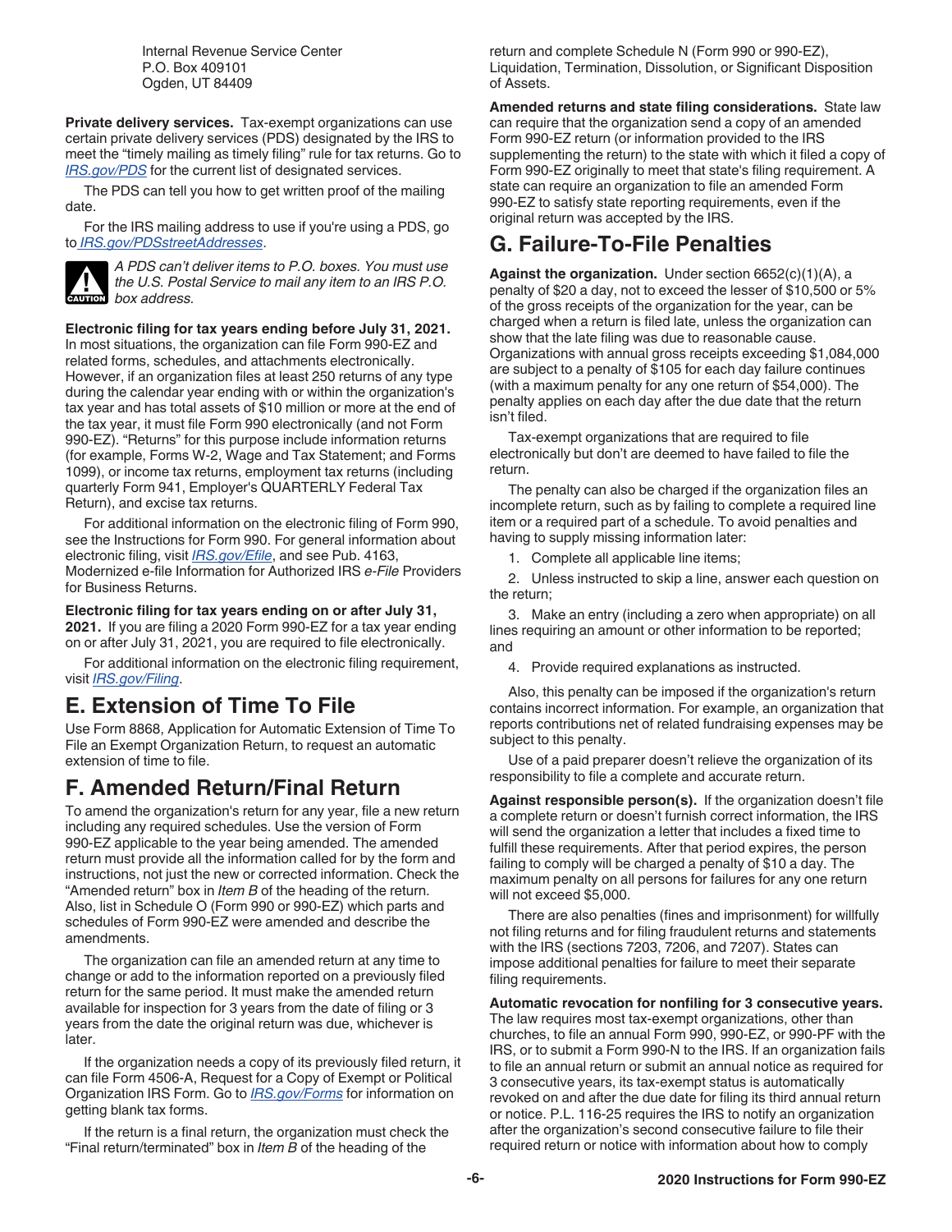Internal Revenue Service Center
P.O. Box 409101
Ogden, UT 84409

**Private delivery services.** Tax-exempt organizations can use certain private delivery services (PDS) designated by the IRS to meet the "timely mailing as timely filing" rule for tax returns. Go to *IRS.gov/PDS* for the current list of designated services.

The PDS can tell you how to get written proof of the mailing date.

For the IRS mailing address to use if you're using a PDS, go to *IRS.gov/PDSstreetAddresses*.

CAUTION: *A PDS can't deliver items to P.O. boxes. You must use the U.S. Postal Service to mail any item to an IRS P.O. box address.*

**Electronic filing for tax years ending before July 31, 2021.** In most situations, the organization can file Form 990-EZ and related forms, schedules, and attachments electronically. However, if an organization files at least 250 returns of any type during the calendar year ending with or within the organization's tax year and has total assets of $10 million or more at the end of the tax year, it must file Form 990 electronically (and not Form 990-EZ). "Returns" for this purpose include information returns (for example, Forms W-2, Wage and Tax Statement; and Forms 1099), or income tax returns, employment tax returns (including quarterly Form 941, Employer's QUARTERLY Federal Tax Return), and excise tax returns.

For additional information on the electronic filing of Form 990, see the Instructions for Form 990. For general information about electronic filing, visit *IRS.gov/Efile*, and see Pub. 4163, Modernized e-file Information for Authorized IRS *e-File* Providers for Business Returns.

**Electronic filing for tax years ending on or after July 31, 2021.** If you are filing a 2020 Form 990-EZ for a tax year ending on or after July 31, 2021, you are required to file electronically.

For additional information on the electronic filing requirement, visit *IRS.gov/Filing*.

## E. Extension of Time To File

Use Form 8868, Application for Automatic Extension of Time To File an Exempt Organization Return, to request an automatic extension of time to file.

## F. Amended Return/Final Return

To amend the organization's return for any year, file a new return including any required schedules. Use the version of Form 990-EZ applicable to the year being amended. The amended return must provide all the information called for by the form and instructions, not just the new or corrected information. Check the "Amended return" box in *Item B* of the heading of the return. Also, list in Schedule O (Form 990 or 990-EZ) which parts and schedules of Form 990-EZ were amended and describe the amendments.

The organization can file an amended return at any time to change or add to the information reported on a previously filed return for the same period. It must make the amended return available for inspection for 3 years from the date of filing or 3 years from the date the original return was due, whichever is later.

If the organization needs a copy of its previously filed return, it can file Form 4506-A, Request for a Copy of Exempt or Political Organization IRS Form. Go to *IRS.gov/Forms* for information on getting blank tax forms.

If the return is a final return, the organization must check the "Final return/terminated" box in *Item B* of the heading of the return and complete Schedule N (Form 990 or 990-EZ), Liquidation, Termination, Dissolution, or Significant Disposition of Assets.

**Amended returns and state filing considerations.** State law can require that the organization send a copy of an amended Form 990-EZ return (or information provided to the IRS supplementing the return) to the state with which it filed a copy of Form 990-EZ originally to meet that state's filing requirement. A state can require an organization to file an amended Form 990-EZ to satisfy state reporting requirements, even if the original return was accepted by the IRS.

## G. Failure-To-File Penalties

**Against the organization.** Under section 6652(c)(1)(A), a penalty of $20 a day, not to exceed the lesser of $10,500 or 5% of the gross receipts of the organization for the year, can be charged when a return is filed late, unless the organization can show that the late filing was due to reasonable cause. Organizations with annual gross receipts exceeding $1,084,000 are subject to a penalty of $105 for each day failure continues (with a maximum penalty for any one return of $54,000). The penalty applies on each day after the due date that the return isn't filed.

Tax-exempt organizations that are required to file electronically but don't are deemed to have failed to file the return.

The penalty can also be charged if the organization files an incomplete return, such as by failing to complete a required line item or a required part of a schedule. To avoid penalties and having to supply missing information later:

1. Complete all applicable line items;
2. Unless instructed to skip a line, answer each question on the return;
3. Make an entry (including a zero when appropriate) on all lines requiring an amount or other information to be reported; and
4. Provide required explanations as instructed.

Also, this penalty can be imposed if the organization's return contains incorrect information. For example, an organization that reports contributions net of related fundraising expenses may be subject to this penalty.

Use of a paid preparer doesn't relieve the organization of its responsibility to file a complete and accurate return.

**Against responsible person(s).** If the organization doesn't file a complete return or doesn't furnish correct information, the IRS will send the organization a letter that includes a fixed time to fulfill these requirements. After that period expires, the person failing to comply will be charged a penalty of $10 a day. The maximum penalty on all persons for failures for any one return will not exceed $5,000.

There are also penalties (fines and imprisonment) for willfully not filing returns and for filing fraudulent returns and statements with the IRS (sections 7203, 7206, and 7207). States can impose additional penalties for failure to meet their separate filing requirements.

**Automatic revocation for nonfiling for 3 consecutive years.** The law requires most tax-exempt organizations, other than churches, to file an annual Form 990, 990-EZ, or 990-PF with the IRS, or to submit a Form 990-N to the IRS. If an organization fails to file an annual return or submit an annual notice as required for 3 consecutive years, its tax-exempt status is automatically revoked on and after the due date for filing its third annual return or notice. P.L. 116-25 requires the IRS to notify an organization after the organization's second consecutive failure to file their required return or notice with information about how to comply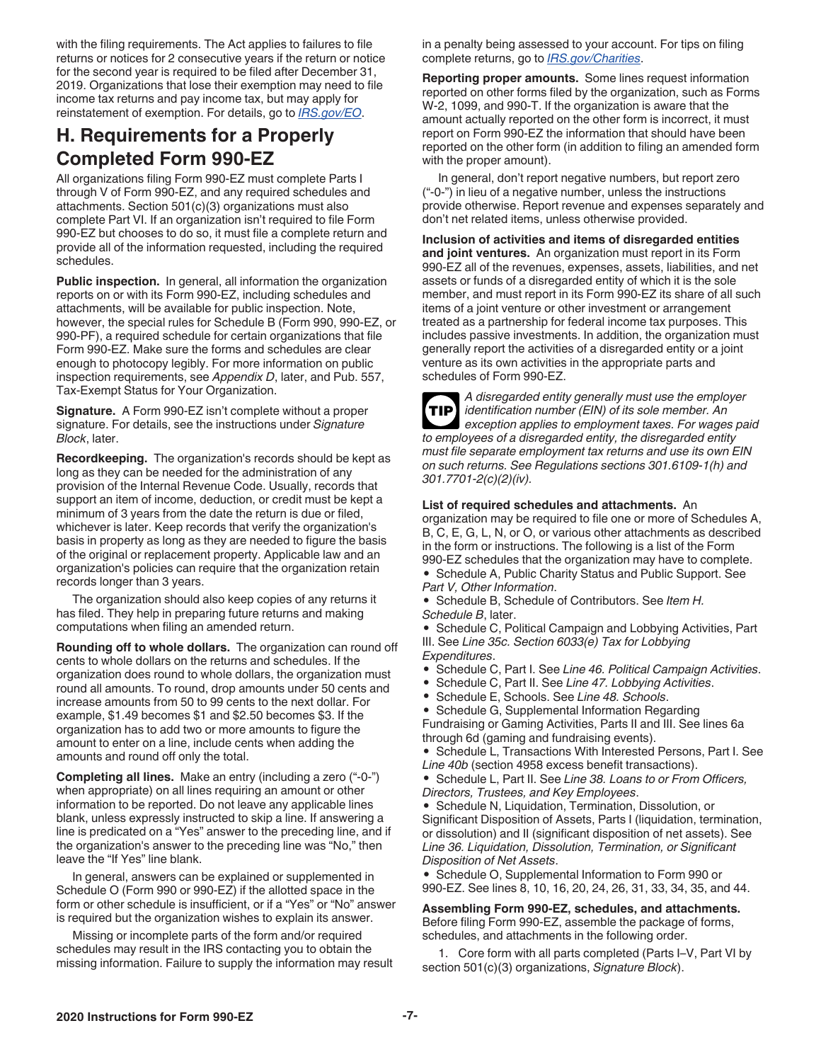with the filing requirements. The Act applies to failures to file returns or notices for 2 consecutive years if the return or notice for the second year is required to be filed after December 31, 2019. Organizations that lose their exemption may need to file income tax returns and pay income tax, but may apply for reinstatement of exemption. For details, go to *IRS.gov/EO*.

## H. Requirements for a Properly Completed Form 990-EZ

All organizations filing Form 990-EZ must complete Parts I through V of Form 990-EZ, and any required schedules and attachments. Section 501(c)(3) organizations must also complete Part VI. If an organization isn't required to file Form 990-EZ but chooses to do so, it must file a complete return and provide all of the information requested, including the required schedules.

**Public inspection.** In general, all information the organization reports on or with its Form 990-EZ, including schedules and attachments, will be available for public inspection. Note, however, the special rules for Schedule B (Form 990, 990-EZ, or 990-PF), a required schedule for certain organizations that file Form 990-EZ. Make sure the forms and schedules are clear enough to photocopy legibly. For more information on public inspection requirements, see *Appendix D*, later, and Pub. 557, Tax-Exempt Status for Your Organization.

**Signature.** A Form 990-EZ isn't complete without a proper signature. For details, see the instructions under *Signature Block*, later.

**Recordkeeping.** The organization's records should be kept as long as they can be needed for the administration of any provision of the Internal Revenue Code. Usually, records that support an item of income, deduction, or credit must be kept a minimum of 3 years from the date the return is due or filed, whichever is later. Keep records that verify the organization's basis in property as long as they are needed to figure the basis of the original or replacement property. Applicable law and an organization's policies can require that the organization retain records longer than 3 years.

The organization should also keep copies of any returns it has filed. They help in preparing future returns and making computations when filing an amended return.

**Rounding off to whole dollars.** The organization can round off cents to whole dollars on the returns and schedules. If the organization does round to whole dollars, the organization must round all amounts. To round, drop amounts under 50 cents and increase amounts from 50 to 99 cents to the next dollar. For example, $1.49 becomes $1 and $2.50 becomes $3. If the organization has to add two or more amounts to figure the amount to enter on a line, include cents when adding the amounts and round off only the total.

**Completing all lines.** Make an entry (including a zero ("-0-") when appropriate) on all lines requiring an amount or other information to be reported. Do not leave any applicable lines blank, unless expressly instructed to skip a line. If answering a line is predicated on a "Yes" answer to the preceding line, and if the organization's answer to the preceding line was "No," then leave the "If Yes" line blank.

In general, answers can be explained or supplemented in Schedule O (Form 990 or 990-EZ) if the allotted space in the form or other schedule is insufficient, or if a "Yes" or "No" answer is required but the organization wishes to explain its answer.

Missing or incomplete parts of the form and/or required schedules may result in the IRS contacting you to obtain the missing information. Failure to supply the information may result in a penalty being assessed to your account. For tips on filing complete returns, go to *IRS.gov/Charities*.

**Reporting proper amounts.** Some lines request information reported on other forms filed by the organization, such as Forms W-2, 1099, and 990-T. If the organization is aware that the amount actually reported on the other form is incorrect, it must report on Form 990-EZ the information that should have been reported on the other form (in addition to filing an amended form with the proper amount).

In general, don't report negative numbers, but report zero ("-0-") in lieu of a negative number, unless the instructions provide otherwise. Report revenue and expenses separately and don't net related items, unless otherwise provided.

**Inclusion of activities and items of disregarded entities and joint ventures.** An organization must report in its Form 990-EZ all of the revenues, expenses, assets, liabilities, and net assets or funds of a disregarded entity of which it is the sole member, and must report in its Form 990-EZ its share of all such items of a joint venture or other investment or arrangement treated as a partnership for federal income tax purposes. This includes passive investments. In addition, the organization must generally report the activities of a disregarded entity or a joint venture as its own activities in the appropriate parts and schedules of Form 990-EZ.

**TIP** *A disregarded entity generally must use the employer identification number (EIN) of its sole member. An exception applies to employment taxes. For wages paid to employees of a disregarded entity, the disregarded entity must file separate employment tax returns and use its own EIN on such returns. See Regulations sections 301.6109-1(h) and 301.7701-2(c)(2)(iv).*

**List of required schedules and attachments.** An organization may be required to file one or more of Schedules A, B, C, E, G, L, N, or O, or various other attachments as described in the form or instructions. The following is a list of the Form 990-EZ schedules that the organization may have to complete.

- Schedule A, Public Charity Status and Public Support. See *Part V, Other Information*.
- Schedule B, Schedule of Contributors. See *Item H. Schedule B*, later.
- Schedule C, Political Campaign and Lobbying Activities, Part III. See *Line 35c. Section 6033(e) Tax for Lobbying Expenditures*.
- Schedule C, Part I. See *Line 46. Political Campaign Activities*.
- Schedule C, Part II. See *Line 47. Lobbying Activities*.
- Schedule E, Schools. See *Line 48. Schools*.
- Schedule G, Supplemental Information Regarding Fundraising or Gaming Activities, Parts II and III. See lines 6a through 6d (gaming and fundraising events).
- Schedule L, Transactions With Interested Persons, Part I. See *Line 40b* (section 4958 excess benefit transactions).
- Schedule L, Part II. See *Line 38. Loans to or From Officers, Directors, Trustees, and Key Employees*.
- Schedule N, Liquidation, Termination, Dissolution, or Significant Disposition of Assets, Parts I (liquidation, termination, or dissolution) and II (significant disposition of net assets). See *Line 36. Liquidation, Dissolution, Termination, or Significant Disposition of Net Assets*.
- Schedule O, Supplemental Information to Form 990 or 990-EZ. See lines 8, 10, 16, 20, 24, 26, 31, 33, 34, 35, and 44.

**Assembling Form 990-EZ, schedules, and attachments.** Before filing Form 990-EZ, assemble the package of forms, schedules, and attachments in the following order.

1. Core form with all parts completed (Parts I–V, Part VI by section 501(c)(3) organizations, *Signature Block*).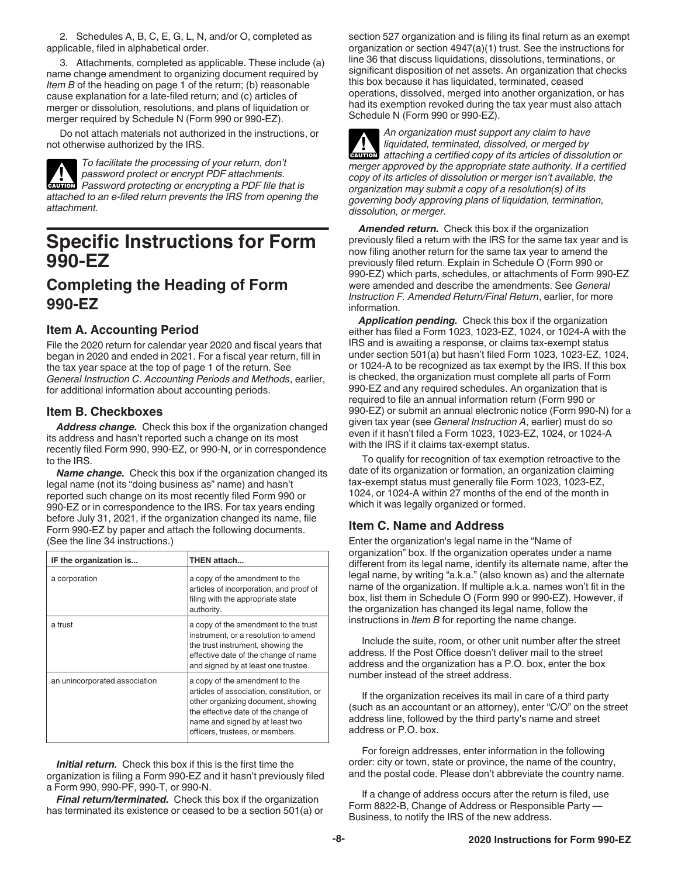2. Schedules A, B, C, E, G, L, N, and/or O, completed as applicable, filed in alphabetical order.

3. Attachments, completed as applicable. These include (a) name change amendment to organizing document required by *Item B* of the heading on page 1 of the return; (b) reasonable cause explanation for a late-filed return; and (c) articles of merger or dissolution, resolutions, and plans of liquidation or merger required by Schedule N (Form 990 or 990-EZ).

Do not attach materials not authorized in the instructions, or not otherwise authorized by the IRS.

**CAUTION** *To facilitate the processing of your return, don't password protect or encrypt PDF attachments. Password protecting or encrypting a PDF file that is attached to an e-filed return prevents the IRS from opening the attachment.*

# Specific Instructions for Form 990-EZ

## Completing the Heading of Form 990-EZ

### Item A. Accounting Period

File the 2020 return for calendar year 2020 and fiscal years that began in 2020 and ended in 2021. For a fiscal year return, fill in the tax year space at the top of page 1 of the return. See *General Instruction C. Accounting Periods and Methods*, earlier, for additional information about accounting periods.

### Item B. Checkboxes

***Address change.*** Check this box if the organization changed its address and hasn't reported such a change on its most recently filed Form 990, 990-EZ, or 990-N, or in correspondence to the IRS.

***Name change.*** Check this box if the organization changed its legal name (not its "doing business as" name) and hasn't reported such change on its most recently filed Form 990 or 990-EZ or in correspondence to the IRS. For tax years ending before July 31, 2021, if the organization changed its name, file Form 990-EZ by paper and attach the following documents. (See the line 34 instructions.)

| IF the organization is... | THEN attach... |
|---|---|
| a corporation | a copy of the amendment to the articles of incorporation, and proof of filing with the appropriate state authority. |
| a trust | a copy of the amendment to the trust instrument, or a resolution to amend the trust instrument, showing the effective date of the change of name and signed by at least one trustee. |
| an unincorporated association | a copy of the amendment to the articles of association, constitution, or other organizing document, showing the effective date of the change of name and signed by at least two officers, trustees, or members. |

***Initial return.*** Check this box if this is the first time the organization is filing a Form 990-EZ and it hasn't previously filed a Form 990, 990-PF, 990-T, or 990-N.

***Final return/terminated.*** Check this box if the organization has terminated its existence or ceased to be a section 501(a) or section 527 organization and is filing its final return as an exempt organization or section 4947(a)(1) trust. See the instructions for line 36 that discuss liquidations, dissolutions, terminations, or significant disposition of net assets. An organization that checks this box because it has liquidated, terminated, ceased operations, dissolved, merged into another organization, or has had its exemption revoked during the tax year must also attach Schedule N (Form 990 or 990-EZ).

**CAUTION** *An organization must support any claim to have liquidated, terminated, dissolved, or merged by attaching a certified copy of its articles of dissolution or merger approved by the appropriate state authority. If a certified copy of its articles of dissolution or merger isn't available, the organization may submit a copy of a resolution(s) of its governing body approving plans of liquidation, termination, dissolution, or merger.*

***Amended return.*** Check this box if the organization previously filed a return with the IRS for the same tax year and is now filing another return for the same tax year to amend the previously filed return. Explain in Schedule O (Form 990 or 990-EZ) which parts, schedules, or attachments of Form 990-EZ were amended and describe the amendments. See *General Instruction F. Amended Return/Final Return*, earlier, for more information.

***Application pending.*** Check this box if the organization either has filed a Form 1023, 1023-EZ, 1024, or 1024-A with the IRS and is awaiting a response, or claims tax-exempt status under section 501(a) but hasn't filed Form 1023, 1023-EZ, 1024, or 1024-A to be recognized as tax exempt by the IRS. If this box is checked, the organization must complete all parts of Form 990-EZ and any required schedules. An organization that is required to file an annual information return (Form 990 or 990-EZ) or submit an annual electronic notice (Form 990-N) for a given tax year (see *General Instruction A*, earlier) must do so even if it hasn't filed a Form 1023, 1023-EZ, 1024, or 1024-A with the IRS if it claims tax-exempt status.

To qualify for recognition of tax exemption retroactive to the date of its organization or formation, an organization claiming tax-exempt status must generally file Form 1023, 1023-EZ, 1024, or 1024-A within 27 months of the end of the month in which it was legally organized or formed.

### Item C. Name and Address

Enter the organization's legal name in the "Name of organization" box. If the organization operates under a name different from its legal name, identify its alternate name, after the legal name, by writing "a.k.a." (also known as) and the alternate name of the organization. If multiple a.k.a. names won't fit in the box, list them in Schedule O (Form 990 or 990-EZ). However, if the organization has changed its legal name, follow the instructions in *Item B* for reporting the name change.

Include the suite, room, or other unit number after the street address. If the Post Office doesn't deliver mail to the street address and the organization has a P.O. box, enter the box number instead of the street address.

If the organization receives its mail in care of a third party (such as an accountant or an attorney), enter "C/O" on the street address line, followed by the third party's name and street address or P.O. box.

For foreign addresses, enter information in the following order: city or town, state or province, the name of the country, and the postal code. Please don't abbreviate the country name.

If a change of address occurs after the return is filed, use Form 8822-B, Change of Address or Responsible Party — Business, to notify the IRS of the new address.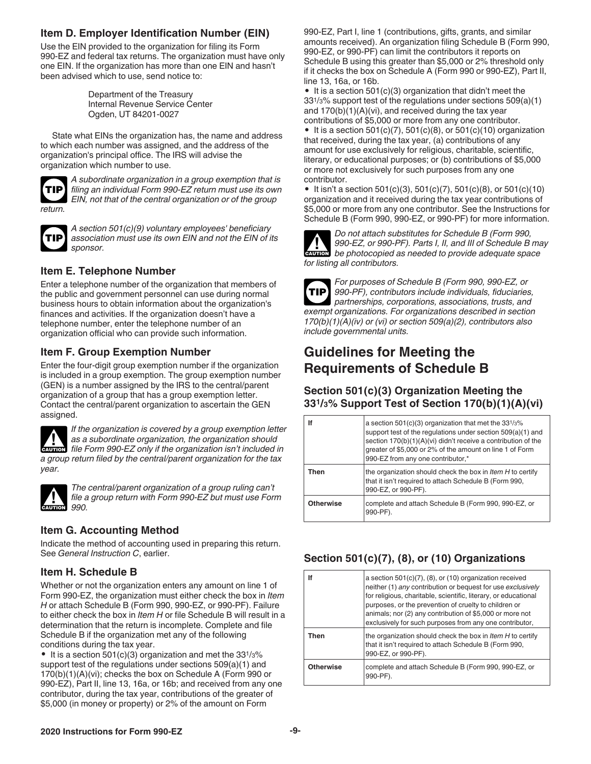### Item D. Employer Identification Number (EIN)

Use the EIN provided to the organization for filing its Form 990-EZ and federal tax returns. The organization must have only one EIN. If the organization has more than one EIN and hasn't been advised which to use, send notice to:

Department of the Treasury
Internal Revenue Service Center
Ogden, UT 84201-0027

State what EINs the organization has, the name and address to which each number was assigned, and the address of the organization's principal office. The IRS will advise the organization which number to use.

**TIP** *A subordinate organization in a group exemption that is filing an individual Form 990-EZ return must use its own EIN, not that of the central organization or of the group return.*

**TIP** *A section 501(c)(9) voluntary employees' beneficiary association must use its own EIN and not the EIN of its sponsor.*

### Item E. Telephone Number

Enter a telephone number of the organization that members of the public and government personnel can use during normal business hours to obtain information about the organization's finances and activities. If the organization doesn't have a telephone number, enter the telephone number of an organization official who can provide such information.

### Item F. Group Exemption Number

Enter the four-digit group exemption number if the organization is included in a group exemption. The group exemption number (GEN) is a number assigned by the IRS to the central/parent organization of a group that has a group exemption letter. Contact the central/parent organization to ascertain the GEN assigned.

**CAUTION** *If the organization is covered by a group exemption letter as a subordinate organization, the organization should file Form 990-EZ only if the organization isn't included in a group return filed by the central/parent organization for the tax year.*

**CAUTION** *The central/parent organization of a group ruling can't file a group return with Form 990-EZ but must use Form 990.*

### Item G. Accounting Method

Indicate the method of accounting used in preparing this return. See *General Instruction C*, earlier.

### Item H. Schedule B

Whether or not the organization enters any amount on line 1 of Form 990-EZ, the organization must either check the box in *Item H* or attach Schedule B (Form 990, 990-EZ, or 990-PF). Failure to either check the box in *Item H* or file Schedule B will result in a determination that the return is incomplete. Complete and file Schedule B if the organization met any of the following conditions during the tax year.

- It is a section 501(c)(3) organization and met the 33 1/3% support test of the regulations under sections 509(a)(1) and 170(b)(1)(A)(vi); checks the box on Schedule A (Form 990 or 990-EZ), Part II, line 13, 16a, or 16b; and received from any one contributor, during the tax year, contributions of the greater of $5,000 (in money or property) or 2% of the amount on Form 990-EZ, Part I, line 1 (contributions, gifts, grants, and similar amounts received). An organization filing Schedule B (Form 990, 990-EZ, or 990-PF) can limit the contributors it reports on Schedule B using this greater than $5,000 or 2% threshold only if it checks the box on Schedule A (Form 990 or 990-EZ), Part II, line 13, 16a, or 16b.
- It is a section 501(c)(3) organization that didn't meet the 33 1/3% support test of the regulations under sections 509(a)(1) and 170(b)(1)(A)(vi), and received during the tax year contributions of $5,000 or more from any one contributor.
- It is a section 501(c)(7), 501(c)(8), or 501(c)(10) organization that received, during the tax year, (a) contributions of any amount for use exclusively for religious, charitable, scientific, literary, or educational purposes; or (b) contributions of $5,000 or more not exclusively for such purposes from any one contributor.
- It isn't a section 501(c)(3), 501(c)(7), 501(c)(8), or 501(c)(10) organization and it received during the tax year contributions of $5,000 or more from any one contributor. See the Instructions for Schedule B (Form 990, 990-EZ, or 990-PF) for more information.

**CAUTION** *Do not attach substitutes for Schedule B (Form 990, 990-EZ, or 990-PF). Parts I, II, and III of Schedule B may be photocopied as needed to provide adequate space for listing all contributors.*

**TIP** *For purposes of Schedule B (Form 990, 990-EZ, or 990-PF), contributors include individuals, fiduciaries, partnerships, corporations, associations, trusts, and exempt organizations. For organizations described in section 170(b)(1)(A)(iv) or (vi) or section 509(a)(2), contributors also include governmental units.*

## Guidelines for Meeting the Requirements of Schedule B

### Section 501(c)(3) Organization Meeting the 33 1/3% Support Test of Section 170(b)(1)(A)(vi)

| | |
|---|---|
| **If** | a section 501(c)(3) organization that met the 33 1/3% support test of the regulations under section 509(a)(1) and section 170(b)(1)(A)(vi) didn't receive a contribution of the greater of $5,000 or 2% of the amount on line 1 of Form 990-EZ from any one contributor,* |
| **Then** | the organization should check the box in *Item H* to certify that it isn't required to attach Schedule B (Form 990, 990-EZ, or 990-PF). |
| **Otherwise** | complete and attach Schedule B (Form 990, 990-EZ, or 990-PF). |

### Section 501(c)(7), (8), or (10) Organizations

| | |
|---|---|
| **If** | a section 501(c)(7), (8), or (10) organization received neither (1) *any* contribution or bequest for use *exclusively* for religious, charitable, scientific, literary, or educational purposes, or the prevention of cruelty to children or animals; nor (2) any contribution of $5,000 or more not exclusively for such purposes from any one contributor, |
| **Then** | the organization should check the box in *Item H* to certify that it isn't required to attach Schedule B (Form 990, 990-EZ, or 990-PF). |
| **Otherwise** | complete and attach Schedule B (Form 990, 990-EZ, or 990-PF). |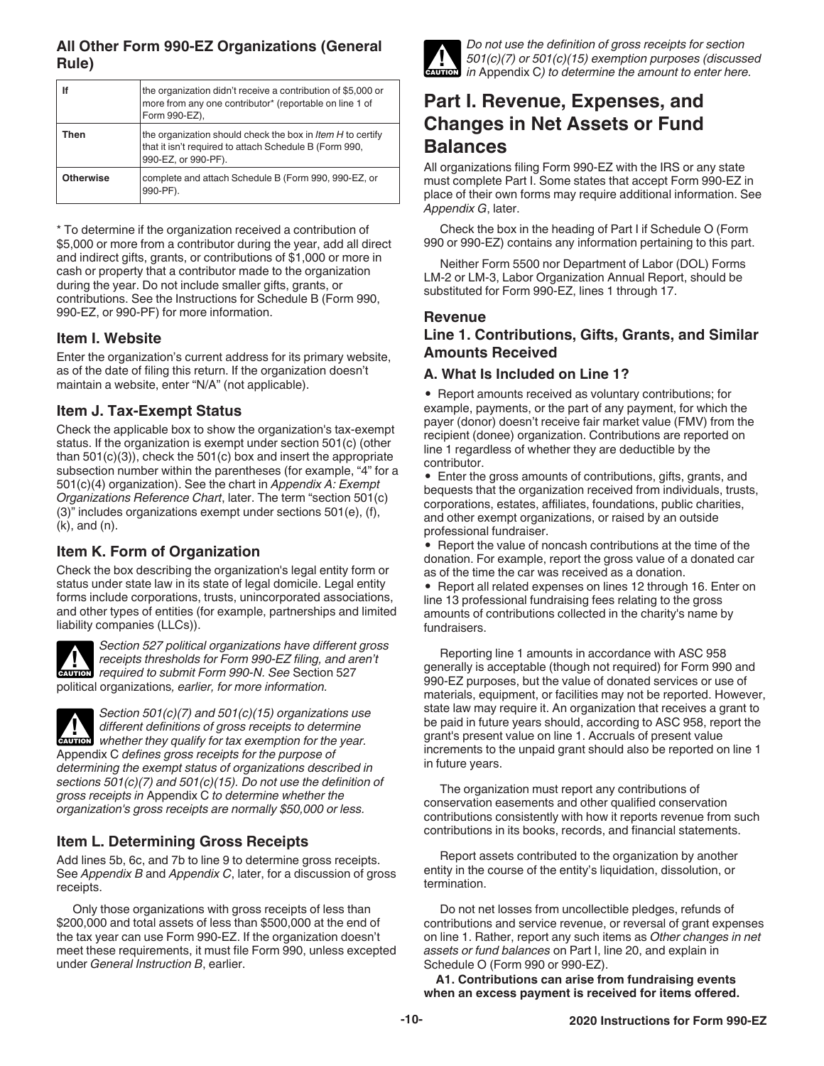### All Other Form 990-EZ Organizations (General Rule)

| If | the organization didn't receive a contribution of $5,000 or more from any one contributor* (reportable on line 1 of Form 990-EZ), |
|---|---|
| **Then** | the organization should check the box in *Item H* to certify that it isn't required to attach Schedule B (Form 990, 990-EZ, or 990-PF). |
| **Otherwise** | complete and attach Schedule B (Form 990, 990-EZ, or 990-PF). |

* To determine if the organization received a contribution of $5,000 or more from a contributor during the year, add all direct and indirect gifts, grants, or contributions of $1,000 or more in cash or property that a contributor made to the organization during the year. Do not include smaller gifts, grants, or contributions. See the Instructions for Schedule B (Form 990, 990-EZ, or 990-PF) for more information.

### Item I. Website

Enter the organization's current address for its primary website, as of the date of filing this return. If the organization doesn't maintain a website, enter "N/A" (not applicable).

### Item J. Tax-Exempt Status

Check the applicable box to show the organization's tax-exempt status. If the organization is exempt under section 501(c) (other than 501(c)(3)), check the 501(c) box and insert the appropriate subsection number within the parentheses (for example, "4" for a 501(c)(4) organization). See the chart in *Appendix A: Exempt Organizations Reference Chart*, later. The term "section 501(c)(3)" includes organizations exempt under sections 501(e), (f), (k), and (n).

### Item K. Form of Organization

Check the box describing the organization's legal entity form or status under state law in its state of legal domicile. Legal entity forms include corporations, trusts, unincorporated associations, and other types of entities (for example, partnerships and limited liability companies (LLCs)).

**CAUTION:** *Section 527 political organizations have different gross receipts thresholds for Form 990-EZ filing, and aren't required to submit Form 990-N. See* Section 527 political organizations*, earlier, for more information.*

**CAUTION:** *Section 501(c)(7) and 501(c)(15) organizations use different definitions of gross receipts to determine whether they qualify for tax exemption for the year.* Appendix C *defines gross receipts for the purpose of determining the exempt status of organizations described in sections 501(c)(7) and 501(c)(15). Do not use the definition of gross receipts in* Appendix C *to determine whether the organization's gross receipts are normally $50,000 or less.*

### Item L. Determining Gross Receipts

Add lines 5b, 6c, and 7b to line 9 to determine gross receipts. See *Appendix B* and *Appendix C*, later, for a discussion of gross receipts.

Only those organizations with gross receipts of less than $200,000 and total assets of less than $500,000 at the end of the tax year can use Form 990-EZ. If the organization doesn't meet these requirements, it must file Form 990, unless excepted under *General Instruction B*, earlier.

**CAUTION:** *Do not use the definition of gross receipts for section 501(c)(7) or 501(c)(15) exemption purposes (discussed in* Appendix C*) to determine the amount to enter here.*

## Part I. Revenue, Expenses, and Changes in Net Assets or Fund Balances

All organizations filing Form 990-EZ with the IRS or any state must complete Part I. Some states that accept Form 990-EZ in place of their own forms may require additional information. See *Appendix G*, later.

Check the box in the heading of Part I if Schedule O (Form 990 or 990-EZ) contains any information pertaining to this part.

Neither Form 5500 nor Department of Labor (DOL) Forms LM-2 or LM-3, Labor Organization Annual Report, should be substituted for Form 990-EZ, lines 1 through 17.

### Revenue

### Line 1. Contributions, Gifts, Grants, and Similar Amounts Received

#### A. What Is Included on Line 1?

- Report amounts received as voluntary contributions; for example, payments, or the part of any payment, for which the payer (donor) doesn't receive fair market value (FMV) from the recipient (donee) organization. Contributions are reported on line 1 regardless of whether they are deductible by the contributor.
- Enter the gross amounts of contributions, gifts, grants, and bequests that the organization received from individuals, trusts, corporations, estates, affiliates, foundations, public charities, and other exempt organizations, or raised by an outside professional fundraiser.
- Report the value of noncash contributions at the time of the donation. For example, report the gross value of a donated car as of the time the car was received as a donation.
- Report all related expenses on lines 12 through 16. Enter on line 13 professional fundraising fees relating to the gross amounts of contributions collected in the charity's name by fundraisers.

Reporting line 1 amounts in accordance with ASC 958 generally is acceptable (though not required) for Form 990 and 990-EZ purposes, but the value of donated services or use of materials, equipment, or facilities may not be reported. However, state law may require it. An organization that receives a grant to be paid in future years should, according to ASC 958, report the grant's present value on line 1. Accruals of present value increments to the unpaid grant should also be reported on line 1 in future years.

The organization must report any contributions of conservation easements and other qualified conservation contributions consistently with how it reports revenue from such contributions in its books, records, and financial statements.

Report assets contributed to the organization by another entity in the course of the entity's liquidation, dissolution, or termination.

Do not net losses from uncollectible pledges, refunds of contributions and service revenue, or reversal of grant expenses on line 1. Rather, report any such items as *Other changes in net assets or fund balances* on Part I, line 20, and explain in Schedule O (Form 990 or 990-EZ).

**A1. Contributions can arise from fundraising events when an excess payment is received for items offered.**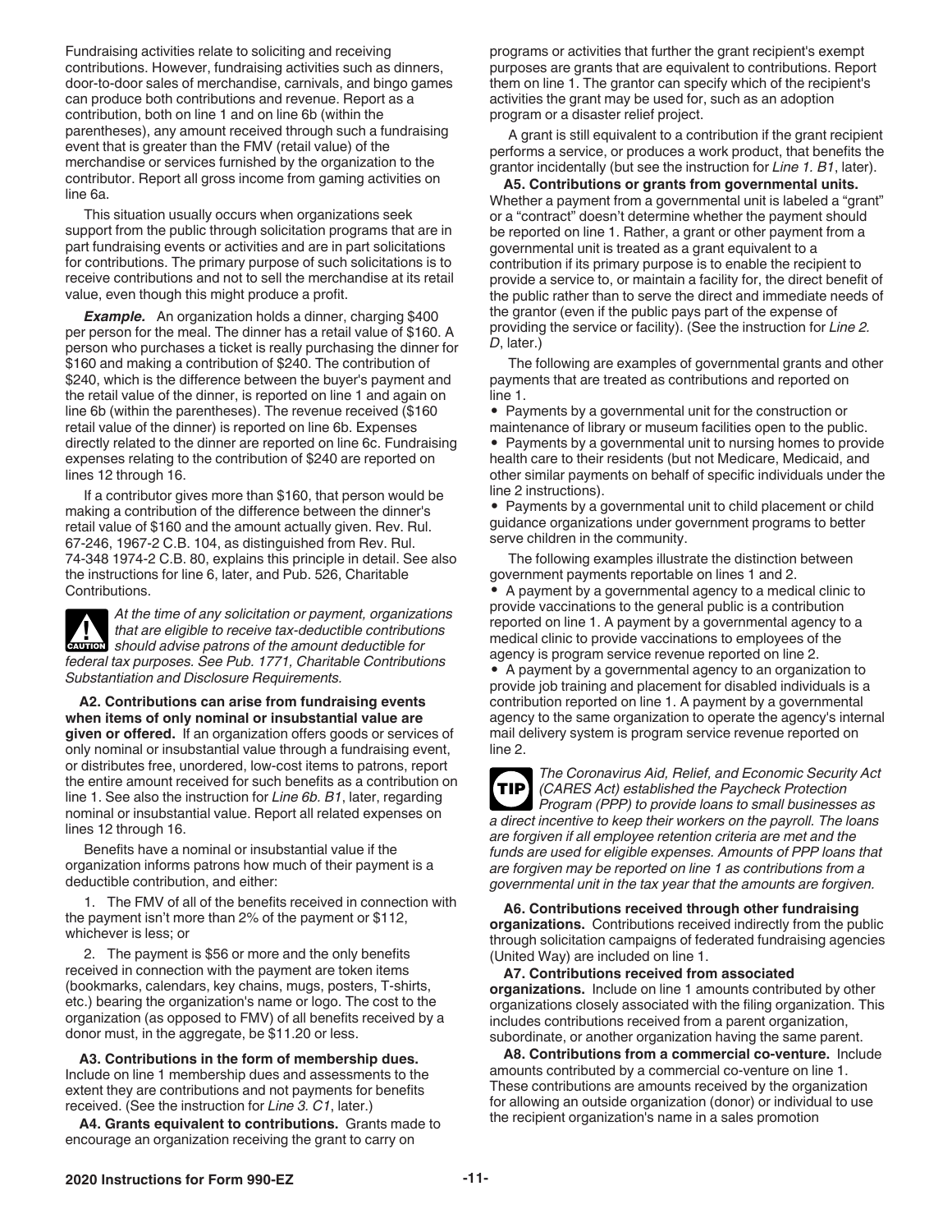Fundraising activities relate to soliciting and receiving contributions. However, fundraising activities such as dinners, door-to-door sales of merchandise, carnivals, and bingo games can produce both contributions and revenue. Report as a contribution, both on line 1 and on line 6b (within the parentheses), any amount received through such a fundraising event that is greater than the FMV (retail value) of the merchandise or services furnished by the organization to the contributor. Report all gross income from gaming activities on line 6a.

This situation usually occurs when organizations seek support from the public through solicitation programs that are in part fundraising events or activities and are in part solicitations for contributions. The primary purpose of such solicitations is to receive contributions and not to sell the merchandise at its retail value, even though this might produce a profit.

***Example.*** An organization holds a dinner, charging $400 per person for the meal. The dinner has a retail value of $160. A person who purchases a ticket is really purchasing the dinner for $160 and making a contribution of $240. The contribution of $240, which is the difference between the buyer's payment and the retail value of the dinner, is reported on line 1 and again on line 6b (within the parentheses). The revenue received ($160 retail value of the dinner) is reported on line 6b. Expenses directly related to the dinner are reported on line 6c. Fundraising expenses relating to the contribution of $240 are reported on lines 12 through 16.

If a contributor gives more than $160, that person would be making a contribution of the difference between the dinner's retail value of $160 and the amount actually given. Rev. Rul. 67-246, 1967-2 C.B. 104, as distinguished from Rev. Rul. 74-348 1974-2 C.B. 80, explains this principle in detail. See also the instructions for line 6, later, and Pub. 526, Charitable Contributions.

**CAUTION:** *At the time of any solicitation or payment, organizations that are eligible to receive tax-deductible contributions should advise patrons of the amount deductible for federal tax purposes. See Pub. 1771, Charitable Contributions Substantiation and Disclosure Requirements.*

**A2. Contributions can arise from fundraising events when items of only nominal or insubstantial value are given or offered.** If an organization offers goods or services of only nominal or insubstantial value through a fundraising event, or distributes free, unordered, low-cost items to patrons, report the entire amount received for such benefits as a contribution on line 1. See also the instruction for *Line 6b. B1*, later, regarding nominal or insubstantial value. Report all related expenses on lines 12 through 16.

Benefits have a nominal or insubstantial value if the organization informs patrons how much of their payment is a deductible contribution, and either:

1. The FMV of all of the benefits received in connection with the payment isn't more than 2% of the payment or $112, whichever is less; or

2. The payment is $56 or more and the only benefits received in connection with the payment are token items (bookmarks, calendars, key chains, mugs, posters, T-shirts, etc.) bearing the organization's name or logo. The cost to the organization (as opposed to FMV) of all benefits received by a donor must, in the aggregate, be $11.20 or less.

**A3. Contributions in the form of membership dues.** Include on line 1 membership dues and assessments to the extent they are contributions and not payments for benefits received. (See the instruction for *Line 3. C1*, later.)

**A4. Grants equivalent to contributions.** Grants made to encourage an organization receiving the grant to carry on programs or activities that further the grant recipient's exempt purposes are grants that are equivalent to contributions. Report them on line 1. The grantor can specify which of the recipient's activities the grant may be used for, such as an adoption program or a disaster relief project.

A grant is still equivalent to a contribution if the grant recipient performs a service, or produces a work product, that benefits the grantor incidentally (but see the instruction for *Line 1. B1*, later).

**A5. Contributions or grants from governmental units.** Whether a payment from a governmental unit is labeled a "grant" or a "contract" doesn't determine whether the payment should be reported on line 1. Rather, a grant or other payment from a governmental unit is treated as a grant equivalent to a contribution if its primary purpose is to enable the recipient to provide a service to, or maintain a facility for, the direct benefit of the public rather than to serve the direct and immediate needs of the grantor (even if the public pays part of the expense of providing the service or facility). (See the instruction for *Line 2. D*, later.)

The following are examples of governmental grants and other payments that are treated as contributions and reported on line 1.

- Payments by a governmental unit for the construction or maintenance of library or museum facilities open to the public.
- Payments by a governmental unit to nursing homes to provide health care to their residents (but not Medicare, Medicaid, and other similar payments on behalf of specific individuals under the line 2 instructions).
- Payments by a governmental unit to child placement or child guidance organizations under government programs to better serve children in the community.

The following examples illustrate the distinction between government payments reportable on lines 1 and 2.

- A payment by a governmental agency to a medical clinic to provide vaccinations to the general public is a contribution reported on line 1. A payment by a governmental agency to a medical clinic to provide vaccinations to employees of the agency is program service revenue reported on line 2.
- A payment by a governmental agency to an organization to provide job training and placement for disabled individuals is a contribution reported on line 1. A payment by a governmental agency to the same organization to operate the agency's internal mail delivery system is program service revenue reported on line 2.

**TIP:** *The Coronavirus Aid, Relief, and Economic Security Act (CARES Act) established the Paycheck Protection Program (PPP) to provide loans to small businesses as a direct incentive to keep their workers on the payroll. The loans are forgiven if all employee retention criteria are met and the funds are used for eligible expenses. Amounts of PPP loans that are forgiven may be reported on line 1 as contributions from a governmental unit in the tax year that the amounts are forgiven.*

**A6. Contributions received through other fundraising organizations.** Contributions received indirectly from the public through solicitation campaigns of federated fundraising agencies (United Way) are included on line 1.

**A7. Contributions received from associated organizations.** Include on line 1 amounts contributed by other organizations closely associated with the filing organization. This includes contributions received from a parent organization, subordinate, or another organization having the same parent.

**A8. Contributions from a commercial co-venture.** Include amounts contributed by a commercial co-venture on line 1. These contributions are amounts received by the organization for allowing an outside organization (donor) or individual to use the recipient organization's name in a sales promotion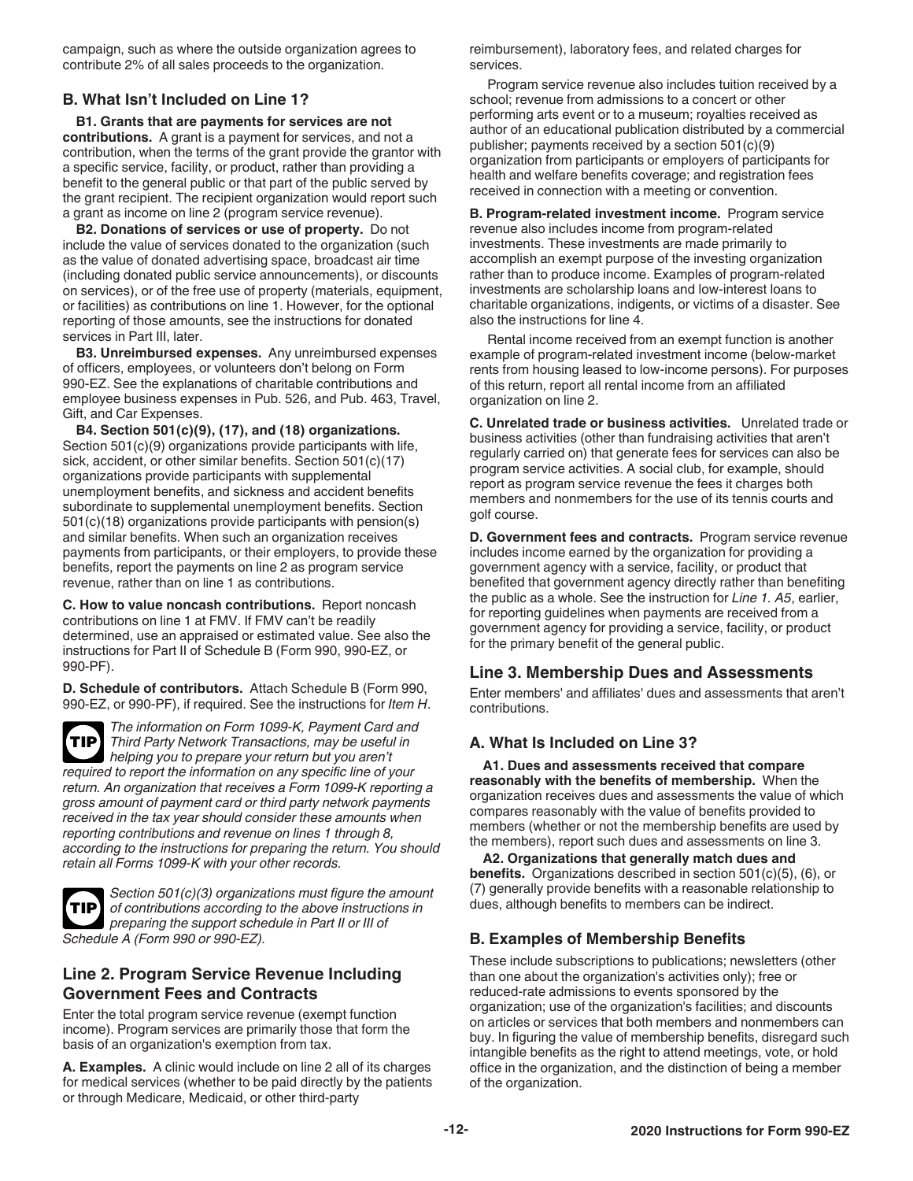campaign, such as where the outside organization agrees to contribute 2% of all sales proceeds to the organization.

### B. What Isn't Included on Line 1?

**B1. Grants that are payments for services are not contributions.** A grant is a payment for services, and not a contribution, when the terms of the grant provide the grantor with a specific service, facility, or product, rather than providing a benefit to the general public or that part of the public served by the grant recipient. The recipient organization would report such a grant as income on line 2 (program service revenue).

**B2. Donations of services or use of property.** Do not include the value of services donated to the organization (such as the value of donated advertising space, broadcast air time (including donated public service announcements), or discounts on services), or of the free use of property (materials, equipment, or facilities) as contributions on line 1. However, for the optional reporting of those amounts, see the instructions for donated services in Part III, later.

**B3. Unreimbursed expenses.** Any unreimbursed expenses of officers, employees, or volunteers don't belong on Form 990-EZ. See the explanations of charitable contributions and employee business expenses in Pub. 526, and Pub. 463, Travel, Gift, and Car Expenses.

**B4. Section 501(c)(9), (17), and (18) organizations.** Section 501(c)(9) organizations provide participants with life, sick, accident, or other similar benefits. Section 501(c)(17) organizations provide participants with supplemental unemployment benefits, and sickness and accident benefits subordinate to supplemental unemployment benefits. Section 501(c)(18) organizations provide participants with pension(s) and similar benefits. When such an organization receives payments from participants, or their employers, to provide these benefits, report the payments on line 2 as program service revenue, rather than on line 1 as contributions.

**C. How to value noncash contributions.** Report noncash contributions on line 1 at FMV. If FMV can't be readily determined, use an appraised or estimated value. See also the instructions for Part II of Schedule B (Form 990, 990-EZ, or 990-PF).

**D. Schedule of contributors.** Attach Schedule B (Form 990, 990-EZ, or 990-PF), if required. See the instructions for *Item H*.

**TIP** *The information on Form 1099-K, Payment Card and Third Party Network Transactions, may be useful in helping you to prepare your return but you aren't required to report the information on any specific line of your return. An organization that receives a Form 1099-K reporting a gross amount of payment card or third party network payments received in the tax year should consider these amounts when reporting contributions and revenue on lines 1 through 8, according to the instructions for preparing the return. You should retain all Forms 1099-K with your other records.*

**TIP** *Section 501(c)(3) organizations must figure the amount of contributions according to the above instructions in preparing the support schedule in Part II or III of Schedule A (Form 990 or 990-EZ).*

## Line 2. Program Service Revenue Including Government Fees and Contracts

Enter the total program service revenue (exempt function income). Program services are primarily those that form the basis of an organization's exemption from tax.

**A. Examples.** A clinic would include on line 2 all of its charges for medical services (whether to be paid directly by the patients or through Medicare, Medicaid, or other third-party reimbursement), laboratory fees, and related charges for services.

Program service revenue also includes tuition received by a school; revenue from admissions to a concert or other performing arts event or to a museum; royalties received as author of an educational publication distributed by a commercial publisher; payments received by a section 501(c)(9) organization from participants or employers of participants for health and welfare benefits coverage; and registration fees received in connection with a meeting or convention.

**B. Program-related investment income.** Program service revenue also includes income from program-related investments. These investments are made primarily to accomplish an exempt purpose of the investing organization rather than to produce income. Examples of program-related investments are scholarship loans and low-interest loans to charitable organizations, indigents, or victims of a disaster. See also the instructions for line 4.

Rental income received from an exempt function is another example of program-related investment income (below-market rents from housing leased to low-income persons). For purposes of this return, report all rental income from an affiliated organization on line 2.

**C. Unrelated trade or business activities.** Unrelated trade or business activities (other than fundraising activities that aren't regularly carried on) that generate fees for services can also be program service activities. A social club, for example, should report as program service revenue the fees it charges both members and nonmembers for the use of its tennis courts and golf course.

**D. Government fees and contracts.** Program service revenue includes income earned by the organization for providing a government agency with a service, facility, or product that benefited that government agency directly rather than benefiting the public as a whole. See the instruction for *Line 1. A5*, earlier, for reporting guidelines when payments are received from a government agency for providing a service, facility, or product for the primary benefit of the general public.

## Line 3. Membership Dues and Assessments

Enter members' and affiliates' dues and assessments that aren't contributions.

### A. What Is Included on Line 3?

**A1. Dues and assessments received that compare reasonably with the benefits of membership.** When the organization receives dues and assessments the value of which compares reasonably with the value of benefits provided to members (whether or not the membership benefits are used by the members), report such dues and assessments on line 3.

**A2. Organizations that generally match dues and benefits.** Organizations described in section 501(c)(5), (6), or (7) generally provide benefits with a reasonable relationship to dues, although benefits to members can be indirect.

### B. Examples of Membership Benefits

These include subscriptions to publications; newsletters (other than one about the organization's activities only); free or reduced-rate admissions to events sponsored by the organization; use of the organization's facilities; and discounts on articles or services that both members and nonmembers can buy. In figuring the value of membership benefits, disregard such intangible benefits as the right to attend meetings, vote, or hold office in the organization, and the distinction of being a member of the organization.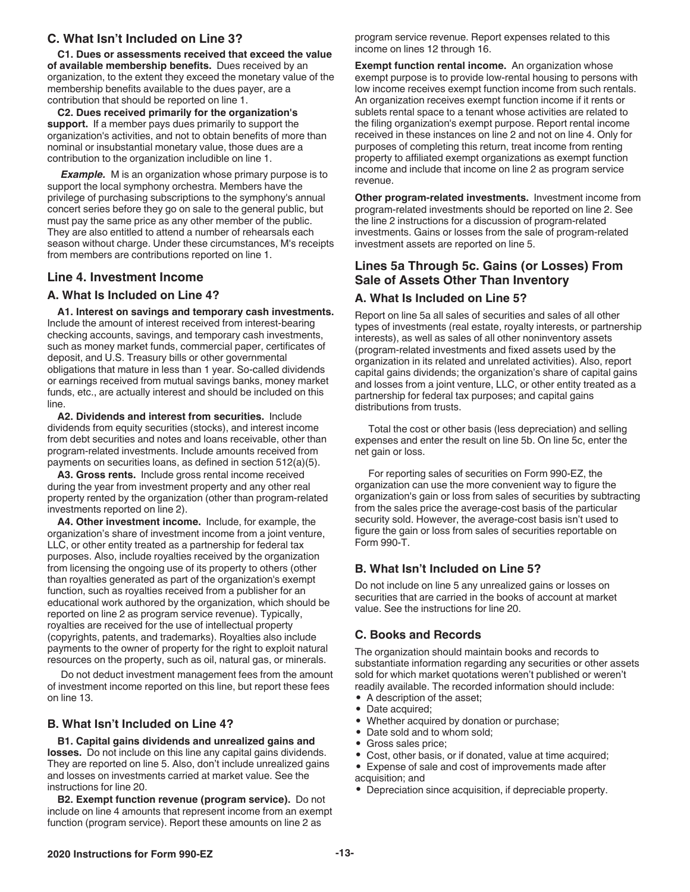### C. What Isn't Included on Line 3?

**C1. Dues or assessments received that exceed the value of available membership benefits.** Dues received by an organization, to the extent they exceed the monetary value of the membership benefits available to the dues payer, are a contribution that should be reported on line 1.

**C2. Dues received primarily for the organization's support.** If a member pays dues primarily to support the organization's activities, and not to obtain benefits of more than nominal or insubstantial monetary value, those dues are a contribution to the organization includible on line 1.

***Example.*** M is an organization whose primary purpose is to support the local symphony orchestra. Members have the privilege of purchasing subscriptions to the symphony's annual concert series before they go on sale to the general public, but must pay the same price as any other member of the public. They are also entitled to attend a number of rehearsals each season without charge. Under these circumstances, M's receipts from members are contributions reported on line 1.

## Line 4. Investment Income

### A. What Is Included on Line 4?

**A1. Interest on savings and temporary cash investments.** Include the amount of interest received from interest-bearing checking accounts, savings, and temporary cash investments, such as money market funds, commercial paper, certificates of deposit, and U.S. Treasury bills or other governmental obligations that mature in less than 1 year. So-called dividends or earnings received from mutual savings banks, money market funds, etc., are actually interest and should be included on this line.

**A2. Dividends and interest from securities.** Include dividends from equity securities (stocks), and interest income from debt securities and notes and loans receivable, other than program-related investments. Include amounts received from payments on securities loans, as defined in section 512(a)(5).

**A3. Gross rents.** Include gross rental income received during the year from investment property and any other real property rented by the organization (other than program-related investments reported on line 2).

**A4. Other investment income.** Include, for example, the organization's share of investment income from a joint venture, LLC, or other entity treated as a partnership for federal tax purposes. Also, include royalties received by the organization from licensing the ongoing use of its property to others (other than royalties generated as part of the organization's exempt function, such as royalties received from a publisher for an educational work authored by the organization, which should be reported on line 2 as program service revenue). Typically, royalties are received for the use of intellectual property (copyrights, patents, and trademarks). Royalties also include payments to the owner of property for the right to exploit natural resources on the property, such as oil, natural gas, or minerals.

Do not deduct investment management fees from the amount of investment income reported on this line, but report these fees on line 13.

### B. What Isn't Included on Line 4?

**B1. Capital gains dividends and unrealized gains and losses.** Do not include on this line any capital gains dividends. They are reported on line 5. Also, don't include unrealized gains and losses on investments carried at market value. See the instructions for line 20.

**B2. Exempt function revenue (program service).** Do not include on line 4 amounts that represent income from an exempt function (program service). Report these amounts on line 2 as program service revenue. Report expenses related to this income on lines 12 through 16.

**Exempt function rental income.** An organization whose exempt purpose is to provide low-rental housing to persons with low income receives exempt function income from such rentals. An organization receives exempt function income if it rents or sublets rental space to a tenant whose activities are related to the filing organization's exempt purpose. Report rental income received in these instances on line 2 and not on line 4. Only for purposes of completing this return, treat income from renting property to affiliated exempt organizations as exempt function income and include that income on line 2 as program service revenue.

**Other program-related investments.** Investment income from program-related investments should be reported on line 2. See the line 2 instructions for a discussion of program-related investments. Gains or losses from the sale of program-related investment assets are reported on line 5.

## Lines 5a Through 5c. Gains (or Losses) From Sale of Assets Other Than Inventory

### A. What Is Included on Line 5?

Report on line 5a all sales of securities and sales of all other types of investments (real estate, royalty interests, or partnership interests), as well as sales of all other noninventory assets (program-related investments and fixed assets used by the organization in its related and unrelated activities). Also, report capital gains dividends; the organization's share of capital gains and losses from a joint venture, LLC, or other entity treated as a partnership for federal tax purposes; and capital gains distributions from trusts.

Total the cost or other basis (less depreciation) and selling expenses and enter the result on line 5b. On line 5c, enter the net gain or loss.

For reporting sales of securities on Form 990-EZ, the organization can use the more convenient way to figure the organization's gain or loss from sales of securities by subtracting from the sales price the average-cost basis of the particular security sold. However, the average-cost basis isn't used to figure the gain or loss from sales of securities reportable on Form 990-T.

### B. What Isn't Included on Line 5?

Do not include on line 5 any unrealized gains or losses on securities that are carried in the books of account at market value. See the instructions for line 20.

### C. Books and Records

The organization should maintain books and records to substantiate information regarding any securities or other assets sold for which market quotations weren't published or weren't readily available. The recorded information should include:

- A description of the asset;
- Date acquired;
- Whether acquired by donation or purchase;
- Date sold and to whom sold;
- Gross sales price;
- Cost, other basis, or if donated, value at time acquired;
- Expense of sale and cost of improvements made after acquisition; and
- Depreciation since acquisition, if depreciable property.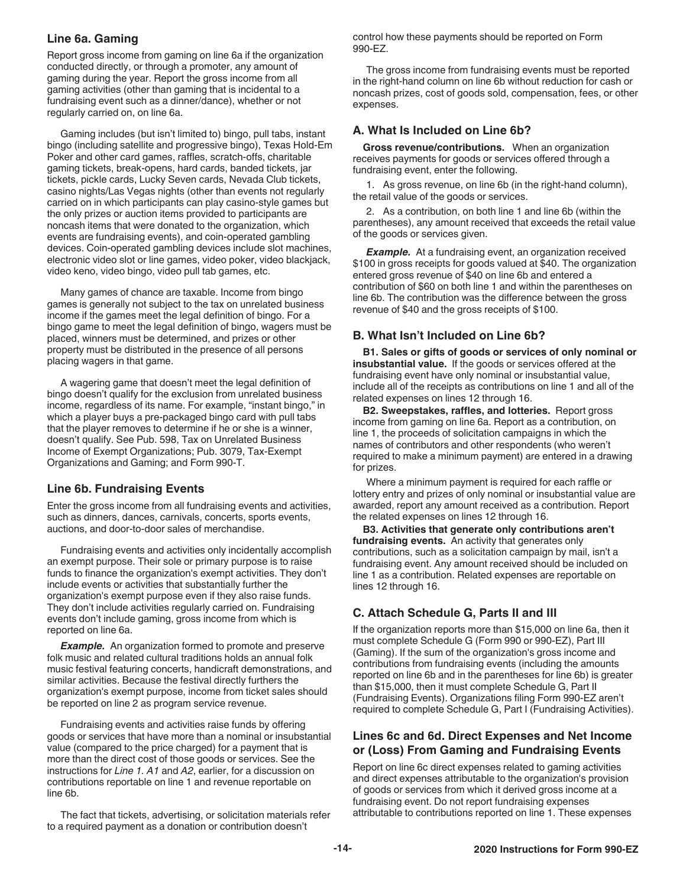### Line 6a. Gaming

Report gross income from gaming on line 6a if the organization conducted directly, or through a promoter, any amount of gaming during the year. Report the gross income from all gaming activities (other than gaming that is incidental to a fundraising event such as a dinner/dance), whether or not regularly carried on, on line 6a.

Gaming includes (but isn't limited to) bingo, pull tabs, instant bingo (including satellite and progressive bingo), Texas Hold-Em Poker and other card games, raffles, scratch-offs, charitable gaming tickets, break-opens, hard cards, banded tickets, jar tickets, pickle cards, Lucky Seven cards, Nevada Club tickets, casino nights/Las Vegas nights (other than events not regularly carried on in which participants can play casino-style games but the only prizes or auction items provided to participants are noncash items that were donated to the organization, which events are fundraising events), and coin-operated gambling devices. Coin-operated gambling devices include slot machines, electronic video slot or line games, video poker, video blackjack, video keno, video bingo, video pull tab games, etc.

Many games of chance are taxable. Income from bingo games is generally not subject to the tax on unrelated business income if the games meet the legal definition of bingo. For a bingo game to meet the legal definition of bingo, wagers must be placed, winners must be determined, and prizes or other property must be distributed in the presence of all persons placing wagers in that game.

A wagering game that doesn't meet the legal definition of bingo doesn't qualify for the exclusion from unrelated business income, regardless of its name. For example, "instant bingo," in which a player buys a pre-packaged bingo card with pull tabs that the player removes to determine if he or she is a winner, doesn't qualify. See Pub. 598, Tax on Unrelated Business Income of Exempt Organizations; Pub. 3079, Tax-Exempt Organizations and Gaming; and Form 990-T.

### Line 6b. Fundraising Events

Enter the gross income from all fundraising events and activities, such as dinners, dances, carnivals, concerts, sports events, auctions, and door-to-door sales of merchandise.

Fundraising events and activities only incidentally accomplish an exempt purpose. Their sole or primary purpose is to raise funds to finance the organization's exempt activities. They don't include events or activities that substantially further the organization's exempt purpose even if they also raise funds. They don't include activities regularly carried on. Fundraising events don't include gaming, gross income from which is reported on line 6a.

***Example.*** An organization formed to promote and preserve folk music and related cultural traditions holds an annual folk music festival featuring concerts, handicraft demonstrations, and similar activities. Because the festival directly furthers the organization's exempt purpose, income from ticket sales should be reported on line 2 as program service revenue.

Fundraising events and activities raise funds by offering goods or services that have more than a nominal or insubstantial value (compared to the price charged) for a payment that is more than the direct cost of those goods or services. See the instructions for *Line 1. A1* and *A2*, earlier, for a discussion on contributions reportable on line 1 and revenue reportable on line 6b.

The fact that tickets, advertising, or solicitation materials refer to a required payment as a donation or contribution doesn't control how these payments should be reported on Form 990-EZ.

The gross income from fundraising events must be reported in the right-hand column on line 6b without reduction for cash or noncash prizes, cost of goods sold, compensation, fees, or other expenses.

### A. What Is Included on Line 6b?

**Gross revenue/contributions.** When an organization receives payments for goods or services offered through a fundraising event, enter the following.

1. As gross revenue, on line 6b (in the right-hand column), the retail value of the goods or services.

2. As a contribution, on both line 1 and line 6b (within the parentheses), any amount received that exceeds the retail value of the goods or services given.

***Example.*** At a fundraising event, an organization received $100 in gross receipts for goods valued at $40. The organization entered gross revenue of $40 on line 6b and entered a contribution of $60 on both line 1 and within the parentheses on line 6b. The contribution was the difference between the gross revenue of $40 and the gross receipts of $100.

### B. What Isn't Included on Line 6b?

**B1. Sales or gifts of goods or services of only nominal or insubstantial value.** If the goods or services offered at the fundraising event have only nominal or insubstantial value, include all of the receipts as contributions on line 1 and all of the related expenses on lines 12 through 16.

**B2. Sweepstakes, raffles, and lotteries.** Report gross income from gaming on line 6a. Report as a contribution, on line 1, the proceeds of solicitation campaigns in which the names of contributors and other respondents (who weren't required to make a minimum payment) are entered in a drawing for prizes.

Where a minimum payment is required for each raffle or lottery entry and prizes of only nominal or insubstantial value are awarded, report any amount received as a contribution. Report the related expenses on lines 12 through 16.

**B3. Activities that generate only contributions aren't fundraising events.** An activity that generates only contributions, such as a solicitation campaign by mail, isn't a fundraising event. Any amount received should be included on line 1 as a contribution. Related expenses are reportable on lines 12 through 16.

### C. Attach Schedule G, Parts II and III

If the organization reports more than $15,000 on line 6a, then it must complete Schedule G (Form 990 or 990-EZ), Part III (Gaming). If the sum of the organization's gross income and contributions from fundraising events (including the amounts reported on line 6b and in the parentheses for line 6b) is greater than $15,000, then it must complete Schedule G, Part II (Fundraising Events). Organizations filing Form 990-EZ aren't required to complete Schedule G, Part I (Fundraising Activities).

### Lines 6c and 6d. Direct Expenses and Net Income or (Loss) From Gaming and Fundraising Events

Report on line 6c direct expenses related to gaming activities and direct expenses attributable to the organization's provision of goods or services from which it derived gross income at a fundraising event. Do not report fundraising expenses attributable to contributions reported on line 1. These expenses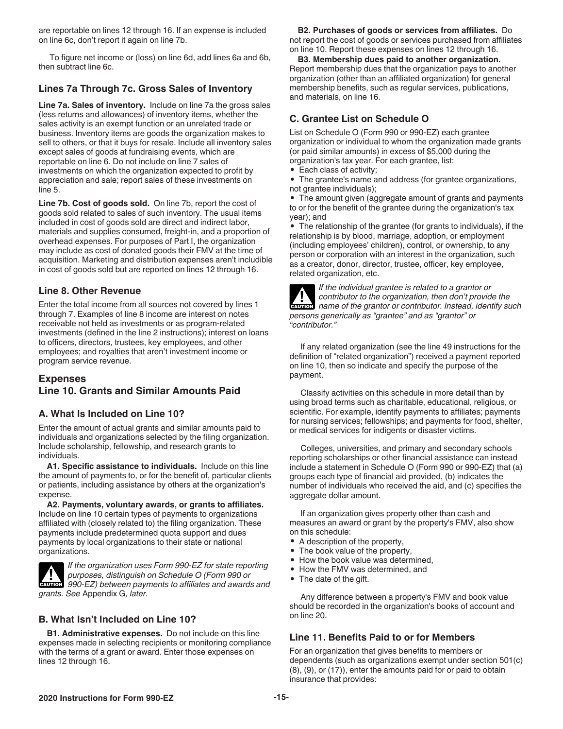are reportable on lines 12 through 16. If an expense is included on line 6c, don't report it again on line 7b.

To figure net income or (loss) on line 6d, add lines 6a and 6b, then subtract line 6c.

### Lines 7a Through 7c. Gross Sales of Inventory

**Line 7a. Sales of inventory.** Include on line 7a the gross sales (less returns and allowances) of inventory items, whether the sales activity is an exempt function or an unrelated trade or business. Inventory items are goods the organization makes to sell to others, or that it buys for resale. Include all inventory sales except sales of goods at fundraising events, which are reportable on line 6. Do not include on line 7 sales of investments on which the organization expected to profit by appreciation and sale; report sales of these investments on line 5.

**Line 7b. Cost of goods sold.** On line 7b, report the cost of goods sold related to sales of such inventory. The usual items included in cost of goods sold are direct and indirect labor, materials and supplies consumed, freight-in, and a proportion of overhead expenses. For purposes of Part I, the organization may include as cost of donated goods their FMV at the time of acquisition. Marketing and distribution expenses aren't includible in cost of goods sold but are reported on lines 12 through 16.

### Line 8. Other Revenue

Enter the total income from all sources not covered by lines 1 through 7. Examples of line 8 income are interest on notes receivable not held as investments or as program-related investments (defined in the line 2 instructions); interest on loans to officers, directors, trustees, key employees, and other employees; and royalties that aren't investment income or program service revenue.

## Expenses

### Line 10. Grants and Similar Amounts Paid

### A. What Is Included on Line 10?

Enter the amount of actual grants and similar amounts paid to individuals and organizations selected by the filing organization. Include scholarship, fellowship, and research grants to individuals.

**A1. Specific assistance to individuals.** Include on this line the amount of payments to, or for the benefit of, particular clients or patients, including assistance by others at the organization's expense.

**A2. Payments, voluntary awards, or grants to affiliates.** Include on line 10 certain types of payments to organizations affiliated with (closely related to) the filing organization. These payments include predetermined quota support and dues payments by local organizations to their state or national organizations.

**CAUTION** *If the organization uses Form 990-EZ for state reporting purposes, distinguish on Schedule O (Form 990 or 990-EZ) between payments to affiliates and awards and grants. See* Appendix G*, later.*

### B. What Isn't Included on Line 10?

**B1. Administrative expenses.** Do not include on this line expenses made in selecting recipients or monitoring compliance with the terms of a grant or award. Enter those expenses on lines 12 through 16.

**B2. Purchases of goods or services from affiliates.** Do not report the cost of goods or services purchased from affiliates on line 10. Report these expenses on lines 12 through 16.

**B3. Membership dues paid to another organization.** Report membership dues that the organization pays to another organization (other than an affiliated organization) for general membership benefits, such as regular services, publications, and materials, on line 16.

### C. Grantee List on Schedule O

List on Schedule O (Form 990 or 990-EZ) each grantee organization or individual to whom the organization made grants (or paid similar amounts) in excess of $5,000 during the organization's tax year. For each grantee, list:

- Each class of activity;
- The grantee's name and address (for grantee organizations, not grantee individuals);
- The amount given (aggregate amount of grants and payments to or for the benefit of the grantee during the organization's tax year); and
- The relationship of the grantee (for grants to individuals), if the relationship is by blood, marriage, adoption, or employment (including employees' children), control, or ownership, to any person or corporation with an interest in the organization, such as a creator, donor, director, trustee, officer, key employee, related organization, etc.

**CAUTION** *If the individual grantee is related to a grantor or contributor to the organization, then don't provide the name of the grantor or contributor. Instead, identify such persons generically as "grantee" and as "grantor" or "contributor."*

If any related organization (see the line 49 instructions for the definition of "related organization") received a payment reported on line 10, then so indicate and specify the purpose of the payment.

Classify activities on this schedule in more detail than by using broad terms such as charitable, educational, religious, or scientific. For example, identify payments to affiliates; payments for nursing services; fellowships; and payments for food, shelter, or medical services for indigents or disaster victims.

Colleges, universities, and primary and secondary schools reporting scholarships or other financial assistance can instead include a statement in Schedule O (Form 990 or 990-EZ) that (a) groups each type of financial aid provided, (b) indicates the number of individuals who received the aid, and (c) specifies the aggregate dollar amount.

If an organization gives property other than cash and measures an award or grant by the property's FMV, also show on this schedule:

- A description of the property,
- The book value of the property,
- How the book value was determined,
- How the FMV was determined, and
- The date of the gift.

Any difference between a property's FMV and book value should be recorded in the organization's books of account and on line 20.

### Line 11. Benefits Paid to or for Members

For an organization that gives benefits to members or dependents (such as organizations exempt under section 501(c)(8), (9), or (17)), enter the amounts paid for or paid to obtain insurance that provides: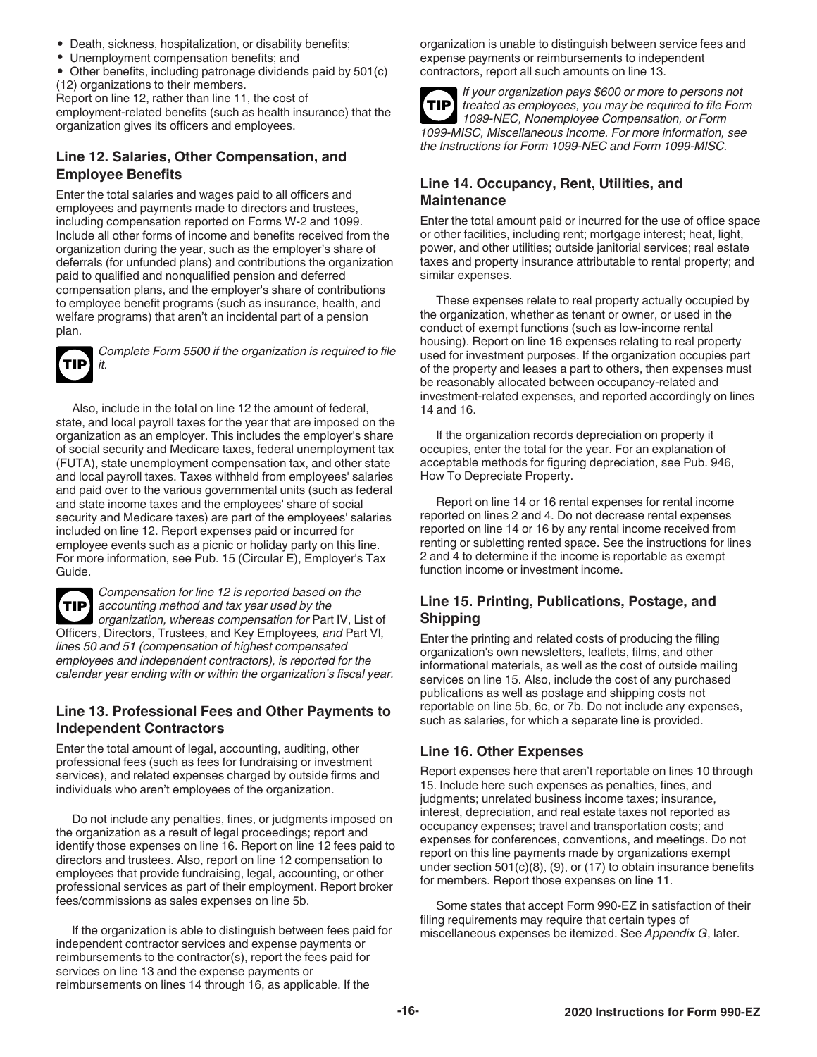- Death, sickness, hospitalization, or disability benefits;
- Unemployment compensation benefits; and
- Other benefits, including patronage dividends paid by 501(c)(12) organizations to their members.

Report on line 12, rather than line 11, the cost of employment-related benefits (such as health insurance) that the organization gives its officers and employees.

### Line 12. Salaries, Other Compensation, and Employee Benefits

Enter the total salaries and wages paid to all officers and employees and payments made to directors and trustees, including compensation reported on Forms W-2 and 1099. Include all other forms of income and benefits received from the organization during the year, such as the employer's share of deferrals (for unfunded plans) and contributions the organization paid to qualified and nonqualified pension and deferred compensation plans, and the employer's share of contributions to employee benefit programs (such as insurance, health, and welfare programs) that aren't an incidental part of a pension plan.

**TIP** *Complete Form 5500 if the organization is required to file it.*

Also, include in the total on line 12 the amount of federal, state, and local payroll taxes for the year that are imposed on the organization as an employer. This includes the employer's share of social security and Medicare taxes, federal unemployment tax (FUTA), state unemployment compensation tax, and other state and local payroll taxes. Taxes withheld from employees' salaries and paid over to the various governmental units (such as federal and state income taxes and the employees' share of social security and Medicare taxes) are part of the employees' salaries included on line 12. Report expenses paid or incurred for employee events such as a picnic or holiday party on this line. For more information, see Pub. 15 (Circular E), Employer's Tax Guide.

**TIP** *Compensation for line 12 is reported based on the accounting method and tax year used by the organization, whereas compensation for* Part IV, List of Officers, Directors, Trustees, and Key Employees*, and* Part VI*, lines 50 and 51 (compensation of highest compensated employees and independent contractors), is reported for the calendar year ending with or within the organization's fiscal year.*

### Line 13. Professional Fees and Other Payments to Independent Contractors

Enter the total amount of legal, accounting, auditing, other professional fees (such as fees for fundraising or investment services), and related expenses charged by outside firms and individuals who aren't employees of the organization.

Do not include any penalties, fines, or judgments imposed on the organization as a result of legal proceedings; report and identify those expenses on line 16. Report on line 12 fees paid to directors and trustees. Also, report on line 12 compensation to employees that provide fundraising, legal, accounting, or other professional services as part of their employment. Report broker fees/commissions as sales expenses on line 5b.

If the organization is able to distinguish between fees paid for independent contractor services and expense payments or reimbursements to the contractor(s), report the fees paid for services on line 13 and the expense payments or reimbursements on lines 14 through 16, as applicable. If the organization is unable to distinguish between service fees and expense payments or reimbursements to independent contractors, report all such amounts on line 13.

**TIP** *If your organization pays $600 or more to persons not treated as employees, you may be required to file Form 1099-NEC, Nonemployee Compensation, or Form 1099-MISC, Miscellaneous Income. For more information, see the Instructions for Form 1099-NEC and Form 1099-MISC.*

### Line 14. Occupancy, Rent, Utilities, and Maintenance

Enter the total amount paid or incurred for the use of office space or other facilities, including rent; mortgage interest; heat, light, power, and other utilities; outside janitorial services; real estate taxes and property insurance attributable to rental property; and similar expenses.

These expenses relate to real property actually occupied by the organization, whether as tenant or owner, or used in the conduct of exempt functions (such as low-income rental housing). Report on line 16 expenses relating to real property used for investment purposes. If the organization occupies part of the property and leases a part to others, then expenses must be reasonably allocated between occupancy-related and investment-related expenses, and reported accordingly on lines 14 and 16.

If the organization records depreciation on property it occupies, enter the total for the year. For an explanation of acceptable methods for figuring depreciation, see Pub. 946, How To Depreciate Property.

Report on line 14 or 16 rental expenses for rental income reported on lines 2 and 4. Do not decrease rental expenses reported on line 14 or 16 by any rental income received from renting or subletting rented space. See the instructions for lines 2 and 4 to determine if the income is reportable as exempt function income or investment income.

### Line 15. Printing, Publications, Postage, and Shipping

Enter the printing and related costs of producing the filing organization's own newsletters, leaflets, films, and other informational materials, as well as the cost of outside mailing services on line 15. Also, include the cost of any purchased publications as well as postage and shipping costs not reportable on line 5b, 6c, or 7b. Do not include any expenses, such as salaries, for which a separate line is provided.

### Line 16. Other Expenses

Report expenses here that aren't reportable on lines 10 through 15. Include here such expenses as penalties, fines, and judgments; unrelated business income taxes; insurance, interest, depreciation, and real estate taxes not reported as occupancy expenses; travel and transportation costs; and expenses for conferences, conventions, and meetings. Do not report on this line payments made by organizations exempt under section 501(c)(8), (9), or (17) to obtain insurance benefits for members. Report those expenses on line 11.

Some states that accept Form 990-EZ in satisfaction of their filing requirements may require that certain types of miscellaneous expenses be itemized. See *Appendix G*, later.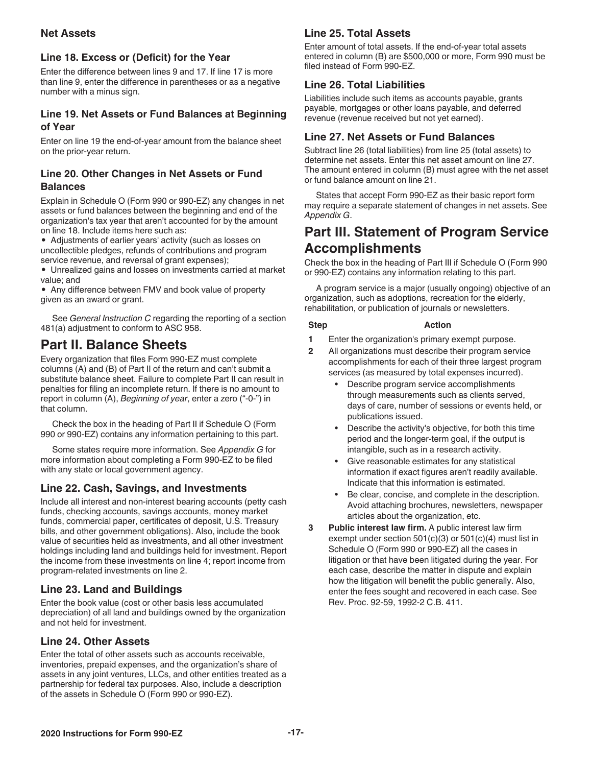### Net Assets

### Line 18. Excess or (Deficit) for the Year

Enter the difference between lines 9 and 17. If line 17 is more than line 9, enter the difference in parentheses or as a negative number with a minus sign.

### Line 19. Net Assets or Fund Balances at Beginning of Year

Enter on line 19 the end-of-year amount from the balance sheet on the prior-year return.

### Line 20. Other Changes in Net Assets or Fund Balances

Explain in Schedule O (Form 990 or 990-EZ) any changes in net assets or fund balances between the beginning and end of the organization's tax year that aren't accounted for by the amount on line 18. Include items here such as:

- Adjustments of earlier years' activity (such as losses on uncollectible pledges, refunds of contributions and program service revenue, and reversal of grant expenses);
- Unrealized gains and losses on investments carried at market value; and
- Any difference between FMV and book value of property given as an award or grant.

See *General Instruction C* regarding the reporting of a section 481(a) adjustment to conform to ASC 958.

## Part II. Balance Sheets

Every organization that files Form 990-EZ must complete columns (A) and (B) of Part II of the return and can't submit a substitute balance sheet. Failure to complete Part II can result in penalties for filing an incomplete return. If there is no amount to report in column (A), *Beginning of year*, enter a zero ("-0-") in that column.

Check the box in the heading of Part II if Schedule O (Form 990 or 990-EZ) contains any information pertaining to this part.

Some states require more information. See *Appendix G* for more information about completing a Form 990-EZ to be filed with any state or local government agency.

### Line 22. Cash, Savings, and Investments

Include all interest and non-interest bearing accounts (petty cash funds, checking accounts, savings accounts, money market funds, commercial paper, certificates of deposit, U.S. Treasury bills, and other government obligations). Also, include the book value of securities held as investments, and all other investment holdings including land and buildings held for investment. Report the income from these investments on line 4; report income from program-related investments on line 2.

### Line 23. Land and Buildings

Enter the book value (cost or other basis less accumulated depreciation) of all land and buildings owned by the organization and not held for investment.

### Line 24. Other Assets

Enter the total of other assets such as accounts receivable, inventories, prepaid expenses, and the organization's share of assets in any joint ventures, LLCs, and other entities treated as a partnership for federal tax purposes. Also, include a description of the assets in Schedule O (Form 990 or 990-EZ).

### Line 25. Total Assets

Enter amount of total assets. If the end-of-year total assets entered in column (B) are $500,000 or more, Form 990 must be filed instead of Form 990-EZ.

### Line 26. Total Liabilities

Liabilities include such items as accounts payable, grants payable, mortgages or other loans payable, and deferred revenue (revenue received but not yet earned).

### Line 27. Net Assets or Fund Balances

Subtract line 26 (total liabilities) from line 25 (total assets) to determine net assets. Enter this net asset amount on line 27. The amount entered in column (B) must agree with the net asset or fund balance amount on line 21.

States that accept Form 990-EZ as their basic report form may require a separate statement of changes in net assets. See *Appendix G*.

## Part III. Statement of Program Service Accomplishments

Check the box in the heading of Part III if Schedule O (Form 990 or 990-EZ) contains any information relating to this part.

A program service is a major (usually ongoing) objective of an organization, such as adoptions, recreation for the elderly, rehabilitation, or publication of journals or newsletters.

| Step | Action |
|---|---|
| 1 | Enter the organization's primary exempt purpose. |
| 2 | All organizations must describe their program service accomplishments for each of their three largest program services (as measured by total expenses incurred).<br>• Describe program service accomplishments through measurements such as clients served, days of care, number of sessions or events held, or publications issued.<br>• Describe the activity's objective, for both this time period and the longer-term goal, if the output is intangible, such as in a research activity.<br>• Give reasonable estimates for any statistical information if exact figures aren't readily available. Indicate that this information is estimated.<br>• Be clear, concise, and complete in the description. Avoid attaching brochures, newsletters, newspaper articles about the organization, etc. |
| 3 | **Public interest law firm.** A public interest law firm exempt under section 501(c)(3) or 501(c)(4) must list in Schedule O (Form 990 or 990-EZ) all the cases in litigation or that have been litigated during the year. For each case, describe the matter in dispute and explain how the litigation will benefit the public generally. Also, enter the fees sought and recovered in each case. See Rev. Proc. 92-59, 1992-2 C.B. 411. |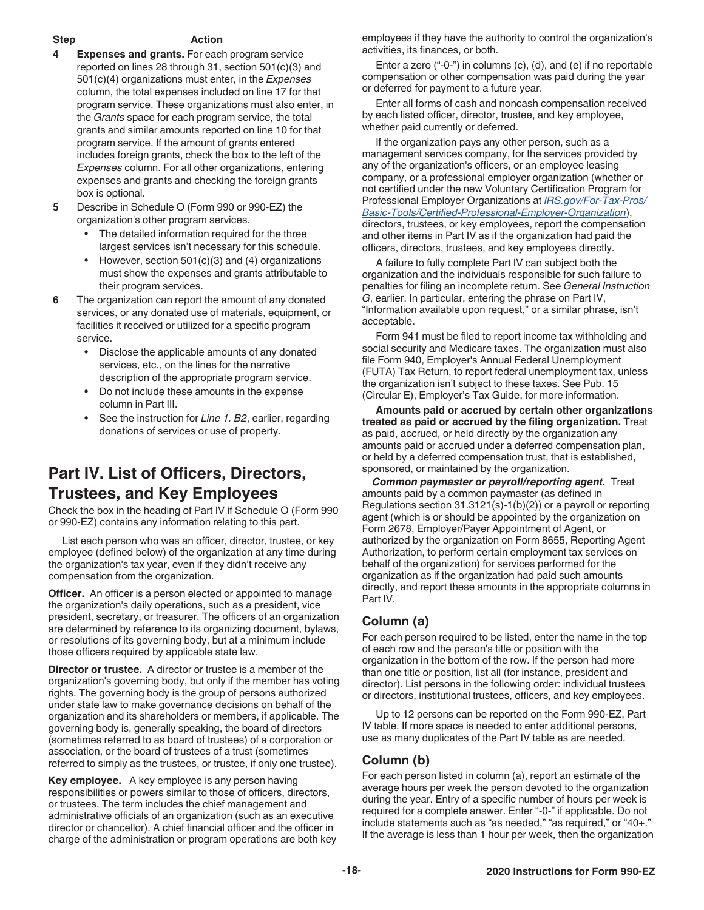| Step | Action |
| --- | --- |
| 4 | **Expenses and grants.** For each program service reported on lines 28 through 31, section 501(c)(3) and 501(c)(4) organizations must enter, in the *Expenses* column, the total expenses included on line 17 for that program service. These organizations must also enter, in the *Grants* space for each program service, the total grants and similar amounts reported on line 10 for that program service. If the amount of grants entered includes foreign grants, check the box to the left of the *Expenses* column. For all other organizations, entering expenses and grants and checking the foreign grants box is optional. |
| 5 | Describe in Schedule O (Form 990 or 990-EZ) the organization's other program services. • The detailed information required for the three largest services isn't necessary for this schedule. • However, section 501(c)(3) and (4) organizations must show the expenses and grants attributable to their program services. |
| 6 | The organization can report the amount of any donated services, or any donated use of materials, equipment, or facilities it received or utilized for a specific program service. • Disclose the applicable amounts of any donated services, etc., on the lines for the narrative description of the appropriate program service. • Do not include these amounts in the expense column in Part III. • See the instruction for *Line 1. B2*, earlier, regarding donations of services or use of property. |

# Part IV. List of Officers, Directors, Trustees, and Key Employees

Check the box in the heading of Part IV if Schedule O (Form 990 or 990-EZ) contains any information relating to this part.

List each person who was an officer, director, trustee, or key employee (defined below) of the organization at any time during the organization's tax year, even if they didn't receive any compensation from the organization.

**Officer.** An officer is a person elected or appointed to manage the organization's daily operations, such as a president, vice president, secretary, or treasurer. The officers of an organization are determined by reference to its organizing document, bylaws, or resolutions of its governing body, but at a minimum include those officers required by applicable state law.

**Director or trustee.** A director or trustee is a member of the organization's governing body, but only if the member has voting rights. The governing body is the group of persons authorized under state law to make governance decisions on behalf of the organization and its shareholders or members, if applicable. The governing body is, generally speaking, the board of directors (sometimes referred to as board of trustees) of a corporation or association, or the board of trustees of a trust (sometimes referred to simply as the trustees, or trustee, if only one trustee).

**Key employee.** A key employee is any person having responsibilities or powers similar to those of officers, directors, or trustees. The term includes the chief management and administrative officials of an organization (such as an executive director or chancellor). A chief financial officer and the officer in charge of the administration or program operations are both key employees if they have the authority to control the organization's activities, its finances, or both.

Enter a zero ("-0-") in columns (c), (d), and (e) if no reportable compensation or other compensation was paid during the year or deferred for payment to a future year.

Enter all forms of cash and noncash compensation received by each listed officer, director, trustee, and key employee, whether paid currently or deferred.

If the organization pays any other person, such as a management services company, for the services provided by any of the organization's officers, or an employee leasing company, or a professional employer organization (whether or not certified under the new Voluntary Certification Program for Professional Employer Organizations at *IRS.gov/For-Tax-Pros/Basic-Tools/Certified-Professional-Employer-Organization*), directors, trustees, or key employees, report the compensation and other items in Part IV as if the organization had paid the officers, directors, trustees, and key employees directly.

A failure to fully complete Part IV can subject both the organization and the individuals responsible for such failure to penalties for filing an incomplete return. See *General Instruction G*, earlier. In particular, entering the phrase on Part IV, "Information available upon request," or a similar phrase, isn't acceptable.

Form 941 must be filed to report income tax withholding and social security and Medicare taxes. The organization must also file Form 940, Employer's Annual Federal Unemployment (FUTA) Tax Return, to report federal unemployment tax, unless the organization isn't subject to these taxes. See Pub. 15 (Circular E), Employer's Tax Guide, for more information.

**Amounts paid or accrued by certain other organizations treated as paid or accrued by the filing organization.** Treat as paid, accrued, or held directly by the organization any amounts paid or accrued under a deferred compensation plan, or held by a deferred compensation trust, that is established, sponsored, or maintained by the organization.

***Common paymaster or payroll/reporting agent.*** Treat amounts paid by a common paymaster (as defined in Regulations section 31.3121(s)-1(b)(2)) or a payroll or reporting agent (which is or should be appointed by the organization on Form 2678, Employer/Payer Appointment of Agent, or authorized by the organization on Form 8655, Reporting Agent Authorization, to perform certain employment tax services on behalf of the organization) for services performed for the organization as if the organization had paid such amounts directly, and report these amounts in the appropriate columns in Part IV.

## Column (a)

For each person required to be listed, enter the name in the top of each row and the person's title or position with the organization in the bottom of the row. If the person had more than one title or position, list all (for instance, president and director). List persons in the following order: individual trustees or directors, institutional trustees, officers, and key employees.

Up to 12 persons can be reported on the Form 990-EZ, Part IV table. If more space is needed to enter additional persons, use as many duplicates of the Part IV table as are needed.

## Column (b)

For each person listed in column (a), report an estimate of the average hours per week the person devoted to the organization during the year. Entry of a specific number of hours per week is required for a complete answer. Enter "-0-" if applicable. Do not include statements such as "as needed," "as required," or "40+." If the average is less than 1 hour per week, then the organization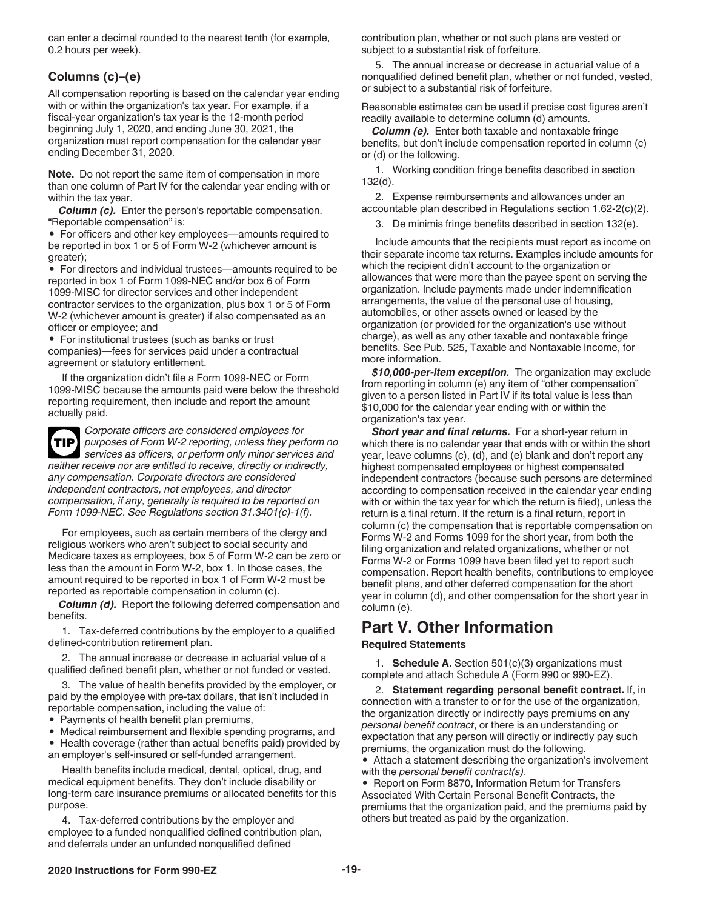can enter a decimal rounded to the nearest tenth (for example, 0.2 hours per week).

### Columns (c)–(e)

All compensation reporting is based on the calendar year ending with or within the organization's tax year. For example, if a fiscal-year organization's tax year is the 12-month period beginning July 1, 2020, and ending June 30, 2021, the organization must report compensation for the calendar year ending December 31, 2020.

**Note.** Do not report the same item of compensation in more than one column of Part IV for the calendar year ending with or within the tax year.

***Column (c).*** Enter the person's reportable compensation. "Reportable compensation" is:

- For officers and other key employees—amounts required to be reported in box 1 or 5 of Form W-2 (whichever amount is greater);
- For directors and individual trustees—amounts required to be reported in box 1 of Form 1099-NEC and/or box 6 of Form 1099-MISC for director services and other independent contractor services to the organization, plus box 1 or 5 of Form W-2 (whichever amount is greater) if also compensated as an officer or employee; and
- For institutional trustees (such as banks or trust companies)—fees for services paid under a contractual agreement or statutory entitlement.

If the organization didn't file a Form 1099-NEC or Form 1099-MISC because the amounts paid were below the threshold reporting requirement, then include and report the amount actually paid.

**TIP** *Corporate officers are considered employees for purposes of Form W-2 reporting, unless they perform no services as officers, or perform only minor services and neither receive nor are entitled to receive, directly or indirectly, any compensation. Corporate directors are considered independent contractors, not employees, and director compensation, if any, generally is required to be reported on Form 1099-NEC. See Regulations section 31.3401(c)-1(f).*

For employees, such as certain members of the clergy and religious workers who aren't subject to social security and Medicare taxes as employees, box 5 of Form W-2 can be zero or less than the amount in Form W-2, box 1. In those cases, the amount required to be reported in box 1 of Form W-2 must be reported as reportable compensation in column (c).

***Column (d).*** Report the following deferred compensation and benefits.

1. Tax-deferred contributions by the employer to a qualified defined-contribution retirement plan.

2. The annual increase or decrease in actuarial value of a qualified defined benefit plan, whether or not funded or vested.

3. The value of health benefits provided by the employer, or paid by the employee with pre-tax dollars, that isn't included in reportable compensation, including the value of:

- Payments of health benefit plan premiums,
- Medical reimbursement and flexible spending programs, and
- Health coverage (rather than actual benefits paid) provided by an employer's self-insured or self-funded arrangement.

Health benefits include medical, dental, optical, drug, and medical equipment benefits. They don't include disability or long-term care insurance premiums or allocated benefits for this purpose.

4. Tax-deferred contributions by the employer and employee to a funded nonqualified defined contribution plan, and deferrals under an unfunded nonqualified defined contribution plan, whether or not such plans are vested or subject to a substantial risk of forfeiture.

5. The annual increase or decrease in actuarial value of a nonqualified defined benefit plan, whether or not funded, vested, or subject to a substantial risk of forfeiture.

Reasonable estimates can be used if precise cost figures aren't readily available to determine column (d) amounts.

***Column (e).*** Enter both taxable and nontaxable fringe benefits, but don't include compensation reported in column (c) or (d) or the following.

1. Working condition fringe benefits described in section 132(d).

2. Expense reimbursements and allowances under an accountable plan described in Regulations section 1.62-2(c)(2).

3. De minimis fringe benefits described in section 132(e).

Include amounts that the recipients must report as income on their separate income tax returns. Examples include amounts for which the recipient didn't account to the organization or allowances that were more than the payee spent on serving the organization. Include payments made under indemnification arrangements, the value of the personal use of housing, automobiles, or other assets owned or leased by the organization (or provided for the organization's use without charge), as well as any other taxable and nontaxable fringe benefits. See Pub. 525, Taxable and Nontaxable Income, for more information.

***$10,000-per-item exception.*** The organization may exclude from reporting in column (e) any item of "other compensation" given to a person listed in Part IV if its total value is less than $10,000 for the calendar year ending with or within the organization's tax year.

***Short year and final returns.*** For a short-year return in which there is no calendar year that ends with or within the short year, leave columns (c), (d), and (e) blank and don't report any highest compensated employees or highest compensated independent contractors (because such persons are determined according to compensation received in the calendar year ending with or within the tax year for which the return is filed), unless the return is a final return. If the return is a final return, report in column (c) the compensation that is reportable compensation on Forms W-2 and Forms 1099 for the short year, from both the filing organization and related organizations, whether or not Forms W-2 or Forms 1099 have been filed yet to report such compensation. Report health benefits, contributions to employee benefit plans, and other deferred compensation for the short year in column (d), and other compensation for the short year in column (e).

## Part V. Other Information

**Required Statements**

1. **Schedule A.** Section 501(c)(3) organizations must complete and attach Schedule A (Form 990 or 990-EZ).

2. **Statement regarding personal benefit contract.** If, in connection with a transfer to or for the use of the organization, the organization directly or indirectly pays premiums on any *personal benefit contract*, or there is an understanding or expectation that any person will directly or indirectly pay such premiums, the organization must do the following.

- Attach a statement describing the organization's involvement with the *personal benefit contract(s)*.
- Report on Form 8870, Information Return for Transfers Associated With Certain Personal Benefit Contracts, the premiums that the organization paid, and the premiums paid by others but treated as paid by the organization.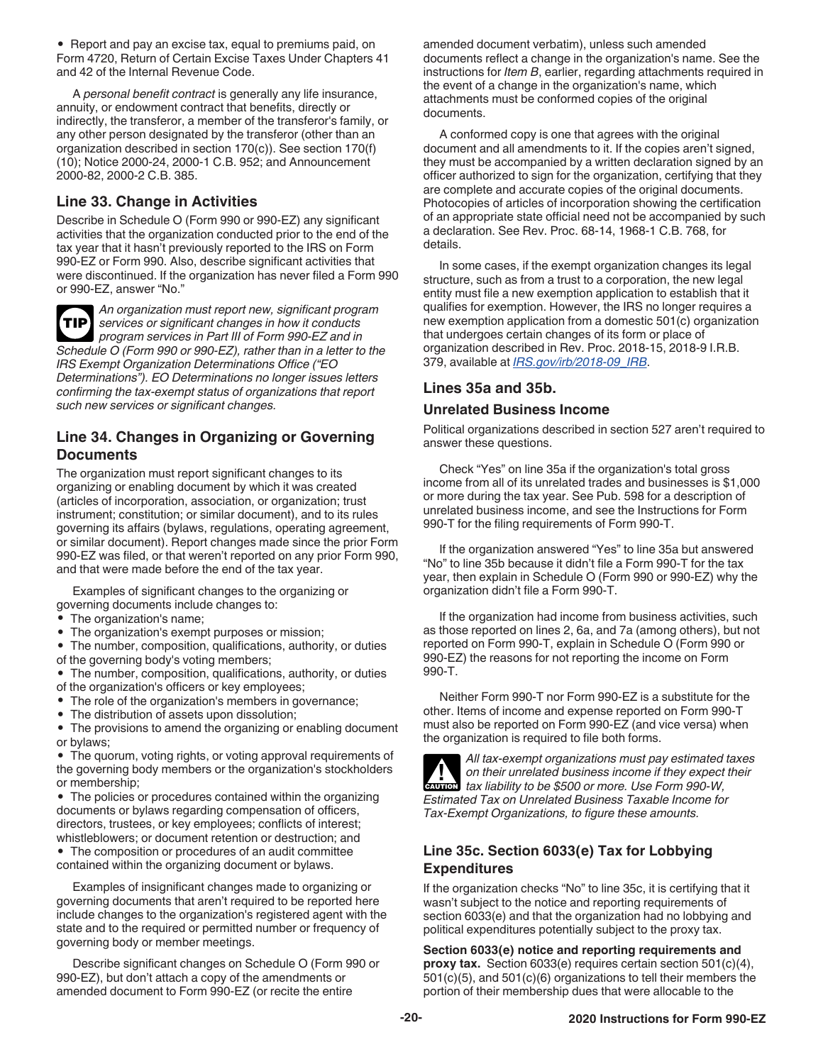- Report and pay an excise tax, equal to premiums paid, on Form 4720, Return of Certain Excise Taxes Under Chapters 41 and 42 of the Internal Revenue Code.

A *personal benefit contract* is generally any life insurance, annuity, or endowment contract that benefits, directly or indirectly, the transferor, a member of the transferor's family, or any other person designated by the transferor (other than an organization described in section 170(c)). See section 170(f)(10); Notice 2000-24, 2000-1 C.B. 952; and Announcement 2000-82, 2000-2 C.B. 385.

## Line 33. Change in Activities

Describe in Schedule O (Form 990 or 990-EZ) any significant activities that the organization conducted prior to the end of the tax year that it hasn't previously reported to the IRS on Form 990-EZ or Form 990. Also, describe significant activities that were discontinued. If the organization has never filed a Form 990 or 990-EZ, answer "No."

**TIP** *An organization must report new, significant program services or significant changes in how it conducts program services in Part III of Form 990-EZ and in Schedule O (Form 990 or 990-EZ), rather than in a letter to the IRS Exempt Organization Determinations Office ("EO Determinations"). EO Determinations no longer issues letters confirming the tax-exempt status of organizations that report such new services or significant changes.*

## Line 34. Changes in Organizing or Governing Documents

The organization must report significant changes to its organizing or enabling document by which it was created (articles of incorporation, association, or organization; trust instrument; constitution; or similar document), and to its rules governing its affairs (bylaws, regulations, operating agreement, or similar document). Report changes made since the prior Form 990-EZ was filed, or that weren't reported on any prior Form 990, and that were made before the end of the tax year.

Examples of significant changes to the organizing or governing documents include changes to:

- The organization's name;
- The organization's exempt purposes or mission;
- The number, composition, qualifications, authority, or duties of the governing body's voting members;
- The number, composition, qualifications, authority, or duties of the organization's officers or key employees;
- The role of the organization's members in governance;
- The distribution of assets upon dissolution;
- The provisions to amend the organizing or enabling document or bylaws;
- The quorum, voting rights, or voting approval requirements of the governing body members or the organization's stockholders or membership;
- The policies or procedures contained within the organizing documents or bylaws regarding compensation of officers, directors, trustees, or key employees; conflicts of interest; whistleblowers; or document retention or destruction; and
- The composition or procedures of an audit committee contained within the organizing document or bylaws.

Examples of insignificant changes made to organizing or governing documents that aren't required to be reported here include changes to the organization's registered agent with the state and to the required or permitted number or frequency of governing body or member meetings.

Describe significant changes on Schedule O (Form 990 or 990-EZ), but don't attach a copy of the amendments or amended document to Form 990-EZ (or recite the entire amended document verbatim), unless such amended documents reflect a change in the organization's name. See the instructions for *Item B*, earlier, regarding attachments required in the event of a change in the organization's name, which attachments must be conformed copies of the original documents.

A conformed copy is one that agrees with the original document and all amendments to it. If the copies aren't signed, they must be accompanied by a written declaration signed by an officer authorized to sign for the organization, certifying that they are complete and accurate copies of the original documents. Photocopies of articles of incorporation showing the certification of an appropriate state official need not be accompanied by such a declaration. See Rev. Proc. 68-14, 1968-1 C.B. 768, for details.

In some cases, if the exempt organization changes its legal structure, such as from a trust to a corporation, the new legal entity must file a new exemption application to establish that it qualifies for exemption. However, the IRS no longer requires a new exemption application from a domestic 501(c) organization that undergoes certain changes of its form or place of organization described in Rev. Proc. 2018-15, 2018-9 I.R.B. 379, available at *IRS.gov/irb/2018-09_IRB*.

## Lines 35a and 35b.

### Unrelated Business Income

Political organizations described in section 527 aren't required to answer these questions.

Check "Yes" on line 35a if the organization's total gross income from all of its unrelated trades and businesses is $1,000 or more during the tax year. See Pub. 598 for a description of unrelated business income, and see the Instructions for Form 990-T for the filing requirements of Form 990-T.

If the organization answered "Yes" to line 35a but answered "No" to line 35b because it didn't file a Form 990-T for the tax year, then explain in Schedule O (Form 990 or 990-EZ) why the organization didn't file a Form 990-T.

If the organization had income from business activities, such as those reported on lines 2, 6a, and 7a (among others), but not reported on Form 990-T, explain in Schedule O (Form 990 or 990-EZ) the reasons for not reporting the income on Form 990-T.

Neither Form 990-T nor Form 990-EZ is a substitute for the other. Items of income and expense reported on Form 990-T must also be reported on Form 990-EZ (and vice versa) when the organization is required to file both forms.

**CAUTION** *All tax-exempt organizations must pay estimated taxes on their unrelated business income if they expect their tax liability to be $500 or more. Use Form 990-W, Estimated Tax on Unrelated Business Taxable Income for Tax-Exempt Organizations, to figure these amounts.*

## Line 35c. Section 6033(e) Tax for Lobbying Expenditures

If the organization checks "No" to line 35c, it is certifying that it wasn't subject to the notice and reporting requirements of section 6033(e) and that the organization had no lobbying and political expenditures potentially subject to the proxy tax.

**Section 6033(e) notice and reporting requirements and proxy tax.** Section 6033(e) requires certain section 501(c)(4), 501(c)(5), and 501(c)(6) organizations to tell their members the portion of their membership dues that were allocable to the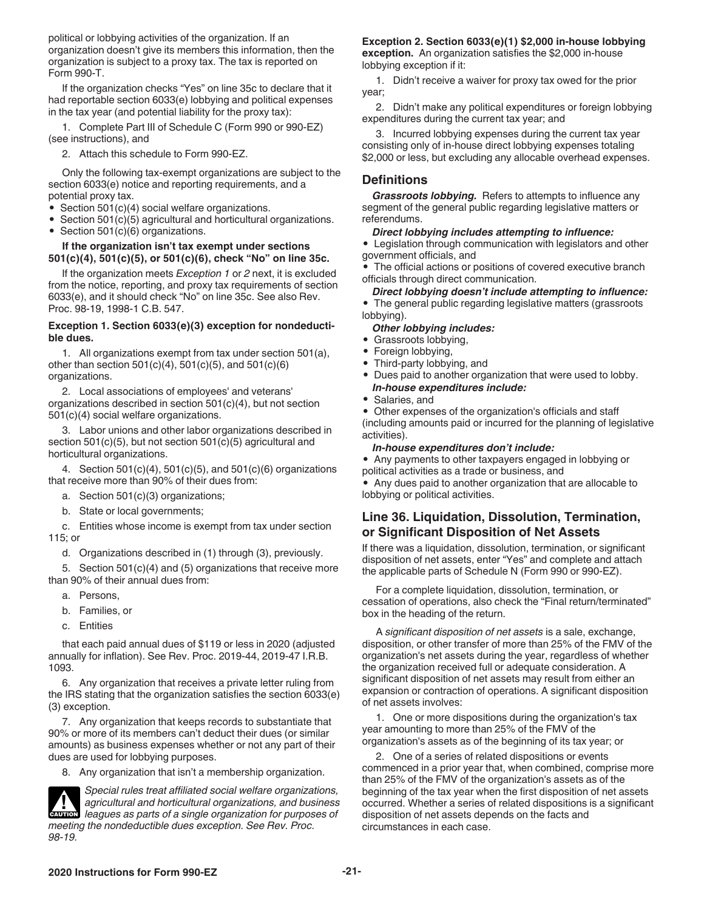political or lobbying activities of the organization. If an organization doesn't give its members this information, then the organization is subject to a proxy tax. The tax is reported on Form 990-T.

If the organization checks "Yes" on line 35c to declare that it had reportable section 6033(e) lobbying and political expenses in the tax year (and potential liability for the proxy tax):

1. Complete Part III of Schedule C (Form 990 or 990-EZ) (see instructions), and
2. Attach this schedule to Form 990-EZ.

Only the following tax-exempt organizations are subject to the section 6033(e) notice and reporting requirements, and a potential proxy tax.

- Section 501(c)(4) social welfare organizations.
- Section 501(c)(5) agricultural and horticultural organizations.
- Section 501(c)(6) organizations.

**If the organization isn't tax exempt under sections 501(c)(4), 501(c)(5), or 501(c)(6), check "No" on line 35c.**

If the organization meets *Exception 1* or *2* next, it is excluded from the notice, reporting, and proxy tax requirements of section 6033(e), and it should check "No" on line 35c. See also Rev. Proc. 98-19, 1998-1 C.B. 547.

**Exception 1. Section 6033(e)(3) exception for nondeductible dues.**

1. All organizations exempt from tax under section 501(a), other than section 501(c)(4), 501(c)(5), and 501(c)(6) organizations.
2. Local associations of employees' and veterans' organizations described in section 501(c)(4), but not section 501(c)(4) social welfare organizations.
3. Labor unions and other labor organizations described in section 501(c)(5), but not section 501(c)(5) agricultural and horticultural organizations.
4. Section 501(c)(4), 501(c)(5), and 501(c)(6) organizations that receive more than 90% of their dues from:
   a. Section 501(c)(3) organizations;
   b. State or local governments;
   c. Entities whose income is exempt from tax under section 115; or
   d. Organizations described in (1) through (3), previously.
5. Section 501(c)(4) and (5) organizations that receive more than 90% of their annual dues from:
   a. Persons,
   b. Families, or
   c. Entities

   that each paid annual dues of $119 or less in 2020 (adjusted annually for inflation). See Rev. Proc. 2019-44, 2019-47 I.R.B. 1093.
6. Any organization that receives a private letter ruling from the IRS stating that the organization satisfies the section 6033(e)(3) exception.
7. Any organization that keeps records to substantiate that 90% or more of its members can't deduct their dues (or similar amounts) as business expenses whether or not any part of their dues are used for lobbying purposes.
8. Any organization that isn't a membership organization.

**CAUTION:** *Special rules treat affiliated social welfare organizations, agricultural and horticultural organizations, and business leagues as parts of a single organization for purposes of meeting the nondeductible dues exception. See Rev. Proc. 98-19.*

**Exception 2. Section 6033(e)(1) $2,000 in-house lobbying exception.** An organization satisfies the $2,000 in-house lobbying exception if it:

1. Didn't receive a waiver for proxy tax owed for the prior year;
2. Didn't make any political expenditures or foreign lobbying expenditures during the current tax year; and
3. Incurred lobbying expenses during the current tax year consisting only of in-house direct lobbying expenses totaling $2,000 or less, but excluding any allocable overhead expenses.

### Definitions

***Grassroots lobbying.*** Refers to attempts to influence any segment of the general public regarding legislative matters or referendums.

***Direct lobbying includes attempting to influence:***

- Legislation through communication with legislators and other government officials, and
- The official actions or positions of covered executive branch officials through direct communication.

***Direct lobbying doesn't include attempting to influence:***

- The general public regarding legislative matters (grassroots lobbying).

***Other lobbying includes:***

- Grassroots lobbying,
- Foreign lobbying,
- Third-party lobbying, and
- Dues paid to another organization that were used to lobby.

***In-house expenditures include:***

- Salaries, and
- Other expenses of the organization's officials and staff (including amounts paid or incurred for the planning of legislative activities).

***In-house expenditures don't include:***

- Any payments to other taxpayers engaged in lobbying or political activities as a trade or business, and
- Any dues paid to another organization that are allocable to lobbying or political activities.

## Line 36. Liquidation, Dissolution, Termination, or Significant Disposition of Net Assets

If there was a liquidation, dissolution, termination, or significant disposition of net assets, enter "Yes" and complete and attach the applicable parts of Schedule N (Form 990 or 990-EZ).

For a complete liquidation, dissolution, termination, or cessation of operations, also check the "Final return/terminated" box in the heading of the return.

A *significant disposition of net assets* is a sale, exchange, disposition, or other transfer of more than 25% of the FMV of the organization's net assets during the year, regardless of whether the organization received full or adequate consideration. A significant disposition of net assets may result from either an expansion or contraction of operations. A significant disposition of net assets involves:

1. One or more dispositions during the organization's tax year amounting to more than 25% of the FMV of the organization's assets as of the beginning of its tax year; or
2. One of a series of related dispositions or events commenced in a prior year that, when combined, comprise more than 25% of the FMV of the organization's assets as of the beginning of the tax year when the first disposition of net assets occurred. Whether a series of related dispositions is a significant disposition of net assets depends on the facts and circumstances in each case.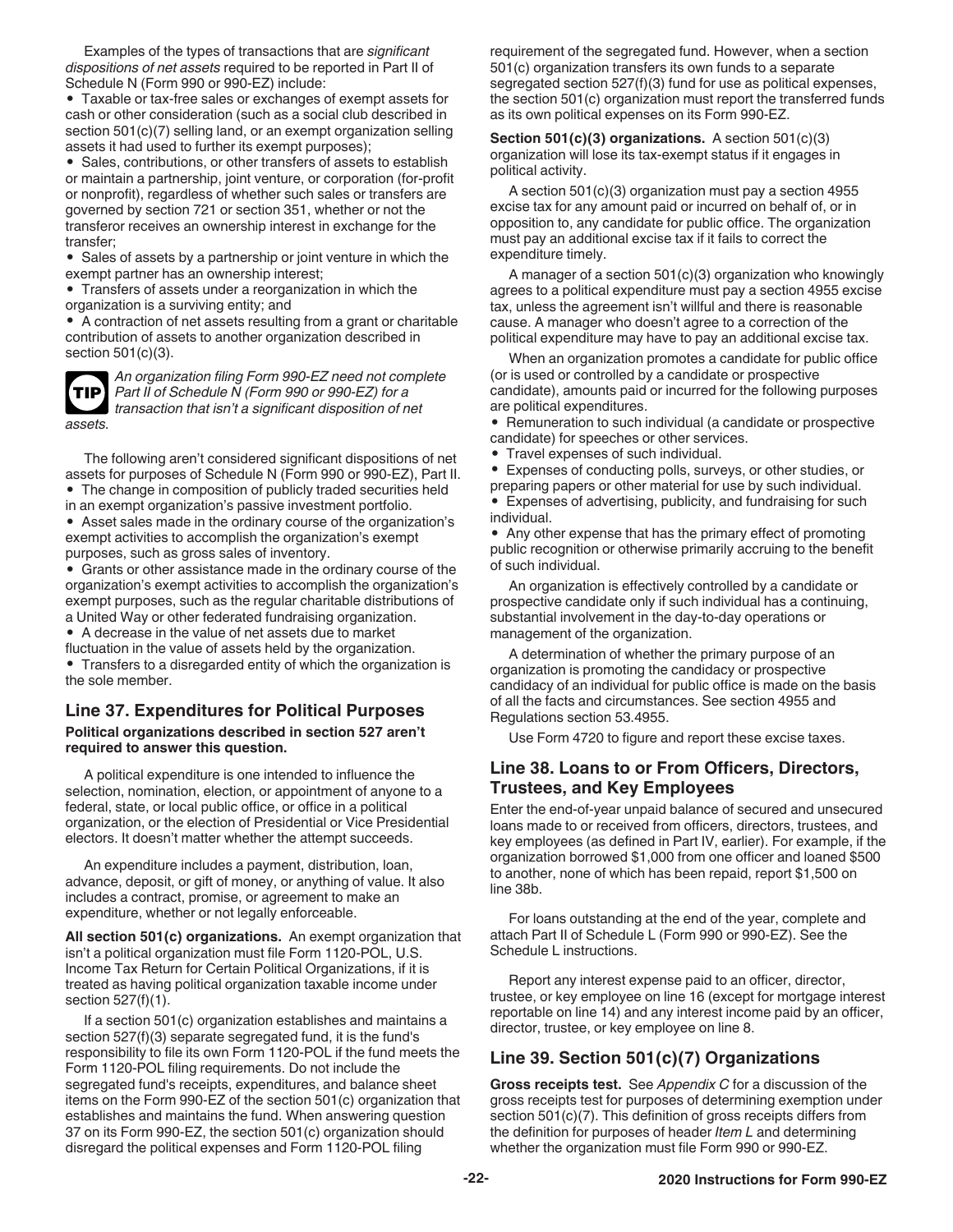Examples of the types of transactions that are *significant dispositions of net assets* required to be reported in Part II of Schedule N (Form 990 or 990-EZ) include:

- Taxable or tax-free sales or exchanges of exempt assets for cash or other consideration (such as a social club described in section 501(c)(7) selling land, or an exempt organization selling assets it had used to further its exempt purposes);
- Sales, contributions, or other transfers of assets to establish or maintain a partnership, joint venture, or corporation (for-profit or nonprofit), regardless of whether such sales or transfers are governed by section 721 or section 351, whether or not the transferor receives an ownership interest in exchange for the transfer;
- Sales of assets by a partnership or joint venture in which the exempt partner has an ownership interest;
- Transfers of assets under a reorganization in which the organization is a surviving entity; and
- A contraction of net assets resulting from a grant or charitable contribution of assets to another organization described in section 501(c)(3).

**TIP** *An organization filing Form 990-EZ need not complete Part II of Schedule N (Form 990 or 990-EZ) for a transaction that isn't a significant disposition of net assets.*

The following aren't considered significant dispositions of net assets for purposes of Schedule N (Form 990 or 990-EZ), Part II.

- The change in composition of publicly traded securities held in an exempt organization's passive investment portfolio.
- Asset sales made in the ordinary course of the organization's exempt activities to accomplish the organization's exempt purposes, such as gross sales of inventory.
- Grants or other assistance made in the ordinary course of the organization's exempt activities to accomplish the organization's exempt purposes, such as the regular charitable distributions of a United Way or other federated fundraising organization.
- A decrease in the value of net assets due to market fluctuation in the value of assets held by the organization.
- Transfers to a disregarded entity of which the organization is the sole member.

## Line 37. Expenditures for Political Purposes

**Political organizations described in section 527 aren't required to answer this question.**

A political expenditure is one intended to influence the selection, nomination, election, or appointment of anyone to a federal, state, or local public office, or office in a political organization, or the election of Presidential or Vice Presidential electors. It doesn't matter whether the attempt succeeds.

An expenditure includes a payment, distribution, loan, advance, deposit, or gift of money, or anything of value. It also includes a contract, promise, or agreement to make an expenditure, whether or not legally enforceable.

**All section 501(c) organizations.** An exempt organization that isn't a political organization must file Form 1120-POL, U.S. Income Tax Return for Certain Political Organizations, if it is treated as having political organization taxable income under section 527(f)(1).

If a section 501(c) organization establishes and maintains a section 527(f)(3) separate segregated fund, it is the fund's responsibility to file its own Form 1120-POL if the fund meets the Form 1120-POL filing requirements. Do not include the segregated fund's receipts, expenditures, and balance sheet items on the Form 990-EZ of the section 501(c) organization that establishes and maintains the fund. When answering question 37 on its Form 990-EZ, the section 501(c) organization should disregard the political expenses and Form 1120-POL filing requirement of the segregated fund. However, when a section 501(c) organization transfers its own funds to a separate segregated section 527(f)(3) fund for use as political expenses, the section 501(c) organization must report the transferred funds as its own political expenses on its Form 990-EZ.

**Section 501(c)(3) organizations.** A section 501(c)(3) organization will lose its tax-exempt status if it engages in political activity.

A section 501(c)(3) organization must pay a section 4955 excise tax for any amount paid or incurred on behalf of, or in opposition to, any candidate for public office. The organization must pay an additional excise tax if it fails to correct the expenditure timely.

A manager of a section 501(c)(3) organization who knowingly agrees to a political expenditure must pay a section 4955 excise tax, unless the agreement isn't willful and there is reasonable cause. A manager who doesn't agree to a correction of the political expenditure may have to pay an additional excise tax.

When an organization promotes a candidate for public office (or is used or controlled by a candidate or prospective candidate), amounts paid or incurred for the following purposes are political expenditures.

- Remuneration to such individual (a candidate or prospective candidate) for speeches or other services.
- Travel expenses of such individual.
- Expenses of conducting polls, surveys, or other studies, or preparing papers or other material for use by such individual.
- Expenses of advertising, publicity, and fundraising for such individual.
- Any other expense that has the primary effect of promoting public recognition or otherwise primarily accruing to the benefit of such individual.

An organization is effectively controlled by a candidate or prospective candidate only if such individual has a continuing, substantial involvement in the day-to-day operations or management of the organization.

A determination of whether the primary purpose of an organization is promoting the candidacy or prospective candidacy of an individual for public office is made on the basis of all the facts and circumstances. See section 4955 and Regulations section 53.4955.

Use Form 4720 to figure and report these excise taxes.

## Line 38. Loans to or From Officers, Directors, Trustees, and Key Employees

Enter the end-of-year unpaid balance of secured and unsecured loans made to or received from officers, directors, trustees, and key employees (as defined in Part IV, earlier). For example, if the organization borrowed $1,000 from one officer and loaned $500 to another, none of which has been repaid, report $1,500 on line 38b.

For loans outstanding at the end of the year, complete and attach Part II of Schedule L (Form 990 or 990-EZ). See the Schedule L instructions.

Report any interest expense paid to an officer, director, trustee, or key employee on line 16 (except for mortgage interest reportable on line 14) and any interest income paid by an officer, director, trustee, or key employee on line 8.

## Line 39. Section 501(c)(7) Organizations

**Gross receipts test.** See *Appendix C* for a discussion of the gross receipts test for purposes of determining exemption under section 501(c)(7). This definition of gross receipts differs from the definition for purposes of header *Item L* and determining whether the organization must file Form 990 or 990-EZ.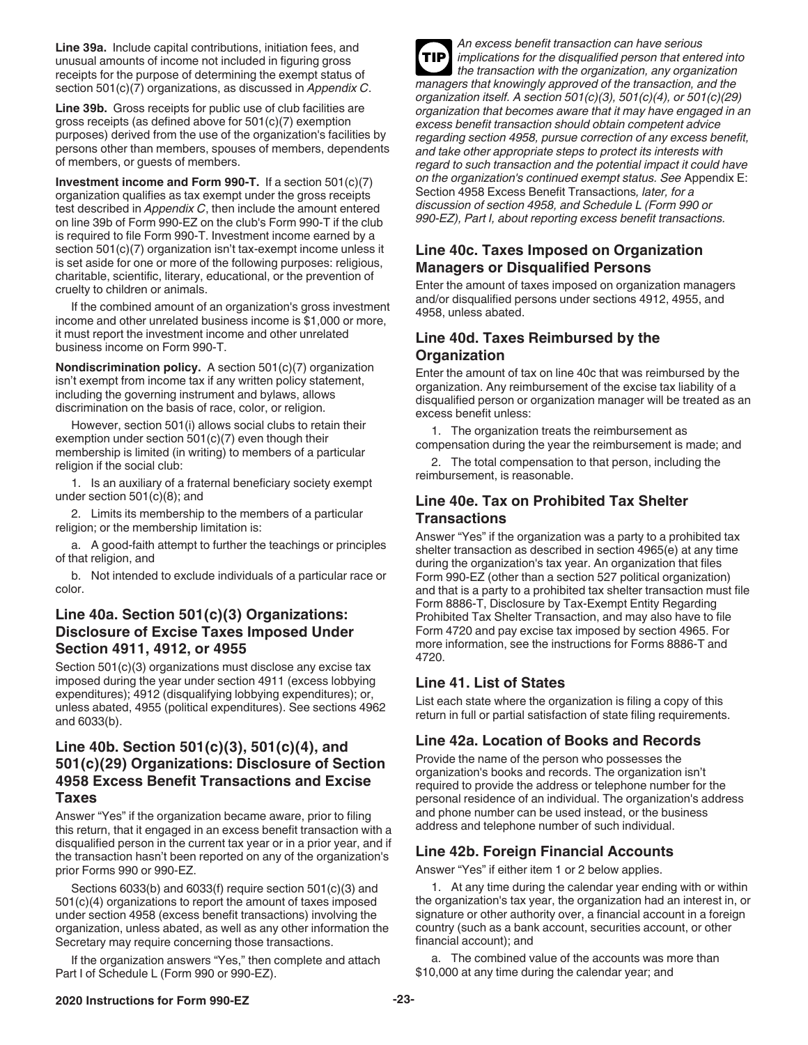**Line 39a.** Include capital contributions, initiation fees, and unusual amounts of income not included in figuring gross receipts for the purpose of determining the exempt status of section 501(c)(7) organizations, as discussed in *Appendix C*.

**Line 39b.** Gross receipts for public use of club facilities are gross receipts (as defined above for 501(c)(7) exemption purposes) derived from the use of the organization's facilities by persons other than members, spouses of members, dependents of members, or guests of members.

**Investment income and Form 990-T.** If a section 501(c)(7) organization qualifies as tax exempt under the gross receipts test described in *Appendix C*, then include the amount entered on line 39b of Form 990-EZ on the club's Form 990-T if the club is required to file Form 990-T. Investment income earned by a section 501(c)(7) organization isn't tax-exempt income unless it is set aside for one or more of the following purposes: religious, charitable, scientific, literary, educational, or the prevention of cruelty to children or animals.

If the combined amount of an organization's gross investment income and other unrelated business income is $1,000 or more, it must report the investment income and other unrelated business income on Form 990-T.

**Nondiscrimination policy.** A section 501(c)(7) organization isn't exempt from income tax if any written policy statement, including the governing instrument and bylaws, allows discrimination on the basis of race, color, or religion.

However, section 501(i) allows social clubs to retain their exemption under section 501(c)(7) even though their membership is limited (in writing) to members of a particular religion if the social club:

1. Is an auxiliary of a fraternal beneficiary society exempt under section 501(c)(8); and
2. Limits its membership to the members of a particular religion; or the membership limitation is:

   a. A good-faith attempt to further the teachings or principles of that religion, and

   b. Not intended to exclude individuals of a particular race or color.

## Line 40a. Section 501(c)(3) Organizations: Disclosure of Excise Taxes Imposed Under Section 4911, 4912, or 4955

Section 501(c)(3) organizations must disclose any excise tax imposed during the year under section 4911 (excess lobbying expenditures); 4912 (disqualifying lobbying expenditures); or, unless abated, 4955 (political expenditures). See sections 4962 and 6033(b).

## Line 40b. Section 501(c)(3), 501(c)(4), and 501(c)(29) Organizations: Disclosure of Section 4958 Excess Benefit Transactions and Excise Taxes

Answer "Yes" if the organization became aware, prior to filing this return, that it engaged in an excess benefit transaction with a disqualified person in the current tax year or in a prior year, and if the transaction hasn't been reported on any of the organization's prior Forms 990 or 990-EZ.

Sections 6033(b) and 6033(f) require section 501(c)(3) and 501(c)(4) organizations to report the amount of taxes imposed under section 4958 (excess benefit transactions) involving the organization, unless abated, as well as any other information the Secretary may require concerning those transactions.

If the organization answers "Yes," then complete and attach Part I of Schedule L (Form 990 or 990-EZ).

**TIP** *An excess benefit transaction can have serious implications for the disqualified person that entered into the transaction with the organization, any organization managers that knowingly approved of the transaction, and the organization itself. A section 501(c)(3), 501(c)(4), or 501(c)(29) organization that becomes aware that it may have engaged in an excess benefit transaction should obtain competent advice regarding section 4958, pursue correction of any excess benefit, and take other appropriate steps to protect its interests with regard to such transaction and the potential impact it could have on the organization's continued exempt status. See* Appendix E: Section 4958 Excess Benefit Transactions*, later, for a discussion of section 4958, and Schedule L (Form 990 or 990-EZ), Part I, about reporting excess benefit transactions.*

## Line 40c. Taxes Imposed on Organization Managers or Disqualified Persons

Enter the amount of taxes imposed on organization managers and/or disqualified persons under sections 4912, 4955, and 4958, unless abated.

## Line 40d. Taxes Reimbursed by the Organization

Enter the amount of tax on line 40c that was reimbursed by the organization. Any reimbursement of the excise tax liability of a disqualified person or organization manager will be treated as an excess benefit unless:

1. The organization treats the reimbursement as compensation during the year the reimbursement is made; and
2. The total compensation to that person, including the reimbursement, is reasonable.

## Line 40e. Tax on Prohibited Tax Shelter Transactions

Answer "Yes" if the organization was a party to a prohibited tax shelter transaction as described in section 4965(e) at any time during the organization's tax year. An organization that files Form 990-EZ (other than a section 527 political organization) and that is a party to a prohibited tax shelter transaction must file Form 8886-T, Disclosure by Tax-Exempt Entity Regarding Prohibited Tax Shelter Transaction, and may also have to file Form 4720 and pay excise tax imposed by section 4965. For more information, see the instructions for Forms 8886-T and 4720.

## Line 41. List of States

List each state where the organization is filing a copy of this return in full or partial satisfaction of state filing requirements.

## Line 42a. Location of Books and Records

Provide the name of the person who possesses the organization's books and records. The organization isn't required to provide the address or telephone number for the personal residence of an individual. The organization's address and phone number can be used instead, or the business address and telephone number of such individual.

## Line 42b. Foreign Financial Accounts

Answer "Yes" if either item 1 or 2 below applies.

1. At any time during the calendar year ending with or within the organization's tax year, the organization had an interest in, or signature or other authority over, a financial account in a foreign country (such as a bank account, securities account, or other financial account); and

   a. The combined value of the accounts was more than $10,000 at any time during the calendar year; and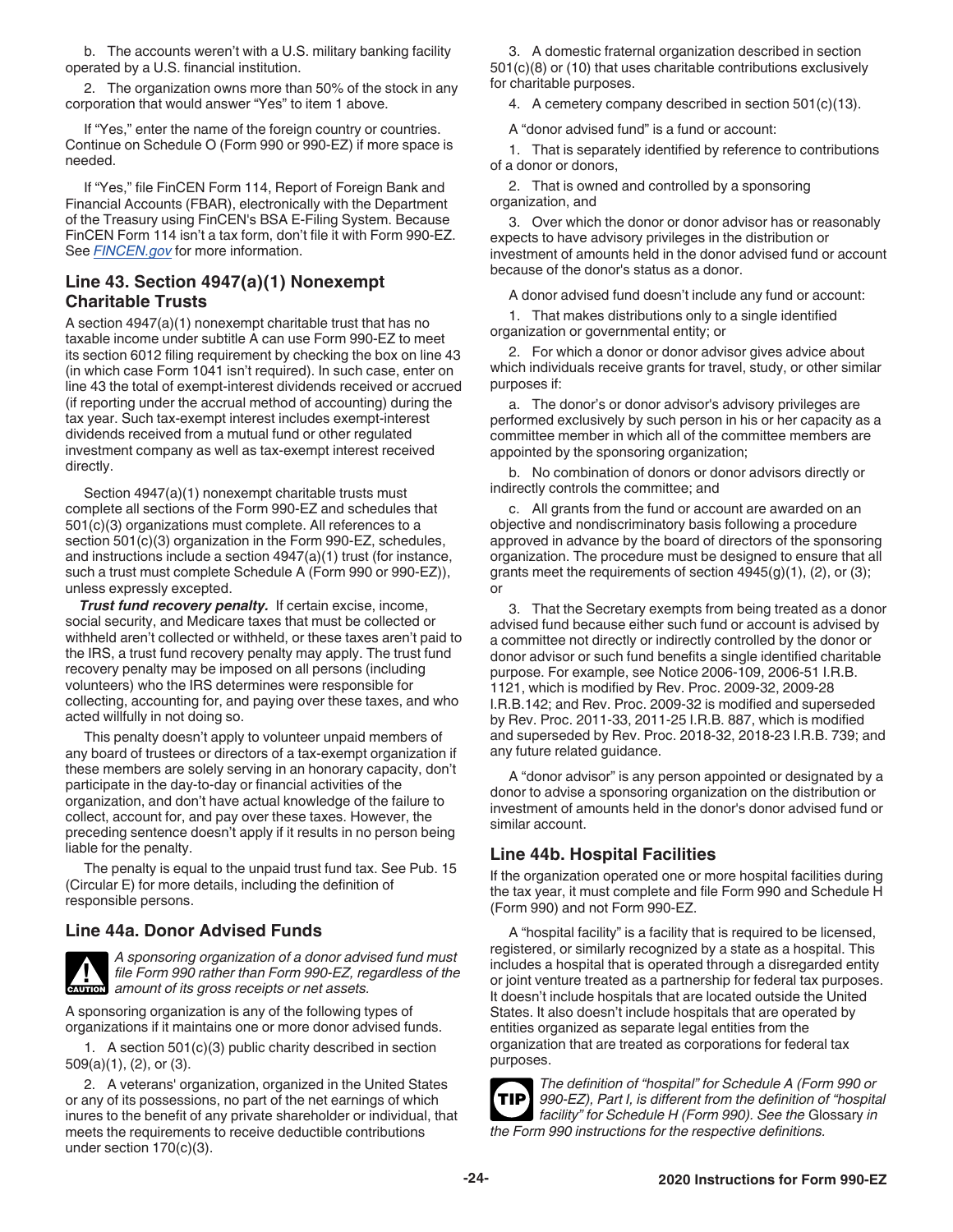b. The accounts weren't with a U.S. military banking facility operated by a U.S. financial institution.

2. The organization owns more than 50% of the stock in any corporation that would answer "Yes" to item 1 above.

If "Yes," enter the name of the foreign country or countries. Continue on Schedule O (Form 990 or 990-EZ) if more space is needed.

If "Yes," file FinCEN Form 114, Report of Foreign Bank and Financial Accounts (FBAR), electronically with the Department of the Treasury using FinCEN's BSA E-Filing System. Because FinCEN Form 114 isn't a tax form, don't file it with Form 990-EZ. See *FINCEN.gov* for more information.

## Line 43. Section 4947(a)(1) Nonexempt Charitable Trusts

A section 4947(a)(1) nonexempt charitable trust that has no taxable income under subtitle A can use Form 990-EZ to meet its section 6012 filing requirement by checking the box on line 43 (in which case Form 1041 isn't required). In such case, enter on line 43 the total of exempt-interest dividends received or accrued (if reporting under the accrual method of accounting) during the tax year. Such tax-exempt interest includes exempt-interest dividends received from a mutual fund or other regulated investment company as well as tax-exempt interest received directly.

Section 4947(a)(1) nonexempt charitable trusts must complete all sections of the Form 990-EZ and schedules that 501(c)(3) organizations must complete. All references to a section 501(c)(3) organization in the Form 990-EZ, schedules, and instructions include a section 4947(a)(1) trust (for instance, such a trust must complete Schedule A (Form 990 or 990-EZ)), unless expressly excepted.

***Trust fund recovery penalty.*** If certain excise, income, social security, and Medicare taxes that must be collected or withheld aren't collected or withheld, or these taxes aren't paid to the IRS, a trust fund recovery penalty may apply. The trust fund recovery penalty may be imposed on all persons (including volunteers) who the IRS determines were responsible for collecting, accounting for, and paying over these taxes, and who acted willfully in not doing so.

This penalty doesn't apply to volunteer unpaid members of any board of trustees or directors of a tax-exempt organization if these members are solely serving in an honorary capacity, don't participate in the day-to-day or financial activities of the organization, and don't have actual knowledge of the failure to collect, account for, and pay over these taxes. However, the preceding sentence doesn't apply if it results in no person being liable for the penalty.

The penalty is equal to the unpaid trust fund tax. See Pub. 15 (Circular E) for more details, including the definition of responsible persons.

## Line 44a. Donor Advised Funds

CAUTION: *A sponsoring organization of a donor advised fund must file Form 990 rather than Form 990-EZ, regardless of the amount of its gross receipts or net assets.*

A sponsoring organization is any of the following types of organizations if it maintains one or more donor advised funds.

1. A section 501(c)(3) public charity described in section 509(a)(1), (2), or (3).

2. A veterans' organization, organized in the United States or any of its possessions, no part of the net earnings of which inures to the benefit of any private shareholder or individual, that meets the requirements to receive deductible contributions under section 170(c)(3).

3. A domestic fraternal organization described in section 501(c)(8) or (10) that uses charitable contributions exclusively for charitable purposes.

4. A cemetery company described in section 501(c)(13).

A "donor advised fund" is a fund or account:

1. That is separately identified by reference to contributions of a donor or donors,

2. That is owned and controlled by a sponsoring organization, and

3. Over which the donor or donor advisor has or reasonably expects to have advisory privileges in the distribution or investment of amounts held in the donor advised fund or account because of the donor's status as a donor.

A donor advised fund doesn't include any fund or account:

1. That makes distributions only to a single identified organization or governmental entity; or

2. For which a donor or donor advisor gives advice about which individuals receive grants for travel, study, or other similar purposes if:

a. The donor's or donor advisor's advisory privileges are performed exclusively by such person in his or her capacity as a committee member in which all of the committee members are appointed by the sponsoring organization;

b. No combination of donors or donor advisors directly or indirectly controls the committee; and

c. All grants from the fund or account are awarded on an objective and nondiscriminatory basis following a procedure approved in advance by the board of directors of the sponsoring organization. The procedure must be designed to ensure that all grants meet the requirements of section 4945(g)(1), (2), or (3); or

3. That the Secretary exempts from being treated as a donor advised fund because either such fund or account is advised by a committee not directly or indirectly controlled by the donor or donor advisor or such fund benefits a single identified charitable purpose. For example, see Notice 2006-109, 2006-51 I.R.B. 1121, which is modified by Rev. Proc. 2009-32, 2009-28 I.R.B.142; and Rev. Proc. 2009-32 is modified and superseded by Rev. Proc. 2011-33, 2011-25 I.R.B. 887, which is modified and superseded by Rev. Proc. 2018-32, 2018-23 I.R.B. 739; and any future related guidance.

A "donor advisor" is any person appointed or designated by a donor to advise a sponsoring organization on the distribution or investment of amounts held in the donor's donor advised fund or similar account.

## Line 44b. Hospital Facilities

If the organization operated one or more hospital facilities during the tax year, it must complete and file Form 990 and Schedule H (Form 990) and not Form 990-EZ.

A "hospital facility" is a facility that is required to be licensed, registered, or similarly recognized by a state as a hospital. This includes a hospital that is operated through a disregarded entity or joint venture treated as a partnership for federal tax purposes. It doesn't include hospitals that are located outside the United States. It also doesn't include hospitals that are operated by entities organized as separate legal entities from the organization that are treated as corporations for federal tax purposes.

TIP: *The definition of "hospital" for Schedule A (Form 990 or 990-EZ), Part I, is different from the definition of "hospital facility" for Schedule H (Form 990). See the* Glossary *in the Form 990 instructions for the respective definitions.*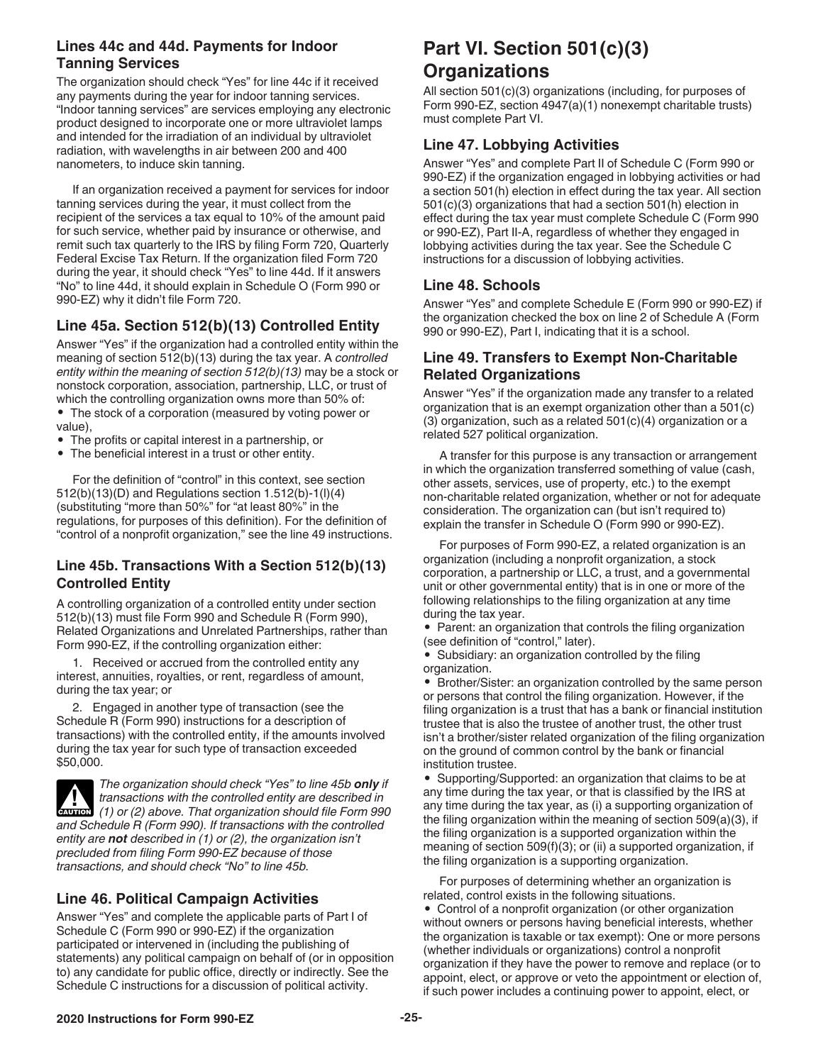### Lines 44c and 44d. Payments for Indoor Tanning Services

The organization should check "Yes" for line 44c if it received any payments during the year for indoor tanning services. "Indoor tanning services" are services employing any electronic product designed to incorporate one or more ultraviolet lamps and intended for the irradiation of an individual by ultraviolet radiation, with wavelengths in air between 200 and 400 nanometers, to induce skin tanning.

If an organization received a payment for services for indoor tanning services during the year, it must collect from the recipient of the services a tax equal to 10% of the amount paid for such service, whether paid by insurance or otherwise, and remit such tax quarterly to the IRS by filing Form 720, Quarterly Federal Excise Tax Return. If the organization filed Form 720 during the year, it should check "Yes" to line 44d. If it answers "No" to line 44d, it should explain in Schedule O (Form 990 or 990-EZ) why it didn't file Form 720.

### Line 45a. Section 512(b)(13) Controlled Entity

Answer "Yes" if the organization had a controlled entity within the meaning of section 512(b)(13) during the tax year. A *controlled entity within the meaning of section 512(b)(13)* may be a stock or nonstock corporation, association, partnership, LLC, or trust of which the controlling organization owns more than 50% of:

- The stock of a corporation (measured by voting power or value),
- The profits or capital interest in a partnership, or
- The beneficial interest in a trust or other entity.

For the definition of "control" in this context, see section 512(b)(13)(D) and Regulations section 1.512(b)-1(l)(4) (substituting "more than 50%" for "at least 80%" in the regulations, for purposes of this definition). For the definition of "control of a nonprofit organization," see the line 49 instructions.

### Line 45b. Transactions With a Section 512(b)(13) Controlled Entity

A controlling organization of a controlled entity under section 512(b)(13) must file Form 990 and Schedule R (Form 990), Related Organizations and Unrelated Partnerships, rather than Form 990-EZ, if the controlling organization either:

1. Received or accrued from the controlled entity any interest, annuities, royalties, or rent, regardless of amount, during the tax year; or
2. Engaged in another type of transaction (see the Schedule R (Form 990) instructions for a description of transactions) with the controlled entity, if the amounts involved during the tax year for such type of transaction exceeded $50,000.

**CAUTION:** *The organization should check "Yes" to line 45b **only** if transactions with the controlled entity are described in (1) or (2) above. That organization should file Form 990 and Schedule R (Form 990). If transactions with the controlled entity are **not** described in (1) or (2), the organization isn't precluded from filing Form 990-EZ because of those transactions, and should check "No" to line 45b.*

### Line 46. Political Campaign Activities

Answer "Yes" and complete the applicable parts of Part I of Schedule C (Form 990 or 990-EZ) if the organization participated or intervened in (including the publishing of statements) any political campaign on behalf of (or in opposition to) any candidate for public office, directly or indirectly. See the Schedule C instructions for a discussion of political activity.

## Part VI. Section 501(c)(3) Organizations

All section 501(c)(3) organizations (including, for purposes of Form 990-EZ, section 4947(a)(1) nonexempt charitable trusts) must complete Part VI.

### Line 47. Lobbying Activities

Answer "Yes" and complete Part II of Schedule C (Form 990 or 990-EZ) if the organization engaged in lobbying activities or had a section 501(h) election in effect during the tax year. All section 501(c)(3) organizations that had a section 501(h) election in effect during the tax year must complete Schedule C (Form 990 or 990-EZ), Part II-A, regardless of whether they engaged in lobbying activities during the tax year. See the Schedule C instructions for a discussion of lobbying activities.

### Line 48. Schools

Answer "Yes" and complete Schedule E (Form 990 or 990-EZ) if the organization checked the box on line 2 of Schedule A (Form 990 or 990-EZ), Part I, indicating that it is a school.

### Line 49. Transfers to Exempt Non-Charitable Related Organizations

Answer "Yes" if the organization made any transfer to a related organization that is an exempt organization other than a 501(c)(3) organization, such as a related 501(c)(4) organization or a related 527 political organization.

A transfer for this purpose is any transaction or arrangement in which the organization transferred something of value (cash, other assets, services, use of property, etc.) to the exempt non-charitable related organization, whether or not for adequate consideration. The organization can (but isn't required to) explain the transfer in Schedule O (Form 990 or 990-EZ).

For purposes of Form 990-EZ, a related organization is an organization (including a nonprofit organization, a stock corporation, a partnership or LLC, a trust, and a governmental unit or other governmental entity) that is in one or more of the following relationships to the filing organization at any time during the tax year.

- Parent: an organization that controls the filing organization (see definition of "control," later).
- Subsidiary: an organization controlled by the filing organization.
- Brother/Sister: an organization controlled by the same person or persons that control the filing organization. However, if the filing organization is a trust that has a bank or financial institution trustee that is also the trustee of another trust, the other trust isn't a brother/sister related organization of the filing organization on the ground of common control by the bank or financial institution trustee.
- Supporting/Supported: an organization that claims to be at any time during the tax year, or that is classified by the IRS at any time during the tax year, as (i) a supporting organization of the filing organization within the meaning of section 509(a)(3), if the filing organization is a supported organization within the meaning of section 509(f)(3); or (ii) a supported organization, if the filing organization is a supporting organization.

For purposes of determining whether an organization is related, control exists in the following situations.

- Control of a nonprofit organization (or other organization without owners or persons having beneficial interests, whether the organization is taxable or tax exempt): One or more persons (whether individuals or organizations) control a nonprofit organization if they have the power to remove and replace (or to appoint, elect, or approve or veto the appointment or election of, if such power includes a continuing power to appoint, elect, or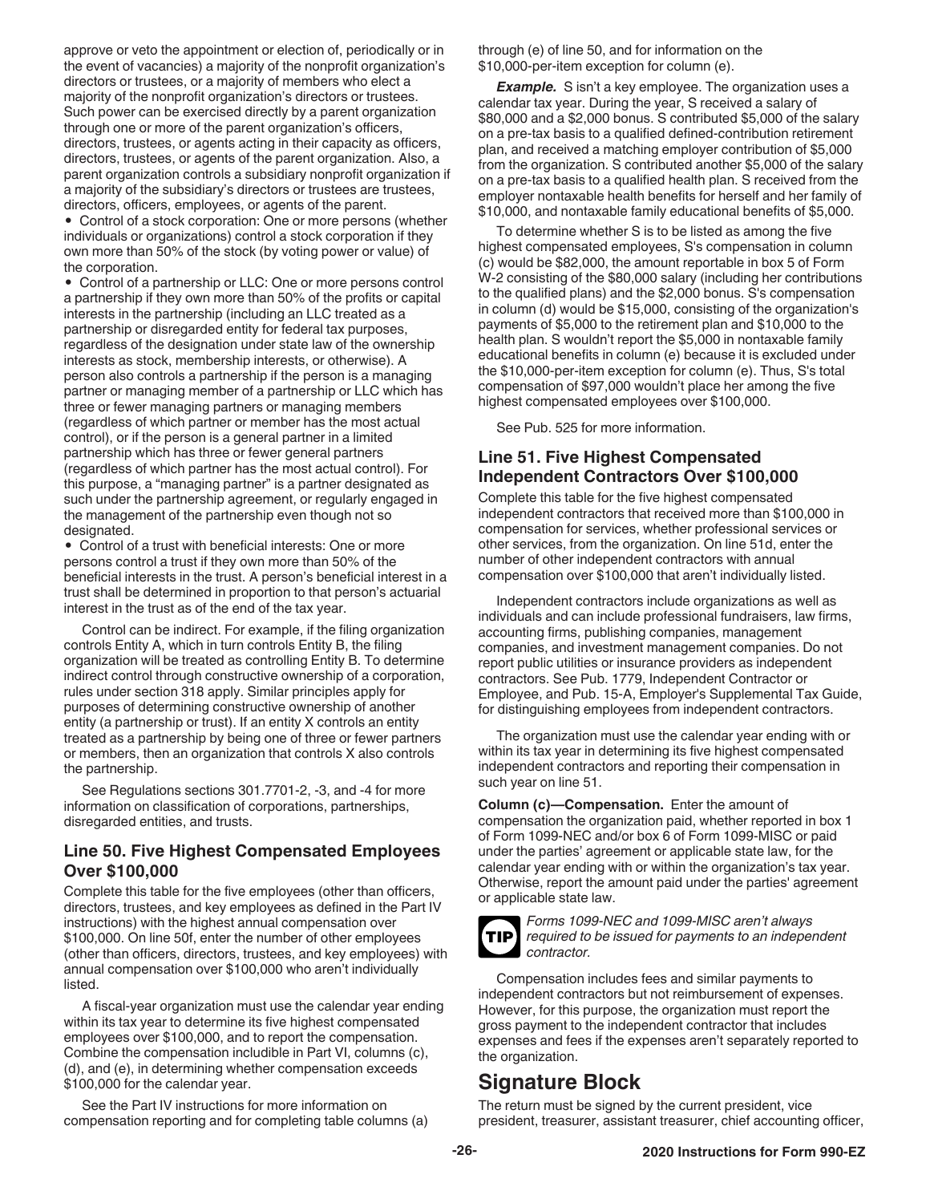approve or veto the appointment or election of, periodically or in the event of vacancies) a majority of the nonprofit organization's directors or trustees, or a majority of members who elect a majority of the nonprofit organization's directors or trustees. Such power can be exercised directly by a parent organization through one or more of the parent organization's officers, directors, trustees, or agents acting in their capacity as officers, directors, trustees, or agents of the parent organization. Also, a parent organization controls a subsidiary nonprofit organization if a majority of the subsidiary's directors or trustees are trustees, directors, officers, employees, or agents of the parent.

- Control of a stock corporation: One or more persons (whether individuals or organizations) control a stock corporation if they own more than 50% of the stock (by voting power or value) of the corporation.
- Control of a partnership or LLC: One or more persons control a partnership if they own more than 50% of the profits or capital interests in the partnership (including an LLC treated as a partnership or disregarded entity for federal tax purposes, regardless of the designation under state law of the ownership interests as stock, membership interests, or otherwise). A person also controls a partnership if the person is a managing partner or managing member of a partnership or LLC which has three or fewer managing partners or managing members (regardless of which partner or member has the most actual control), or if the person is a general partner in a limited partnership which has three or fewer general partners (regardless of which partner has the most actual control). For this purpose, a "managing partner" is a partner designated as such under the partnership agreement, or regularly engaged in the management of the partnership even though not so designated.
- Control of a trust with beneficial interests: One or more persons control a trust if they own more than 50% of the beneficial interests in the trust. A person's beneficial interest in a trust shall be determined in proportion to that person's actuarial interest in the trust as of the end of the tax year.

Control can be indirect. For example, if the filing organization controls Entity A, which in turn controls Entity B, the filing organization will be treated as controlling Entity B. To determine indirect control through constructive ownership of a corporation, rules under section 318 apply. Similar principles apply for purposes of determining constructive ownership of another entity (a partnership or trust). If an entity X controls an entity treated as a partnership by being one of three or fewer partners or members, then an organization that controls X also controls the partnership.

See Regulations sections 301.7701-2, -3, and -4 for more information on classification of corporations, partnerships, disregarded entities, and trusts.

### Line 50. Five Highest Compensated Employees Over $100,000

Complete this table for the five employees (other than officers, directors, trustees, and key employees as defined in the Part IV instructions) with the highest annual compensation over $100,000. On line 50f, enter the number of other employees (other than officers, directors, trustees, and key employees) with annual compensation over $100,000 who aren't individually listed.

A fiscal-year organization must use the calendar year ending within its tax year to determine its five highest compensated employees over $100,000, and to report the compensation. Combine the compensation includible in Part VI, columns (c), (d), and (e), in determining whether compensation exceeds $100,000 for the calendar year.

See the Part IV instructions for more information on compensation reporting and for completing table columns (a) through (e) of line 50, and for information on the $10,000-per-item exception for column (e).

***Example.*** S isn't a key employee. The organization uses a calendar tax year. During the year, S received a salary of $80,000 and a $2,000 bonus. S contributed $5,000 of the salary on a pre-tax basis to a qualified defined-contribution retirement plan, and received a matching employer contribution of $5,000 from the organization. S contributed another $5,000 of the salary on a pre-tax basis to a qualified health plan. S received from the employer nontaxable health benefits for herself and her family of $10,000, and nontaxable family educational benefits of $5,000.

To determine whether S is to be listed as among the five highest compensated employees, S's compensation in column (c) would be $82,000, the amount reportable in box 5 of Form W-2 consisting of the $80,000 salary (including her contributions to the qualified plans) and the $2,000 bonus. S's compensation in column (d) would be $15,000, consisting of the organization's payments of $5,000 to the retirement plan and $10,000 to the health plan. S wouldn't report the $5,000 in nontaxable family educational benefits in column (e) because it is excluded under the $10,000-per-item exception for column (e). Thus, S's total compensation of $97,000 wouldn't place her among the five highest compensated employees over $100,000.

See Pub. 525 for more information.

### Line 51. Five Highest Compensated Independent Contractors Over $100,000

Complete this table for the five highest compensated independent contractors that received more than $100,000 in compensation for services, whether professional services or other services, from the organization. On line 51d, enter the number of other independent contractors with annual compensation over $100,000 that aren't individually listed.

Independent contractors include organizations as well as individuals and can include professional fundraisers, law firms, accounting firms, publishing companies, management companies, and investment management companies. Do not report public utilities or insurance providers as independent contractors. See Pub. 1779, Independent Contractor or Employee, and Pub. 15-A, Employer's Supplemental Tax Guide, for distinguishing employees from independent contractors.

The organization must use the calendar year ending with or within its tax year in determining its five highest compensated independent contractors and reporting their compensation in such year on line 51.

**Column (c)—Compensation.** Enter the amount of compensation the organization paid, whether reported in box 1 of Form 1099-NEC and/or box 6 of Form 1099-MISC or paid under the parties' agreement or applicable state law, for the calendar year ending with or within the organization's tax year. Otherwise, report the amount paid under the parties' agreement or applicable state law.

**TIP** *Forms 1099-NEC and 1099-MISC aren't always required to be issued for payments to an independent contractor.*

Compensation includes fees and similar payments to independent contractors but not reimbursement of expenses. However, for this purpose, the organization must report the gross payment to the independent contractor that includes expenses and fees if the expenses aren't separately reported to the organization.

## Signature Block

The return must be signed by the current president, vice president, treasurer, assistant treasurer, chief accounting officer,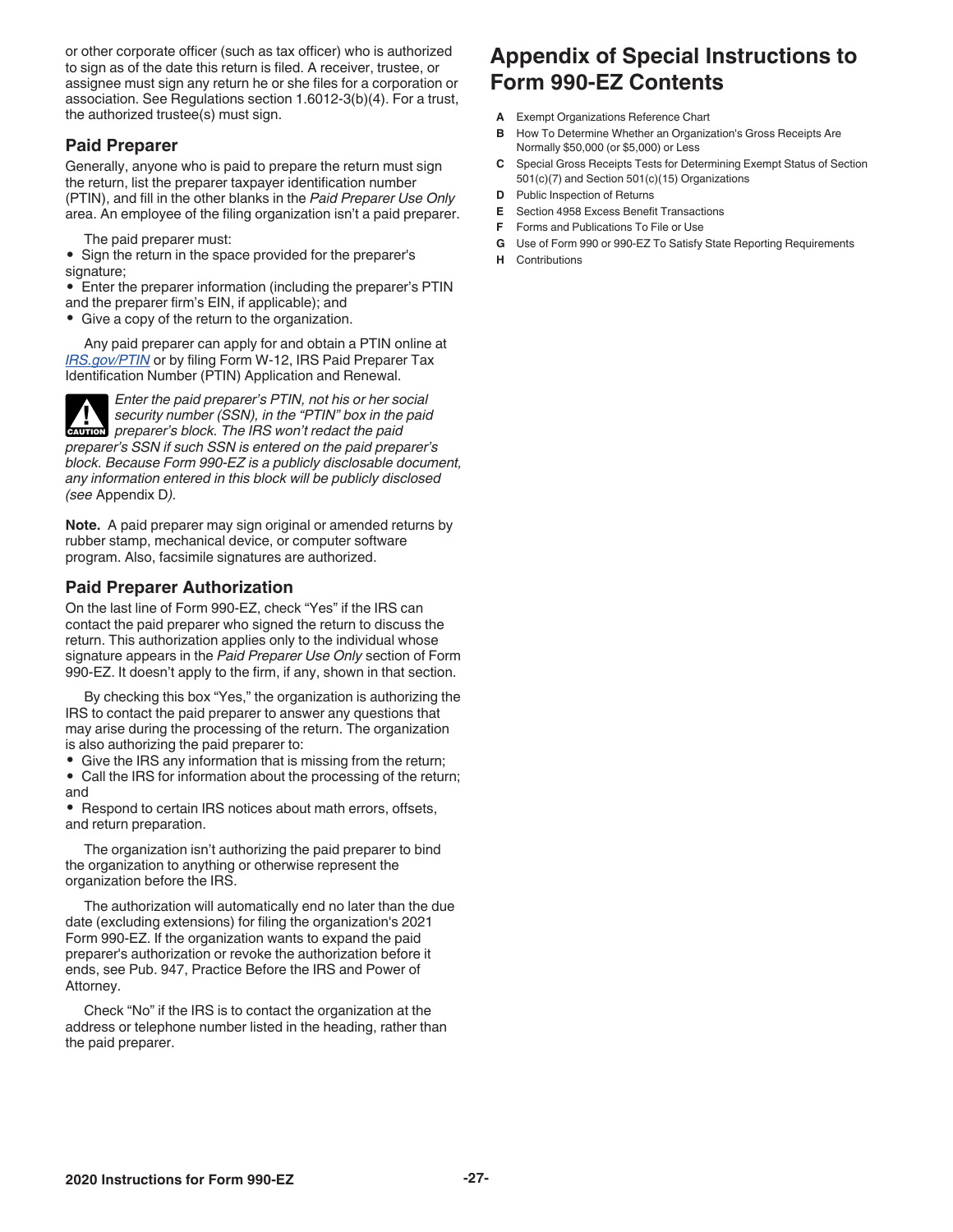or other corporate officer (such as tax officer) who is authorized to sign as of the date this return is filed. A receiver, trustee, or assignee must sign any return he or she files for a corporation or association. See Regulations section 1.6012-3(b)(4). For a trust, the authorized trustee(s) must sign.

### Paid Preparer

Generally, anyone who is paid to prepare the return must sign the return, list the preparer taxpayer identification number (PTIN), and fill in the other blanks in the *Paid Preparer Use Only* area. An employee of the filing organization isn't a paid preparer.

The paid preparer must:

- Sign the return in the space provided for the preparer's signature;
- Enter the preparer information (including the preparer's PTIN and the preparer firm's EIN, if applicable); and
- Give a copy of the return to the organization.

Any paid preparer can apply for and obtain a PTIN online at *IRS.gov/PTIN* or by filing Form W-12, IRS Paid Preparer Tax Identification Number (PTIN) Application and Renewal.

**CAUTION** *Enter the paid preparer's PTIN, not his or her social security number (SSN), in the "PTIN" box in the paid preparer's block. The IRS won't redact the paid preparer's SSN if such SSN is entered on the paid preparer's block. Because Form 990-EZ is a publicly disclosable document, any information entered in this block will be publicly disclosed (see* Appendix D*).*

**Note.** A paid preparer may sign original or amended returns by rubber stamp, mechanical device, or computer software program. Also, facsimile signatures are authorized.

### Paid Preparer Authorization

On the last line of Form 990-EZ, check "Yes" if the IRS can contact the paid preparer who signed the return to discuss the return. This authorization applies only to the individual whose signature appears in the *Paid Preparer Use Only* section of Form 990-EZ. It doesn't apply to the firm, if any, shown in that section.

By checking this box "Yes," the organization is authorizing the IRS to contact the paid preparer to answer any questions that may arise during the processing of the return. The organization is also authorizing the paid preparer to:

- Give the IRS any information that is missing from the return;
- Call the IRS for information about the processing of the return; and
- Respond to certain IRS notices about math errors, offsets, and return preparation.

The organization isn't authorizing the paid preparer to bind the organization to anything or otherwise represent the organization before the IRS.

The authorization will automatically end no later than the due date (excluding extensions) for filing the organization's 2021 Form 990-EZ. If the organization wants to expand the paid preparer's authorization or revoke the authorization before it ends, see Pub. 947, Practice Before the IRS and Power of Attorney.

Check "No" if the IRS is to contact the organization at the address or telephone number listed in the heading, rather than the paid preparer.

## Appendix of Special Instructions to Form 990-EZ Contents

**A** Exempt Organizations Reference Chart

**B** How To Determine Whether an Organization's Gross Receipts Are Normally \$50,000 (or \$5,000) or Less

**C** Special Gross Receipts Tests for Determining Exempt Status of Section 501(c)(7) and Section 501(c)(15) Organizations

**D** Public Inspection of Returns

**E** Section 4958 Excess Benefit Transactions

**F** Forms and Publications To File or Use

**G** Use of Form 990 or 990-EZ To Satisfy State Reporting Requirements

**H** Contributions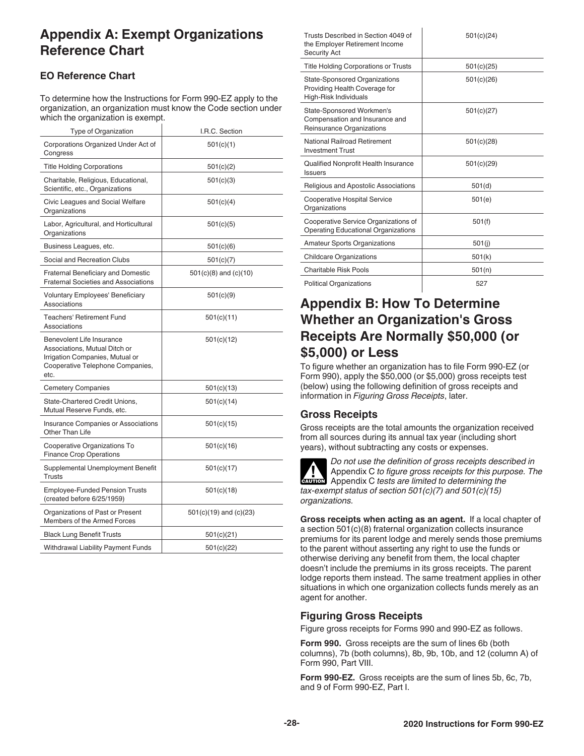# Appendix A: Exempt Organizations Reference Chart

## EO Reference Chart

To determine how the Instructions for Form 990-EZ apply to the organization, an organization must know the Code section under which the organization is exempt.

| Type of Organization | I.R.C. Section |
| --- | --- |
| Corporations Organized Under Act of Congress | 501(c)(1) |
| Title Holding Corporations | 501(c)(2) |
| Charitable, Religious, Educational, Scientific, etc., Organizations | 501(c)(3) |
| Civic Leagues and Social Welfare Organizations | 501(c)(4) |
| Labor, Agricultural, and Horticultural Organizations | 501(c)(5) |
| Business Leagues, etc. | 501(c)(6) |
| Social and Recreation Clubs | 501(c)(7) |
| Fraternal Beneficiary and Domestic Fraternal Societies and Associations | 501(c)(8) and (c)(10) |
| Voluntary Employees' Beneficiary Associations | 501(c)(9) |
| Teachers' Retirement Fund Associations | 501(c)(11) |
| Benevolent Life Insurance Associations, Mutual Ditch or Irrigation Companies, Mutual or Cooperative Telephone Companies, etc. | 501(c)(12) |
| Cemetery Companies | 501(c)(13) |
| State-Chartered Credit Unions, Mutual Reserve Funds, etc. | 501(c)(14) |
| Insurance Companies or Associations Other Than Life | 501(c)(15) |
| Cooperative Organizations To Finance Crop Operations | 501(c)(16) |
| Supplemental Unemployment Benefit Trusts | 501(c)(17) |
| Employee-Funded Pension Trusts (created before 6/25/1959) | 501(c)(18) |
| Organizations of Past or Present Members of the Armed Forces | 501(c)(19) and (c)(23) |
| Black Lung Benefit Trusts | 501(c)(21) |
| Withdrawal Liability Payment Funds | 501(c)(22) |
| Trusts Described in Section 4049 of the Employer Retirement Income Security Act | 501(c)(24) |
| Title Holding Corporations or Trusts | 501(c)(25) |
| State-Sponsored Organizations Providing Health Coverage for High-Risk Individuals | 501(c)(26) |
| State-Sponsored Workmen's Compensation and Insurance and Reinsurance Organizations | 501(c)(27) |
| National Railroad Retirement Investment Trust | 501(c)(28) |
| Qualified Nonprofit Health Insurance Issuers | 501(c)(29) |
| Religious and Apostolic Associations | 501(d) |
| Cooperative Hospital Service Organizations | 501(e) |
| Cooperative Service Organizations of Operating Educational Organizations | 501(f) |
| Amateur Sports Organizations | 501(j) |
| Childcare Organizations | 501(k) |
| Charitable Risk Pools | 501(n) |
| Political Organizations | 527 |

# Appendix B: How To Determine Whether an Organization's Gross Receipts Are Normally $50,000 (or $5,000) or Less

To figure whether an organization has to file Form 990-EZ (or Form 990), apply the $50,000 (or $5,000) gross receipts test (below) using the following definition of gross receipts and information in *Figuring Gross Receipts*, later.

## Gross Receipts

Gross receipts are the total amounts the organization received from all sources during its annual tax year (including short years), without subtracting any costs or expenses.

**CAUTION** *Do not use the definition of gross receipts described in* Appendix C *to figure gross receipts for this purpose. The* Appendix C *tests are limited to determining the tax-exempt status of section 501(c)(7) and 501(c)(15) organizations.*

**Gross receipts when acting as an agent.** If a local chapter of a section 501(c)(8) fraternal organization collects insurance premiums for its parent lodge and merely sends those premiums to the parent without asserting any right to use the funds or otherwise deriving any benefit from them, the local chapter doesn't include the premiums in its gross receipts. The parent lodge reports them instead. The same treatment applies in other situations in which one organization collects funds merely as an agent for another.

## Figuring Gross Receipts

Figure gross receipts for Forms 990 and 990-EZ as follows.

**Form 990.** Gross receipts are the sum of lines 6b (both columns), 7b (both columns), 8b, 9b, 10b, and 12 (column A) of Form 990, Part VIII.

**Form 990-EZ.** Gross receipts are the sum of lines 5b, 6c, 7b, and 9 of Form 990-EZ, Part I.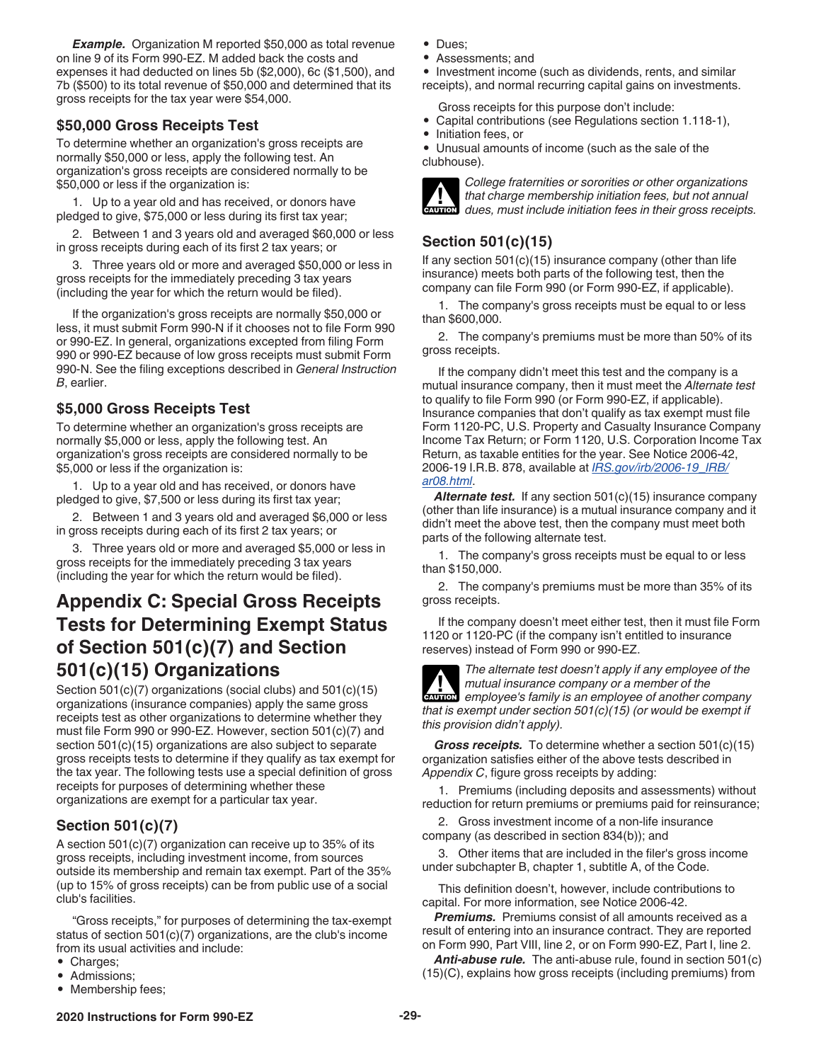***Example.*** Organization M reported $50,000 as total revenue on line 9 of its Form 990-EZ. M added back the costs and expenses it had deducted on lines 5b ($2,000), 6c ($1,500), and 7b ($500) to its total revenue of $50,000 and determined that its gross receipts for the tax year were $54,000.

### $50,000 Gross Receipts Test

To determine whether an organization's gross receipts are normally $50,000 or less, apply the following test. An organization's gross receipts are considered normally to be $50,000 or less if the organization is:

1. Up to a year old and has received, or donors have pledged to give, $75,000 or less during its first tax year;

2. Between 1 and 3 years old and averaged $60,000 or less in gross receipts during each of its first 2 tax years; or

3. Three years old or more and averaged $50,000 or less in gross receipts for the immediately preceding 3 tax years (including the year for which the return would be filed).

If the organization's gross receipts are normally $50,000 or less, it must submit Form 990-N if it chooses not to file Form 990 or 990-EZ. In general, organizations excepted from filing Form 990 or 990-EZ because of low gross receipts must submit Form 990-N. See the filing exceptions described in *General Instruction B*, earlier.

### $5,000 Gross Receipts Test

To determine whether an organization's gross receipts are normally $5,000 or less, apply the following test. An organization's gross receipts are considered normally to be $5,000 or less if the organization is:

1. Up to a year old and has received, or donors have pledged to give, $7,500 or less during its first tax year;

2. Between 1 and 3 years old and averaged $6,000 or less in gross receipts during each of its first 2 tax years; or

3. Three years old or more and averaged $5,000 or less in gross receipts for the immediately preceding 3 tax years (including the year for which the return would be filed).

## Appendix C: Special Gross Receipts Tests for Determining Exempt Status of Section 501(c)(7) and Section 501(c)(15) Organizations

Section 501(c)(7) organizations (social clubs) and 501(c)(15) organizations (insurance companies) apply the same gross receipts test as other organizations to determine whether they must file Form 990 or 990-EZ. However, section 501(c)(7) and section 501(c)(15) organizations are also subject to separate gross receipts tests to determine if they qualify as tax exempt for the tax year. The following tests use a special definition of gross receipts for purposes of determining whether these organizations are exempt for a particular tax year.

### Section 501(c)(7)

A section 501(c)(7) organization can receive up to 35% of its gross receipts, including investment income, from sources outside its membership and remain tax exempt. Part of the 35% (up to 15% of gross receipts) can be from public use of a social club's facilities.

"Gross receipts," for purposes of determining the tax-exempt status of section 501(c)(7) organizations, are the club's income from its usual activities and include:

- Charges;
- Admissions;
- Membership fees;
- Dues;
- Assessments; and
- Investment income (such as dividends, rents, and similar receipts), and normal recurring capital gains on investments.

Gross receipts for this purpose don't include:

- Capital contributions (see Regulations section 1.118-1),
- Initiation fees, or
- Unusual amounts of income (such as the sale of the clubhouse).

**CAUTION:** *College fraternities or sororities or other organizations that charge membership initiation fees, but not annual dues, must include initiation fees in their gross receipts.*

### Section 501(c)(15)

If any section 501(c)(15) insurance company (other than life insurance) meets both parts of the following test, then the company can file Form 990 (or Form 990-EZ, if applicable).

1. The company's gross receipts must be equal to or less than $600,000.

2. The company's premiums must be more than 50% of its gross receipts.

If the company didn't meet this test and the company is a mutual insurance company, then it must meet the *Alternate test* to qualify to file Form 990 (or Form 990-EZ, if applicable). Insurance companies that don't qualify as tax exempt must file Form 1120-PC, U.S. Property and Casualty Insurance Company Income Tax Return; or Form 1120, U.S. Corporation Income Tax Return, as taxable entities for the year. See Notice 2006-42, 2006-19 I.R.B. 878, available at *IRS.gov/irb/2006-19_IRB/ar08.html*.

***Alternate test.*** If any section 501(c)(15) insurance company (other than life insurance) is a mutual insurance company and it didn't meet the above test, then the company must meet both parts of the following alternate test.

1. The company's gross receipts must be equal to or less than $150,000.

2. The company's premiums must be more than 35% of its gross receipts.

If the company doesn't meet either test, then it must file Form 1120 or 1120-PC (if the company isn't entitled to insurance reserves) instead of Form 990 or 990-EZ.

**CAUTION:** *The alternate test doesn't apply if any employee of the mutual insurance company or a member of the employee's family is an employee of another company that is exempt under section 501(c)(15) (or would be exempt if this provision didn't apply).*

***Gross receipts.*** To determine whether a section 501(c)(15) organization satisfies either of the above tests described in *Appendix C*, figure gross receipts by adding:

1. Premiums (including deposits and assessments) without reduction for return premiums or premiums paid for reinsurance;

2. Gross investment income of a non-life insurance company (as described in section 834(b)); and

3. Other items that are included in the filer's gross income under subchapter B, chapter 1, subtitle A, of the Code.

This definition doesn't, however, include contributions to capital. For more information, see Notice 2006-42.

***Premiums.*** Premiums consist of all amounts received as a result of entering into an insurance contract. They are reported on Form 990, Part VIII, line 2, or on Form 990-EZ, Part I, line 2.

***Anti-abuse rule.*** The anti-abuse rule, found in section 501(c)(15)(C), explains how gross receipts (including premiums) from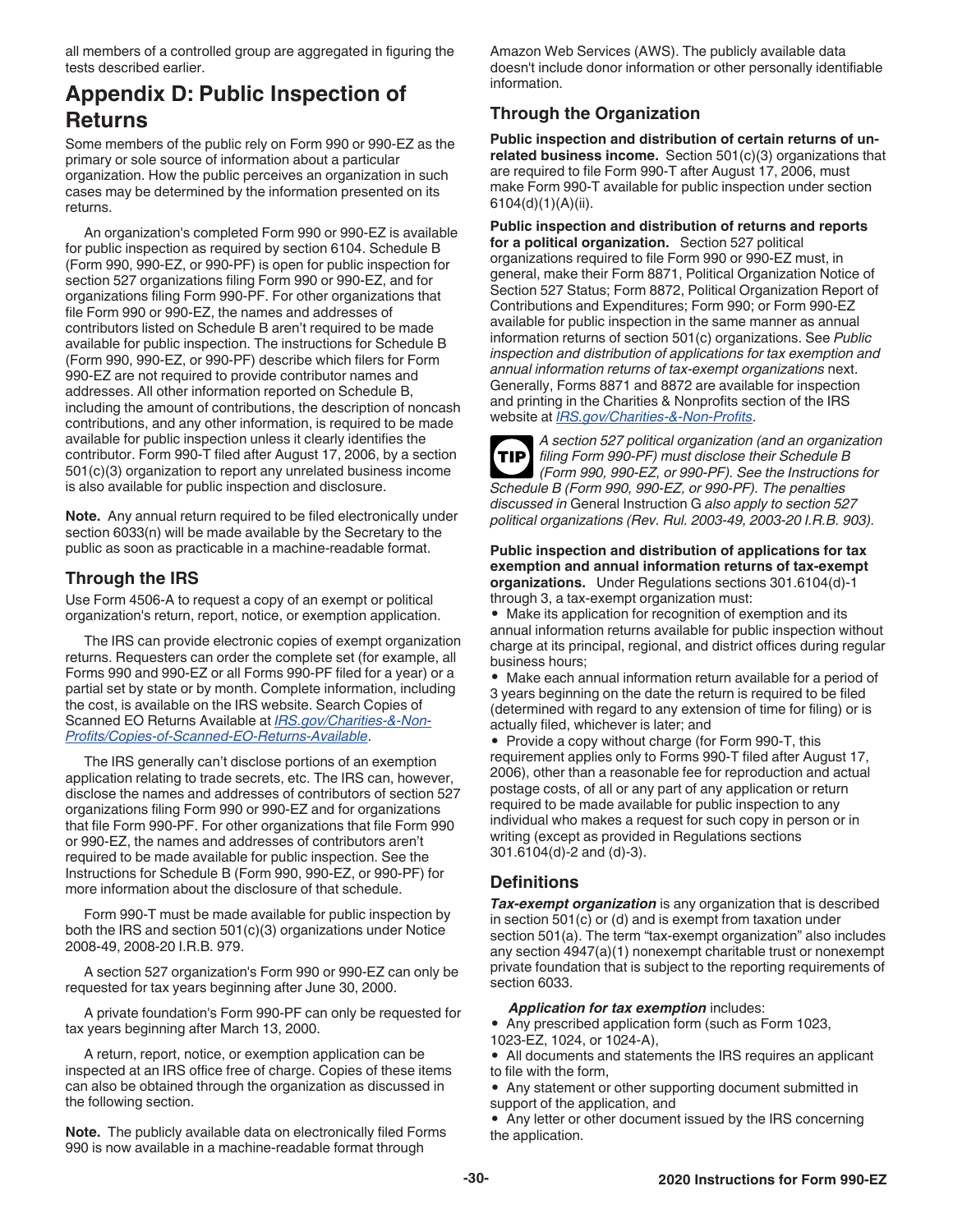all members of a controlled group are aggregated in figuring the tests described earlier.

## Appendix D: Public Inspection of Returns

Some members of the public rely on Form 990 or 990-EZ as the primary or sole source of information about a particular organization. How the public perceives an organization in such cases may be determined by the information presented on its returns.

An organization's completed Form 990 or 990-EZ is available for public inspection as required by section 6104. Schedule B (Form 990, 990-EZ, or 990-PF) is open for public inspection for section 527 organizations filing Form 990 or 990-EZ, and for organizations filing Form 990-PF. For other organizations that file Form 990 or 990-EZ, the names and addresses of contributors listed on Schedule B aren't required to be made available for public inspection. The instructions for Schedule B (Form 990, 990-EZ, or 990-PF) describe which filers for Form 990-EZ are not required to provide contributor names and addresses. All other information reported on Schedule B, including the amount of contributions, the description of noncash contributions, and any other information, is required to be made available for public inspection unless it clearly identifies the contributor. Form 990-T filed after August 17, 2006, by a section 501(c)(3) organization to report any unrelated business income is also available for public inspection and disclosure.

**Note.** Any annual return required to be filed electronically under section 6033(n) will be made available by the Secretary to the public as soon as practicable in a machine-readable format.

### Through the IRS

Use Form 4506-A to request a copy of an exempt or political organization's return, report, notice, or exemption application.

The IRS can provide electronic copies of exempt organization returns. Requesters can order the complete set (for example, all Forms 990 and 990-EZ or all Forms 990-PF filed for a year) or a partial set by state or by month. Complete information, including the cost, is available on the IRS website. Search Copies of Scanned EO Returns Available at *IRS.gov/Charities-&-Non-Profits/Copies-of-Scanned-EO-Returns-Available*.

The IRS generally can't disclose portions of an exemption application relating to trade secrets, etc. The IRS can, however, disclose the names and addresses of contributors of section 527 organizations filing Form 990 or 990-EZ and for organizations that file Form 990-PF. For other organizations that file Form 990 or 990-EZ, the names and addresses of contributors aren't required to be made available for public inspection. See the Instructions for Schedule B (Form 990, 990-EZ, or 990-PF) for more information about the disclosure of that schedule.

Form 990-T must be made available for public inspection by both the IRS and section 501(c)(3) organizations under Notice 2008-49, 2008-20 I.R.B. 979.

A section 527 organization's Form 990 or 990-EZ can only be requested for tax years beginning after June 30, 2000.

A private foundation's Form 990-PF can only be requested for tax years beginning after March 13, 2000.

A return, report, notice, or exemption application can be inspected at an IRS office free of charge. Copies of these items can also be obtained through the organization as discussed in the following section.

**Note.** The publicly available data on electronically filed Forms 990 is now available in a machine-readable format through Amazon Web Services (AWS). The publicly available data doesn't include donor information or other personally identifiable information.

### Through the Organization

**Public inspection and distribution of certain returns of unrelated business income.** Section 501(c)(3) organizations that are required to file Form 990-T after August 17, 2006, must make Form 990-T available for public inspection under section 6104(d)(1)(A)(ii).

**Public inspection and distribution of returns and reports for a political organization.** Section 527 political organizations required to file Form 990 or 990-EZ must, in general, make their Form 8871, Political Organization Notice of Section 527 Status; Form 8872, Political Organization Report of Contributions and Expenditures; Form 990; or Form 990-EZ available for public inspection in the same manner as annual information returns of section 501(c) organizations. See *Public inspection and distribution of applications for tax exemption and annual information returns of tax-exempt organizations* next. Generally, Forms 8871 and 8872 are available for inspection and printing in the Charities & Nonprofits section of the IRS website at *IRS.gov/Charities-&-Non-Profits*.

**TIP** *A section 527 political organization (and an organization filing Form 990-PF) must disclose their Schedule B (Form 990, 990-EZ, or 990-PF). See the Instructions for Schedule B (Form 990, 990-EZ, or 990-PF). The penalties discussed in* General Instruction G *also apply to section 527 political organizations (Rev. Rul. 2003-49, 2003-20 I.R.B. 903).*

**Public inspection and distribution of applications for tax exemption and annual information returns of tax-exempt organizations.** Under Regulations sections 301.6104(d)-1 through 3, a tax-exempt organization must:

- Make its application for recognition of exemption and its annual information returns available for public inspection without charge at its principal, regional, and district offices during regular business hours;
- Make each annual information return available for a period of 3 years beginning on the date the return is required to be filed (determined with regard to any extension of time for filing) or is actually filed, whichever is later; and
- Provide a copy without charge (for Form 990-T, this requirement applies only to Forms 990-T filed after August 17, 2006), other than a reasonable fee for reproduction and actual postage costs, of all or any part of any application or return required to be made available for public inspection to any individual who makes a request for such copy in person or in writing (except as provided in Regulations sections 301.6104(d)-2 and (d)-3).

### Definitions

***Tax-exempt organization*** is any organization that is described in section 501(c) or (d) and is exempt from taxation under section 501(a). The term "tax-exempt organization" also includes any section 4947(a)(1) nonexempt charitable trust or nonexempt private foundation that is subject to the reporting requirements of section 6033.

***Application for tax exemption*** includes:

- Any prescribed application form (such as Form 1023, 1023-EZ, 1024, or 1024-A),
- All documents and statements the IRS requires an applicant to file with the form,
- Any statement or other supporting document submitted in support of the application, and
- Any letter or other document issued by the IRS concerning the application.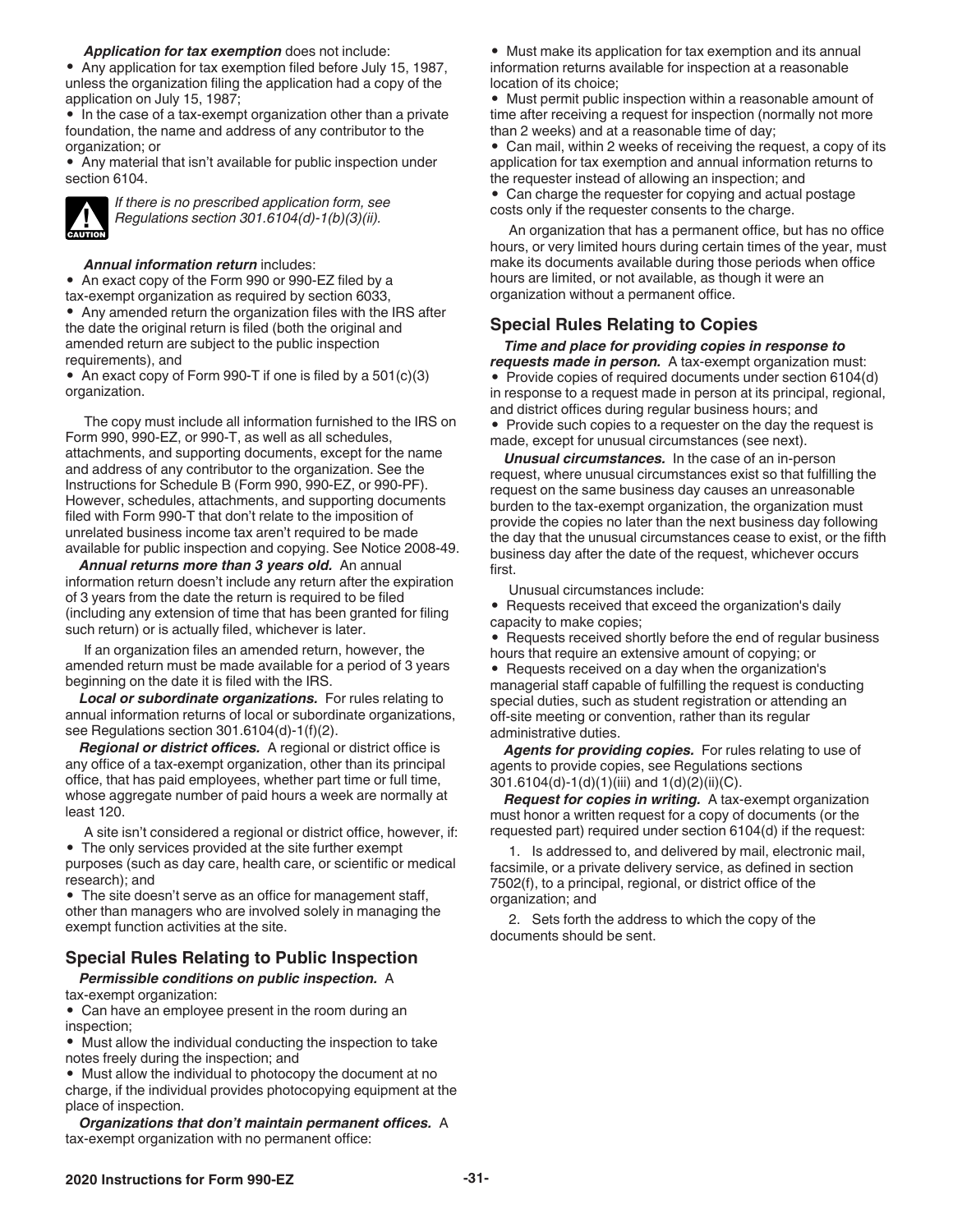***Application for tax exemption*** does not include:

- Any application for tax exemption filed before July 15, 1987, unless the organization filing the application had a copy of the application on July 15, 1987;
- In the case of a tax-exempt organization other than a private foundation, the name and address of any contributor to the organization; or
- Any material that isn't available for public inspection under section 6104.

CAUTION: *If there is no prescribed application form, see Regulations section 301.6104(d)-1(b)(3)(ii).*

***Annual information return*** includes:

- An exact copy of the Form 990 or 990-EZ filed by a tax-exempt organization as required by section 6033,
- Any amended return the organization files with the IRS after the date the original return is filed (both the original and amended return are subject to the public inspection requirements), and
- An exact copy of Form 990-T if one is filed by a 501(c)(3) organization.

The copy must include all information furnished to the IRS on Form 990, 990-EZ, or 990-T, as well as all schedules, attachments, and supporting documents, except for the name and address of any contributor to the organization. See the Instructions for Schedule B (Form 990, 990-EZ, or 990-PF). However, schedules, attachments, and supporting documents filed with Form 990-T that don't relate to the imposition of unrelated business income tax aren't required to be made available for public inspection and copying. See Notice 2008-49.

***Annual returns more than 3 years old.*** An annual information return doesn't include any return after the expiration of 3 years from the date the return is required to be filed (including any extension of time that has been granted for filing such return) or is actually filed, whichever is later.

If an organization files an amended return, however, the amended return must be made available for a period of 3 years beginning on the date it is filed with the IRS.

***Local or subordinate organizations.*** For rules relating to annual information returns of local or subordinate organizations, see Regulations section 301.6104(d)-1(f)(2).

***Regional or district offices.*** A regional or district office is any office of a tax-exempt organization, other than its principal office, that has paid employees, whether part time or full time, whose aggregate number of paid hours a week are normally at least 120.

A site isn't considered a regional or district office, however, if:

- The only services provided at the site further exempt purposes (such as day care, health care, or scientific or medical research); and
- The site doesn't serve as an office for management staff, other than managers who are involved solely in managing the exempt function activities at the site.

## Special Rules Relating to Public Inspection

***Permissible conditions on public inspection.*** A tax-exempt organization:

- Can have an employee present in the room during an inspection;
- Must allow the individual conducting the inspection to take notes freely during the inspection; and
- Must allow the individual to photocopy the document at no charge, if the individual provides photocopying equipment at the place of inspection.

***Organizations that don't maintain permanent offices.*** A tax-exempt organization with no permanent office:

- Must make its application for tax exemption and its annual information returns available for inspection at a reasonable location of its choice;
- Must permit public inspection within a reasonable amount of time after receiving a request for inspection (normally not more than 2 weeks) and at a reasonable time of day;
- Can mail, within 2 weeks of receiving the request, a copy of its application for tax exemption and annual information returns to the requester instead of allowing an inspection; and
- Can charge the requester for copying and actual postage costs only if the requester consents to the charge.

An organization that has a permanent office, but has no office hours, or very limited hours during certain times of the year, must make its documents available during those periods when office hours are limited, or not available, as though it were an organization without a permanent office.

## Special Rules Relating to Copies

***Time and place for providing copies in response to requests made in person.*** A tax-exempt organization must:

- Provide copies of required documents under section 6104(d) in response to a request made in person at its principal, regional, and district offices during regular business hours; and
- Provide such copies to a requester on the day the request is made, except for unusual circumstances (see next).

***Unusual circumstances.*** In the case of an in-person request, where unusual circumstances exist so that fulfilling the request on the same business day causes an unreasonable burden to the tax-exempt organization, the organization must provide the copies no later than the next business day following the day that the unusual circumstances cease to exist, or the fifth business day after the date of the request, whichever occurs first.

Unusual circumstances include:

- Requests received that exceed the organization's daily capacity to make copies;
- Requests received shortly before the end of regular business hours that require an extensive amount of copying; or
- Requests received on a day when the organization's managerial staff capable of fulfilling the request is conducting special duties, such as student registration or attending an off-site meeting or convention, rather than its regular administrative duties.

***Agents for providing copies.*** For rules relating to use of agents to provide copies, see Regulations sections 301.6104(d)-1(d)(1)(iii) and 1(d)(2)(ii)(C).

***Request for copies in writing.*** A tax-exempt organization must honor a written request for a copy of documents (or the requested part) required under section 6104(d) if the request:

1. Is addressed to, and delivered by mail, electronic mail, facsimile, or a private delivery service, as defined in section 7502(f), to a principal, regional, or district office of the organization; and

2. Sets forth the address to which the copy of the documents should be sent.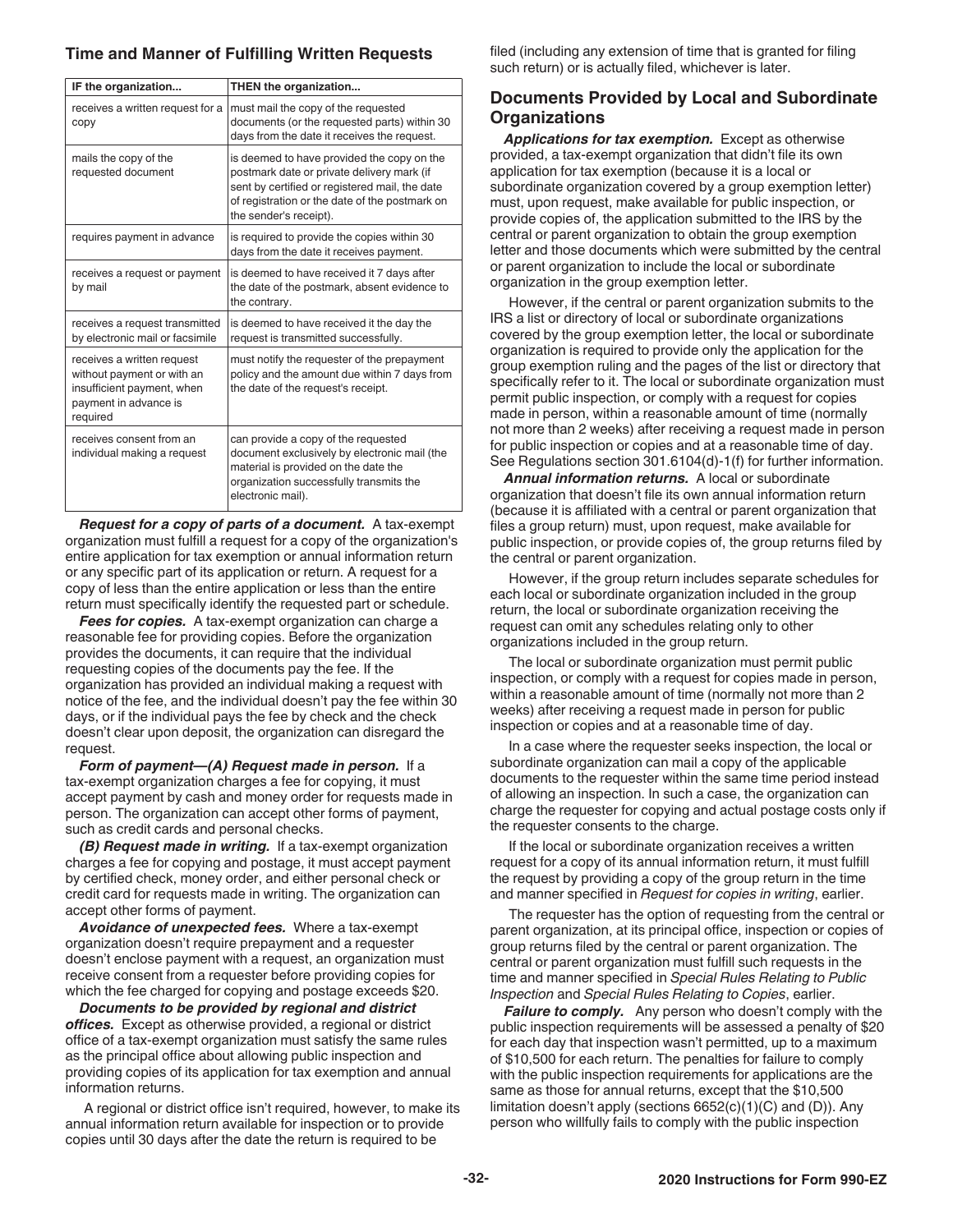### Time and Manner of Fulfilling Written Requests

| IF the organization... | THEN the organization... |
| --- | --- |
| receives a written request for a copy | must mail the copy of the requested documents (or the requested parts) within 30 days from the date it receives the request. |
| mails the copy of the requested document | is deemed to have provided the copy on the postmark date or private delivery mark (if sent by certified or registered mail, the date of registration or the date of the postmark on the sender's receipt). |
| requires payment in advance | is required to provide the copies within 30 days from the date it receives payment. |
| receives a request or payment by mail | is deemed to have received it 7 days after the date of the postmark, absent evidence to the contrary. |
| receives a request transmitted by electronic mail or facsimile | is deemed to have received it the day the request is transmitted successfully. |
| receives a written request without payment or with an insufficient payment, when payment in advance is required | must notify the requester of the prepayment policy and the amount due within 7 days from the date of the request's receipt. |
| receives consent from an individual making a request | can provide a copy of the requested document exclusively by electronic mail (the material is provided on the date the organization successfully transmits the electronic mail). |

***Request for a copy of parts of a document.*** A tax-exempt organization must fulfill a request for a copy of the organization's entire application for tax exemption or annual information return or any specific part of its application or return. A request for a copy of less than the entire application or less than the entire return must specifically identify the requested part or schedule.

***Fees for copies.*** A tax-exempt organization can charge a reasonable fee for providing copies. Before the organization provides the documents, it can require that the individual requesting copies of the documents pay the fee. If the organization has provided an individual making a request with notice of the fee, and the individual doesn't pay the fee within 30 days, or if the individual pays the fee by check and the check doesn't clear upon deposit, the organization can disregard the request.

***Form of payment—(A) Request made in person.*** If a tax-exempt organization charges a fee for copying, it must accept payment by cash and money order for requests made in person. The organization can accept other forms of payment, such as credit cards and personal checks.

***(B) Request made in writing.*** If a tax-exempt organization charges a fee for copying and postage, it must accept payment by certified check, money order, and either personal check or credit card for requests made in writing. The organization can accept other forms of payment.

***Avoidance of unexpected fees.*** Where a tax-exempt organization doesn't require prepayment and a requester doesn't enclose payment with a request, an organization must receive consent from a requester before providing copies for which the fee charged for copying and postage exceeds $20.

***Documents to be provided by regional and district offices.*** Except as otherwise provided, a regional or district office of a tax-exempt organization must satisfy the same rules as the principal office about allowing public inspection and providing copies of its application for tax exemption and annual information returns.

A regional or district office isn't required, however, to make its annual information return available for inspection or to provide copies until 30 days after the date the return is required to be filed (including any extension of time that is granted for filing such return) or is actually filed, whichever is later.

### Documents Provided by Local and Subordinate Organizations

***Applications for tax exemption.*** Except as otherwise provided, a tax-exempt organization that didn't file its own application for tax exemption (because it is a local or subordinate organization covered by a group exemption letter) must, upon request, make available for public inspection, or provide copies of, the application submitted to the IRS by the central or parent organization to obtain the group exemption letter and those documents which were submitted by the central or parent organization to include the local or subordinate organization in the group exemption letter.

However, if the central or parent organization submits to the IRS a list or directory of local or subordinate organizations covered by the group exemption letter, the local or subordinate organization is required to provide only the application for the group exemption ruling and the pages of the list or directory that specifically refer to it. The local or subordinate organization must permit public inspection, or comply with a request for copies made in person, within a reasonable amount of time (normally not more than 2 weeks) after receiving a request made in person for public inspection or copies and at a reasonable time of day. See Regulations section 301.6104(d)-1(f) for further information.

***Annual information returns.*** A local or subordinate organization that doesn't file its own annual information return (because it is affiliated with a central or parent organization that files a group return) must, upon request, make available for public inspection, or provide copies of, the group returns filed by the central or parent organization.

However, if the group return includes separate schedules for each local or subordinate organization included in the group return, the local or subordinate organization receiving the request can omit any schedules relating only to other organizations included in the group return.

The local or subordinate organization must permit public inspection, or comply with a request for copies made in person, within a reasonable amount of time (normally not more than 2 weeks) after receiving a request made in person for public inspection or copies and at a reasonable time of day.

In a case where the requester seeks inspection, the local or subordinate organization can mail a copy of the applicable documents to the requester within the same time period instead of allowing an inspection. In such a case, the organization can charge the requester for copying and actual postage costs only if the requester consents to the charge.

If the local or subordinate organization receives a written request for a copy of its annual information return, it must fulfill the request by providing a copy of the group return in the time and manner specified in *Request for copies in writing*, earlier.

The requester has the option of requesting from the central or parent organization, at its principal office, inspection or copies of group returns filed by the central or parent organization. The central or parent organization must fulfill such requests in the time and manner specified in *Special Rules Relating to Public Inspection* and *Special Rules Relating to Copies*, earlier.

***Failure to comply.*** Any person who doesn't comply with the public inspection requirements will be assessed a penalty of $20 for each day that inspection wasn't permitted, up to a maximum of $10,500 for each return. The penalties for failure to comply with the public inspection requirements for applications are the same as those for annual returns, except that the $10,500 limitation doesn't apply (sections 6652(c)(1)(C) and (D)). Any person who willfully fails to comply with the public inspection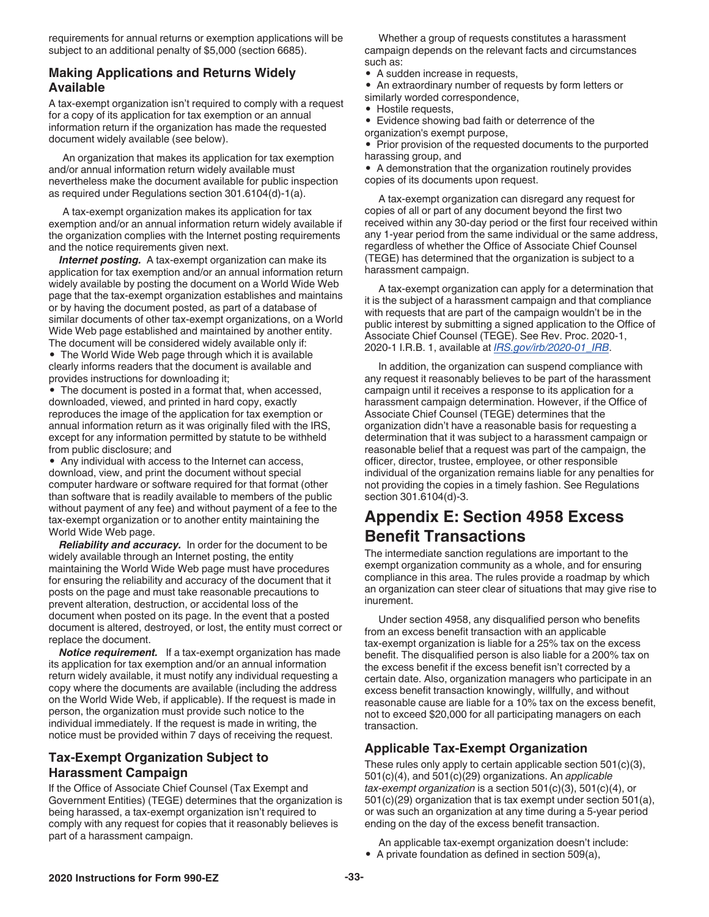requirements for annual returns or exemption applications will be subject to an additional penalty of $5,000 (section 6685).

### Making Applications and Returns Widely Available

A tax-exempt organization isn't required to comply with a request for a copy of its application for tax exemption or an annual information return if the organization has made the requested document widely available (see below).

An organization that makes its application for tax exemption and/or annual information return widely available must nevertheless make the document available for public inspection as required under Regulations section 301.6104(d)-1(a).

A tax-exempt organization makes its application for tax exemption and/or an annual information return widely available if the organization complies with the Internet posting requirements and the notice requirements given next.

***Internet posting.*** A tax-exempt organization can make its application for tax exemption and/or an annual information return widely available by posting the document on a World Wide Web page that the tax-exempt organization establishes and maintains or by having the document posted, as part of a database of similar documents of other tax-exempt organizations, on a World Wide Web page established and maintained by another entity. The document will be considered widely available only if:

- The World Wide Web page through which it is available clearly informs readers that the document is available and provides instructions for downloading it;
- The document is posted in a format that, when accessed, downloaded, viewed, and printed in hard copy, exactly reproduces the image of the application for tax exemption or annual information return as it was originally filed with the IRS, except for any information permitted by statute to be withheld from public disclosure; and
- Any individual with access to the Internet can access, download, view, and print the document without special computer hardware or software required for that format (other than software that is readily available to members of the public without payment of any fee) and without payment of a fee to the tax-exempt organization or to another entity maintaining the World Wide Web page.

***Reliability and accuracy.*** In order for the document to be widely available through an Internet posting, the entity maintaining the World Wide Web page must have procedures for ensuring the reliability and accuracy of the document that it posts on the page and must take reasonable precautions to prevent alteration, destruction, or accidental loss of the document when posted on its page. In the event that a posted document is altered, destroyed, or lost, the entity must correct or replace the document.

***Notice requirement.*** If a tax-exempt organization has made its application for tax exemption and/or an annual information return widely available, it must notify any individual requesting a copy where the documents are available (including the address on the World Wide Web, if applicable). If the request is made in person, the organization must provide such notice to the individual immediately. If the request is made in writing, the notice must be provided within 7 days of receiving the request.

### Tax-Exempt Organization Subject to Harassment Campaign

If the Office of Associate Chief Counsel (Tax Exempt and Government Entities) (TEGE) determines that the organization is being harassed, a tax-exempt organization isn't required to comply with any request for copies that it reasonably believes is part of a harassment campaign.

Whether a group of requests constitutes a harassment campaign depends on the relevant facts and circumstances such as:

- A sudden increase in requests,
- An extraordinary number of requests by form letters or similarly worded correspondence,
- Hostile requests,
- Evidence showing bad faith or deterrence of the organization's exempt purpose,
- Prior provision of the requested documents to the purported harassing group, and
- A demonstration that the organization routinely provides copies of its documents upon request.

A tax-exempt organization can disregard any request for copies of all or part of any document beyond the first two received within any 30-day period or the first four received within any 1-year period from the same individual or the same address, regardless of whether the Office of Associate Chief Counsel (TEGE) has determined that the organization is subject to a harassment campaign.

A tax-exempt organization can apply for a determination that it is the subject of a harassment campaign and that compliance with requests that are part of the campaign wouldn't be in the public interest by submitting a signed application to the Office of Associate Chief Counsel (TEGE). See Rev. Proc. 2020-1, 2020-1 I.R.B. 1, available at *IRS.gov/irb/2020-01_IRB*.

In addition, the organization can suspend compliance with any request it reasonably believes to be part of the harassment campaign until it receives a response to its application for a harassment campaign determination. However, if the Office of Associate Chief Counsel (TEGE) determines that the organization didn't have a reasonable basis for requesting a determination that it was subject to a harassment campaign or reasonable belief that a request was part of the campaign, the officer, director, trustee, employee, or other responsible individual of the organization remains liable for any penalties for not providing the copies in a timely fashion. See Regulations section 301.6104(d)-3.

## Appendix E: Section 4958 Excess Benefit Transactions

The intermediate sanction regulations are important to the exempt organization community as a whole, and for ensuring compliance in this area. The rules provide a roadmap by which an organization can steer clear of situations that may give rise to inurement.

Under section 4958, any disqualified person who benefits from an excess benefit transaction with an applicable tax-exempt organization is liable for a 25% tax on the excess benefit. The disqualified person is also liable for a 200% tax on the excess benefit if the excess benefit isn't corrected by a certain date. Also, organization managers who participate in an excess benefit transaction knowingly, willfully, and without reasonable cause are liable for a 10% tax on the excess benefit, not to exceed $20,000 for all participating managers on each transaction.

### Applicable Tax-Exempt Organization

These rules only apply to certain applicable section 501(c)(3), 501(c)(4), and 501(c)(29) organizations. An *applicable tax-exempt organization* is a section 501(c)(3), 501(c)(4), or 501(c)(29) organization that is tax exempt under section 501(a), or was such an organization at any time during a 5-year period ending on the day of the excess benefit transaction.

An applicable tax-exempt organization doesn't include:

- A private foundation as defined in section 509(a),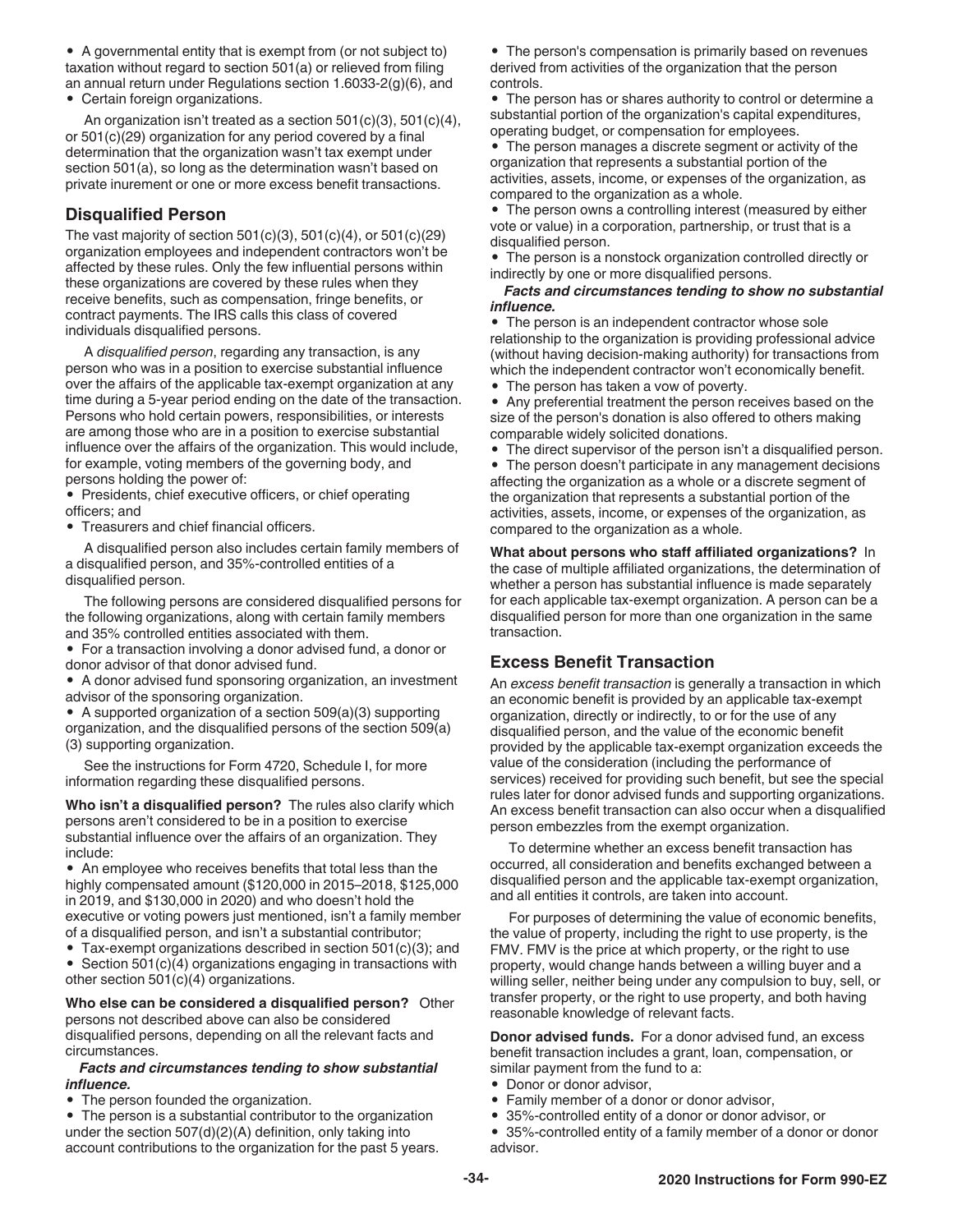- A governmental entity that is exempt from (or not subject to) taxation without regard to section 501(a) or relieved from filing an annual return under Regulations section 1.6033-2(g)(6), and
- Certain foreign organizations.

An organization isn't treated as a section 501(c)(3), 501(c)(4), or 501(c)(29) organization for any period covered by a final determination that the organization wasn't tax exempt under section 501(a), so long as the determination wasn't based on private inurement or one or more excess benefit transactions.

## Disqualified Person

The vast majority of section 501(c)(3), 501(c)(4), or 501(c)(29) organization employees and independent contractors won't be affected by these rules. Only the few influential persons within these organizations are covered by these rules when they receive benefits, such as compensation, fringe benefits, or contract payments. The IRS calls this class of covered individuals disqualified persons.

A *disqualified person*, regarding any transaction, is any person who was in a position to exercise substantial influence over the affairs of the applicable tax-exempt organization at any time during a 5-year period ending on the date of the transaction. Persons who hold certain powers, responsibilities, or interests are among those who are in a position to exercise substantial influence over the affairs of the organization. This would include, for example, voting members of the governing body, and persons holding the power of:

- Presidents, chief executive officers, or chief operating officers; and
- Treasurers and chief financial officers.

A disqualified person also includes certain family members of a disqualified person, and 35%-controlled entities of a disqualified person.

The following persons are considered disqualified persons for the following organizations, along with certain family members and 35% controlled entities associated with them.

- For a transaction involving a donor advised fund, a donor or donor advisor of that donor advised fund.
- A donor advised fund sponsoring organization, an investment advisor of the sponsoring organization.
- A supported organization of a section 509(a)(3) supporting organization, and the disqualified persons of the section 509(a)(3) supporting organization.

See the instructions for Form 4720, Schedule I, for more information regarding these disqualified persons.

**Who isn't a disqualified person?** The rules also clarify which persons aren't considered to be in a position to exercise substantial influence over the affairs of an organization. They include:

- An employee who receives benefits that total less than the highly compensated amount ($120,000 in 2015–2018, $125,000 in 2019, and $130,000 in 2020) and who doesn't hold the executive or voting powers just mentioned, isn't a family member of a disqualified person, and isn't a substantial contributor;
- Tax-exempt organizations described in section 501(c)(3); and
- Section 501(c)(4) organizations engaging in transactions with other section 501(c)(4) organizations.

**Who else can be considered a disqualified person?** Other persons not described above can also be considered disqualified persons, depending on all the relevant facts and circumstances.

***Facts and circumstances tending to show substantial influence.***

- The person founded the organization.
- The person is a substantial contributor to the organization under the section 507(d)(2)(A) definition, only taking into account contributions to the organization for the past 5 years.
- The person's compensation is primarily based on revenues derived from activities of the organization that the person controls.
- The person has or shares authority to control or determine a substantial portion of the organization's capital expenditures, operating budget, or compensation for employees.
- The person manages a discrete segment or activity of the organization that represents a substantial portion of the activities, assets, income, or expenses of the organization, as compared to the organization as a whole.
- The person owns a controlling interest (measured by either vote or value) in a corporation, partnership, or trust that is a disqualified person.
- The person is a nonstock organization controlled directly or indirectly by one or more disqualified persons.

***Facts and circumstances tending to show no substantial influence.***

- The person is an independent contractor whose sole relationship to the organization is providing professional advice (without having decision-making authority) for transactions from which the independent contractor won't economically benefit.
- The person has taken a vow of poverty.
- Any preferential treatment the person receives based on the size of the person's donation is also offered to others making comparable widely solicited donations.
- The direct supervisor of the person isn't a disqualified person.
- The person doesn't participate in any management decisions affecting the organization as a whole or a discrete segment of the organization that represents a substantial portion of the activities, assets, income, or expenses of the organization, as compared to the organization as a whole.

**What about persons who staff affiliated organizations?** In the case of multiple affiliated organizations, the determination of whether a person has substantial influence is made separately for each applicable tax-exempt organization. A person can be a disqualified person for more than one organization in the same transaction.

## Excess Benefit Transaction

An *excess benefit transaction* is generally a transaction in which an economic benefit is provided by an applicable tax-exempt organization, directly or indirectly, to or for the use of any disqualified person, and the value of the economic benefit provided by the applicable tax-exempt organization exceeds the value of the consideration (including the performance of services) received for providing such benefit, but see the special rules later for donor advised funds and supporting organizations. An excess benefit transaction can also occur when a disqualified person embezzles from the exempt organization.

To determine whether an excess benefit transaction has occurred, all consideration and benefits exchanged between a disqualified person and the applicable tax-exempt organization, and all entities it controls, are taken into account.

For purposes of determining the value of economic benefits, the value of property, including the right to use property, is the FMV. FMV is the price at which property, or the right to use property, would change hands between a willing buyer and a willing seller, neither being under any compulsion to buy, sell, or transfer property, or the right to use property, and both having reasonable knowledge of relevant facts.

**Donor advised funds.** For a donor advised fund, an excess benefit transaction includes a grant, loan, compensation, or similar payment from the fund to a:

- Donor or donor advisor,
- Family member of a donor or donor advisor,
- 35%-controlled entity of a donor or donor advisor, or
- 35%-controlled entity of a family member of a donor or donor advisor.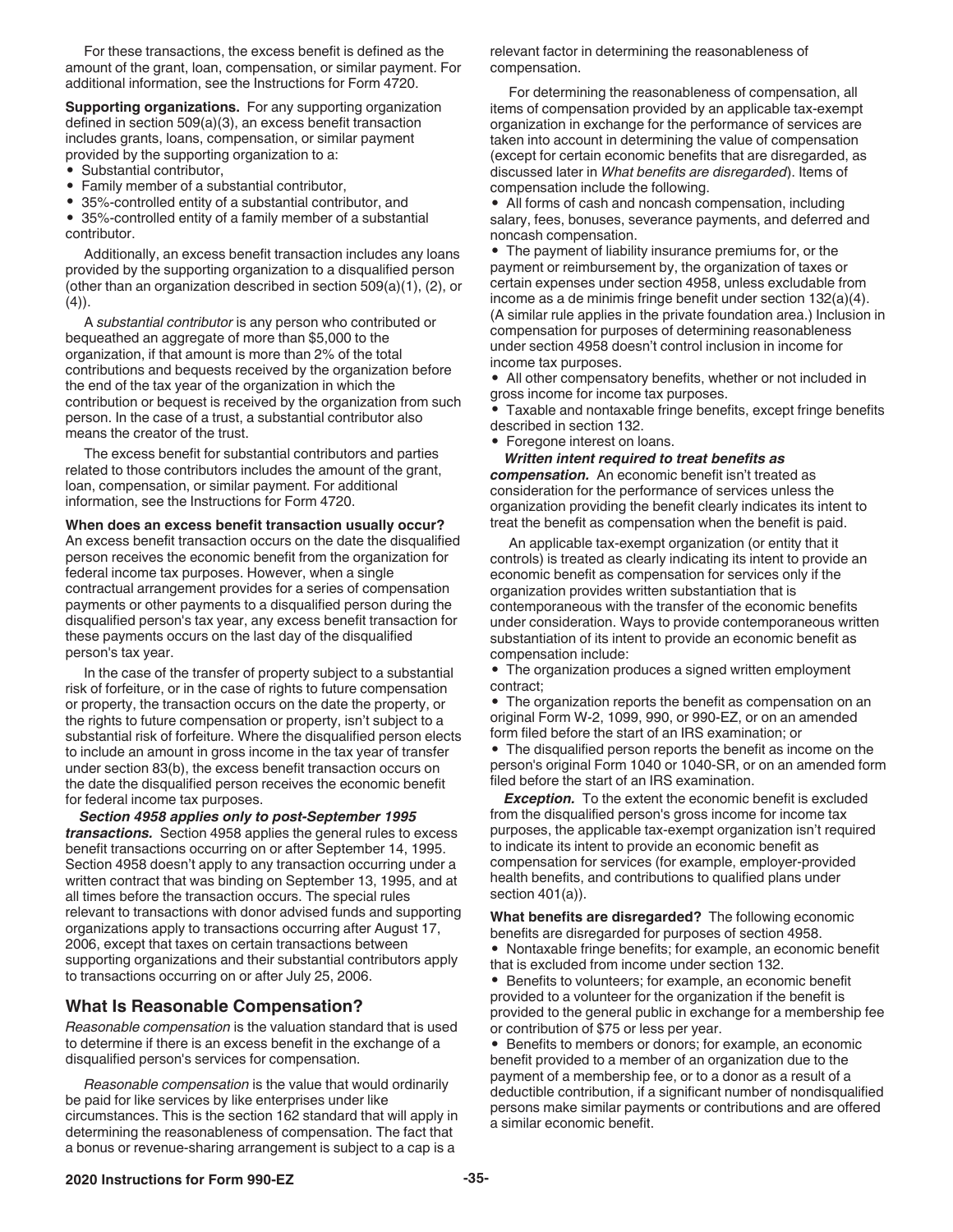For these transactions, the excess benefit is defined as the amount of the grant, loan, compensation, or similar payment. For additional information, see the Instructions for Form 4720.

**Supporting organizations.** For any supporting organization defined in section 509(a)(3), an excess benefit transaction includes grants, loans, compensation, or similar payment provided by the supporting organization to a:

- Substantial contributor,
- Family member of a substantial contributor,
- 35%-controlled entity of a substantial contributor, and
- 35%-controlled entity of a family member of a substantial contributor.

Additionally, an excess benefit transaction includes any loans provided by the supporting organization to a disqualified person (other than an organization described in section 509(a)(1), (2), or (4)).

A *substantial contributor* is any person who contributed or bequeathed an aggregate of more than $5,000 to the organization, if that amount is more than 2% of the total contributions and bequests received by the organization before the end of the tax year of the organization in which the contribution or bequest is received by the organization from such person. In the case of a trust, a substantial contributor also means the creator of the trust.

The excess benefit for substantial contributors and parties related to those contributors includes the amount of the grant, loan, compensation, or similar payment. For additional information, see the Instructions for Form 4720.

**When does an excess benefit transaction usually occur?** An excess benefit transaction occurs on the date the disqualified person receives the economic benefit from the organization for federal income tax purposes. However, when a single contractual arrangement provides for a series of compensation payments or other payments to a disqualified person during the disqualified person's tax year, any excess benefit transaction for these payments occurs on the last day of the disqualified person's tax year.

In the case of the transfer of property subject to a substantial risk of forfeiture, or in the case of rights to future compensation or property, the transaction occurs on the date the property, or the rights to future compensation or property, isn't subject to a substantial risk of forfeiture. Where the disqualified person elects to include an amount in gross income in the tax year of transfer under section 83(b), the excess benefit transaction occurs on the date the disqualified person receives the economic benefit for federal income tax purposes.

***Section 4958 applies only to post-September 1995 transactions.*** Section 4958 applies the general rules to excess benefit transactions occurring on or after September 14, 1995. Section 4958 doesn't apply to any transaction occurring under a written contract that was binding on September 13, 1995, and at all times before the transaction occurs. The special rules relevant to transactions with donor advised funds and supporting organizations apply to transactions occurring after August 17, 2006, except that taxes on certain transactions between supporting organizations and their substantial contributors apply to transactions occurring on or after July 25, 2006.

## What Is Reasonable Compensation?

*Reasonable compensation* is the valuation standard that is used to determine if there is an excess benefit in the exchange of a disqualified person's services for compensation.

*Reasonable compensation* is the value that would ordinarily be paid for like services by like enterprises under like circumstances. This is the section 162 standard that will apply in determining the reasonableness of compensation. The fact that a bonus or revenue-sharing arrangement is subject to a cap is a relevant factor in determining the reasonableness of compensation.

For determining the reasonableness of compensation, all items of compensation provided by an applicable tax-exempt organization in exchange for the performance of services are taken into account in determining the value of compensation (except for certain economic benefits that are disregarded, as discussed later in *What benefits are disregarded*). Items of compensation include the following.

- All forms of cash and noncash compensation, including salary, fees, bonuses, severance payments, and deferred and noncash compensation.
- The payment of liability insurance premiums for, or the payment or reimbursement by, the organization of taxes or certain expenses under section 4958, unless excludable from income as a de minimis fringe benefit under section 132(a)(4). (A similar rule applies in the private foundation area.) Inclusion in compensation for purposes of determining reasonableness under section 4958 doesn't control inclusion in income for income tax purposes.
- All other compensatory benefits, whether or not included in gross income for income tax purposes.
- Taxable and nontaxable fringe benefits, except fringe benefits described in section 132.
- Foregone interest on loans.

***Written intent required to treat benefits as compensation.*** An economic benefit isn't treated as consideration for the performance of services unless the organization providing the benefit clearly indicates its intent to treat the benefit as compensation when the benefit is paid.

An applicable tax-exempt organization (or entity that it controls) is treated as clearly indicating its intent to provide an economic benefit as compensation for services only if the organization provides written substantiation that is contemporaneous with the transfer of the economic benefits under consideration. Ways to provide contemporaneous written substantiation of its intent to provide an economic benefit as compensation include:

- The organization produces a signed written employment contract;
- The organization reports the benefit as compensation on an original Form W-2, 1099, 990, or 990-EZ, or on an amended form filed before the start of an IRS examination; or
- The disqualified person reports the benefit as income on the person's original Form 1040 or 1040-SR, or on an amended form filed before the start of an IRS examination.

***Exception.*** To the extent the economic benefit is excluded from the disqualified person's gross income for income tax purposes, the applicable tax-exempt organization isn't required to indicate its intent to provide an economic benefit as compensation for services (for example, employer-provided health benefits, and contributions to qualified plans under section 401(a)).

**What benefits are disregarded?** The following economic benefits are disregarded for purposes of section 4958.

- Nontaxable fringe benefits; for example, an economic benefit that is excluded from income under section 132.
- Benefits to volunteers; for example, an economic benefit provided to a volunteer for the organization if the benefit is provided to the general public in exchange for a membership fee or contribution of $75 or less per year.
- Benefits to members or donors; for example, an economic benefit provided to a member of an organization due to the payment of a membership fee, or to a donor as a result of a deductible contribution, if a significant number of nondisqualified persons make similar payments or contributions and are offered a similar economic benefit.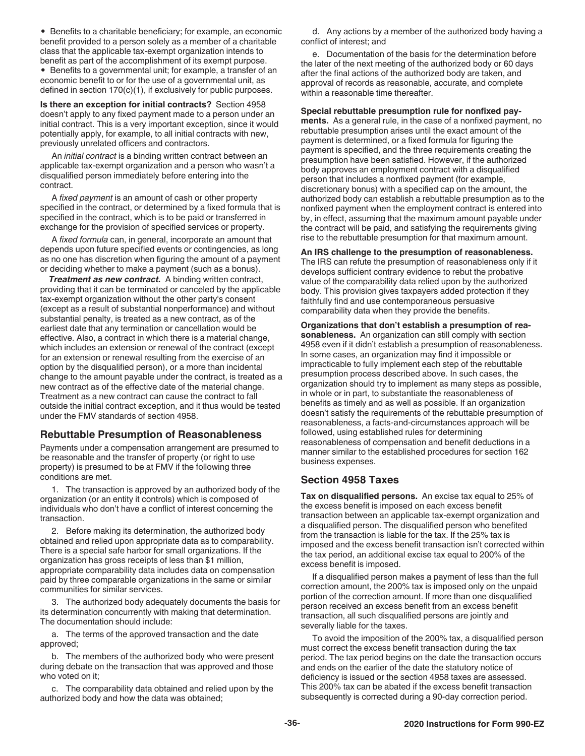- Benefits to a charitable beneficiary; for example, an economic benefit provided to a person solely as a member of a charitable class that the applicable tax-exempt organization intends to benefit as part of the accomplishment of its exempt purpose.
- Benefits to a governmental unit; for example, a transfer of an economic benefit to or for the use of a governmental unit, as defined in section 170(c)(1), if exclusively for public purposes.

**Is there an exception for initial contracts?** Section 4958 doesn't apply to any fixed payment made to a person under an initial contract. This is a very important exception, since it would potentially apply, for example, to all initial contracts with new, previously unrelated officers and contractors.

An *initial contract* is a binding written contract between an applicable tax-exempt organization and a person who wasn't a disqualified person immediately before entering into the contract.

A *fixed payment* is an amount of cash or other property specified in the contract, or determined by a fixed formula that is specified in the contract, which is to be paid or transferred in exchange for the provision of specified services or property.

A *fixed formula* can, in general, incorporate an amount that depends upon future specified events or contingencies, as long as no one has discretion when figuring the amount of a payment or deciding whether to make a payment (such as a bonus).

***Treatment as new contract.*** A binding written contract, providing that it can be terminated or canceled by the applicable tax-exempt organization without the other party's consent (except as a result of substantial nonperformance) and without substantial penalty, is treated as a new contract, as of the earliest date that any termination or cancellation would be effective. Also, a contract in which there is a material change, which includes an extension or renewal of the contract (except for an extension or renewal resulting from the exercise of an option by the disqualified person), or a more than incidental change to the amount payable under the contract, is treated as a new contract as of the effective date of the material change. Treatment as a new contract can cause the contract to fall outside the initial contract exception, and it thus would be tested under the FMV standards of section 4958.

## Rebuttable Presumption of Reasonableness

Payments under a compensation arrangement are presumed to be reasonable and the transfer of property (or right to use property) is presumed to be at FMV if the following three conditions are met.

1. The transaction is approved by an authorized body of the organization (or an entity it controls) which is composed of individuals who don't have a conflict of interest concerning the transaction.

2. Before making its determination, the authorized body obtained and relied upon appropriate data as to comparability. There is a special safe harbor for small organizations. If the organization has gross receipts of less than $1 million, appropriate comparability data includes data on compensation paid by three comparable organizations in the same or similar communities for similar services.

3. The authorized body adequately documents the basis for its determination concurrently with making that determination. The documentation should include:

a. The terms of the approved transaction and the date approved;

b. The members of the authorized body who were present during debate on the transaction that was approved and those who voted on it;

c. The comparability data obtained and relied upon by the authorized body and how the data was obtained;

d. Any actions by a member of the authorized body having a conflict of interest; and

e. Documentation of the basis for the determination before the later of the next meeting of the authorized body or 60 days after the final actions of the authorized body are taken, and approval of records as reasonable, accurate, and complete within a reasonable time thereafter.

**Special rebuttable presumption rule for nonfixed payments.** As a general rule, in the case of a nonfixed payment, no rebuttable presumption arises until the exact amount of the payment is determined, or a fixed formula for figuring the payment is specified, and the three requirements creating the presumption have been satisfied. However, if the authorized body approves an employment contract with a disqualified person that includes a nonfixed payment (for example, discretionary bonus) with a specified cap on the amount, the authorized body can establish a rebuttable presumption as to the nonfixed payment when the employment contract is entered into by, in effect, assuming that the maximum amount payable under the contract will be paid, and satisfying the requirements giving rise to the rebuttable presumption for that maximum amount.

**An IRS challenge to the presumption of reasonableness.** The IRS can refute the presumption of reasonableness only if it develops sufficient contrary evidence to rebut the probative value of the comparability data relied upon by the authorized body. This provision gives taxpayers added protection if they faithfully find and use contemporaneous persuasive comparability data when they provide the benefits.

**Organizations that don't establish a presumption of reasonableness.** An organization can still comply with section 4958 even if it didn't establish a presumption of reasonableness. In some cases, an organization may find it impossible or impracticable to fully implement each step of the rebuttable presumption process described above. In such cases, the organization should try to implement as many steps as possible, in whole or in part, to substantiate the reasonableness of benefits as timely and as well as possible. If an organization doesn't satisfy the requirements of the rebuttable presumption of reasonableness, a facts-and-circumstances approach will be followed, using established rules for determining reasonableness of compensation and benefit deductions in a manner similar to the established procedures for section 162 business expenses.

## Section 4958 Taxes

**Tax on disqualified persons.** An excise tax equal to 25% of the excess benefit is imposed on each excess benefit transaction between an applicable tax-exempt organization and a disqualified person. The disqualified person who benefited from the transaction is liable for the tax. If the 25% tax is imposed and the excess benefit transaction isn't corrected within the tax period, an additional excise tax equal to 200% of the excess benefit is imposed.

If a disqualified person makes a payment of less than the full correction amount, the 200% tax is imposed only on the unpaid portion of the correction amount. If more than one disqualified person received an excess benefit from an excess benefit transaction, all such disqualified persons are jointly and severally liable for the taxes.

To avoid the imposition of the 200% tax, a disqualified person must correct the excess benefit transaction during the tax period. The tax period begins on the date the transaction occurs and ends on the earlier of the date the statutory notice of deficiency is issued or the section 4958 taxes are assessed. This 200% tax can be abated if the excess benefit transaction subsequently is corrected during a 90-day correction period.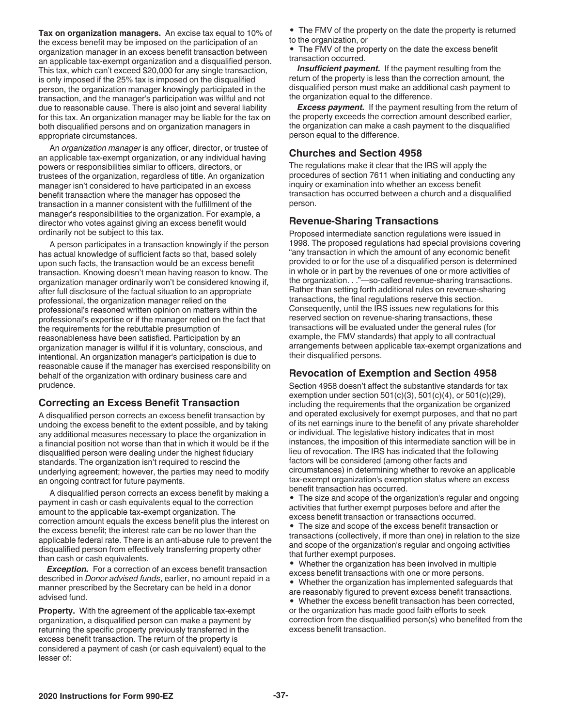**Tax on organization managers.** An excise tax equal to 10% of the excess benefit may be imposed on the participation of an organization manager in an excess benefit transaction between an applicable tax-exempt organization and a disqualified person. This tax, which can't exceed $20,000 for any single transaction, is only imposed if the 25% tax is imposed on the disqualified person, the organization manager knowingly participated in the transaction, and the manager's participation was willful and not due to reasonable cause. There is also joint and several liability for this tax. An organization manager may be liable for the tax on both disqualified persons and on organization managers in appropriate circumstances.

An *organization manager* is any officer, director, or trustee of an applicable tax-exempt organization, or any individual having powers or responsibilities similar to officers, directors, or trustees of the organization, regardless of title. An organization manager isn't considered to have participated in an excess benefit transaction where the manager has opposed the transaction in a manner consistent with the fulfillment of the manager's responsibilities to the organization. For example, a director who votes against giving an excess benefit would ordinarily not be subject to this tax.

A person participates in a transaction knowingly if the person has actual knowledge of sufficient facts so that, based solely upon such facts, the transaction would be an excess benefit transaction. Knowing doesn't mean having reason to know. The organization manager ordinarily won't be considered knowing if, after full disclosure of the factual situation to an appropriate professional, the organization manager relied on the professional's reasoned written opinion on matters within the professional's expertise or if the manager relied on the fact that the requirements for the rebuttable presumption of reasonableness have been satisfied. Participation by an organization manager is willful if it is voluntary, conscious, and intentional. An organization manager's participation is due to reasonable cause if the manager has exercised responsibility on behalf of the organization with ordinary business care and prudence.

## Correcting an Excess Benefit Transaction

A disqualified person corrects an excess benefit transaction by undoing the excess benefit to the extent possible, and by taking any additional measures necessary to place the organization in a financial position not worse than that in which it would be if the disqualified person were dealing under the highest fiduciary standards. The organization isn't required to rescind the underlying agreement; however, the parties may need to modify an ongoing contract for future payments.

A disqualified person corrects an excess benefit by making a payment in cash or cash equivalents equal to the correction amount to the applicable tax-exempt organization. The correction amount equals the excess benefit plus the interest on the excess benefit; the interest rate can be no lower than the applicable federal rate. There is an anti-abuse rule to prevent the disqualified person from effectively transferring property other than cash or cash equivalents.

***Exception.*** For a correction of an excess benefit transaction described in *Donor advised funds*, earlier, no amount repaid in a manner prescribed by the Secretary can be held in a donor advised fund.

**Property.** With the agreement of the applicable tax-exempt organization, a disqualified person can make a payment by returning the specific property previously transferred in the excess benefit transaction. The return of the property is considered a payment of cash (or cash equivalent) equal to the lesser of:

- The FMV of the property on the date the property is returned to the organization, or
- The FMV of the property on the date the excess benefit transaction occurred.

***Insufficient payment.*** If the payment resulting from the return of the property is less than the correction amount, the disqualified person must make an additional cash payment to the organization equal to the difference.

***Excess payment.*** If the payment resulting from the return of the property exceeds the correction amount described earlier, the organization can make a cash payment to the disqualified person equal to the difference.

## Churches and Section 4958

The regulations make it clear that the IRS will apply the procedures of section 7611 when initiating and conducting any inquiry or examination into whether an excess benefit transaction has occurred between a church and a disqualified person.

## Revenue-Sharing Transactions

Proposed intermediate sanction regulations were issued in 1998. The proposed regulations had special provisions covering "any transaction in which the amount of any economic benefit provided to or for the use of a disqualified person is determined in whole or in part by the revenues of one or more activities of the organization. . ."—so-called revenue-sharing transactions. Rather than setting forth additional rules on revenue-sharing transactions, the final regulations reserve this section. Consequently, until the IRS issues new regulations for this reserved section on revenue-sharing transactions, these transactions will be evaluated under the general rules (for example, the FMV standards) that apply to all contractual arrangements between applicable tax-exempt organizations and their disqualified persons.

## Revocation of Exemption and Section 4958

Section 4958 doesn't affect the substantive standards for tax exemption under section 501(c)(3), 501(c)(4), or 501(c)(29), including the requirements that the organization be organized and operated exclusively for exempt purposes, and that no part of its net earnings inure to the benefit of any private shareholder or individual. The legislative history indicates that in most instances, the imposition of this intermediate sanction will be in lieu of revocation. The IRS has indicated that the following factors will be considered (among other facts and circumstances) in determining whether to revoke an applicable tax-exempt organization's exemption status where an excess benefit transaction has occurred.

- The size and scope of the organization's regular and ongoing activities that further exempt purposes before and after the excess benefit transaction or transactions occurred.
- The size and scope of the excess benefit transaction or transactions (collectively, if more than one) in relation to the size and scope of the organization's regular and ongoing activities that further exempt purposes.
- Whether the organization has been involved in multiple excess benefit transactions with one or more persons.
- Whether the organization has implemented safeguards that are reasonably figured to prevent excess benefit transactions.
- Whether the excess benefit transaction has been corrected, or the organization has made good faith efforts to seek correction from the disqualified person(s) who benefited from the excess benefit transaction.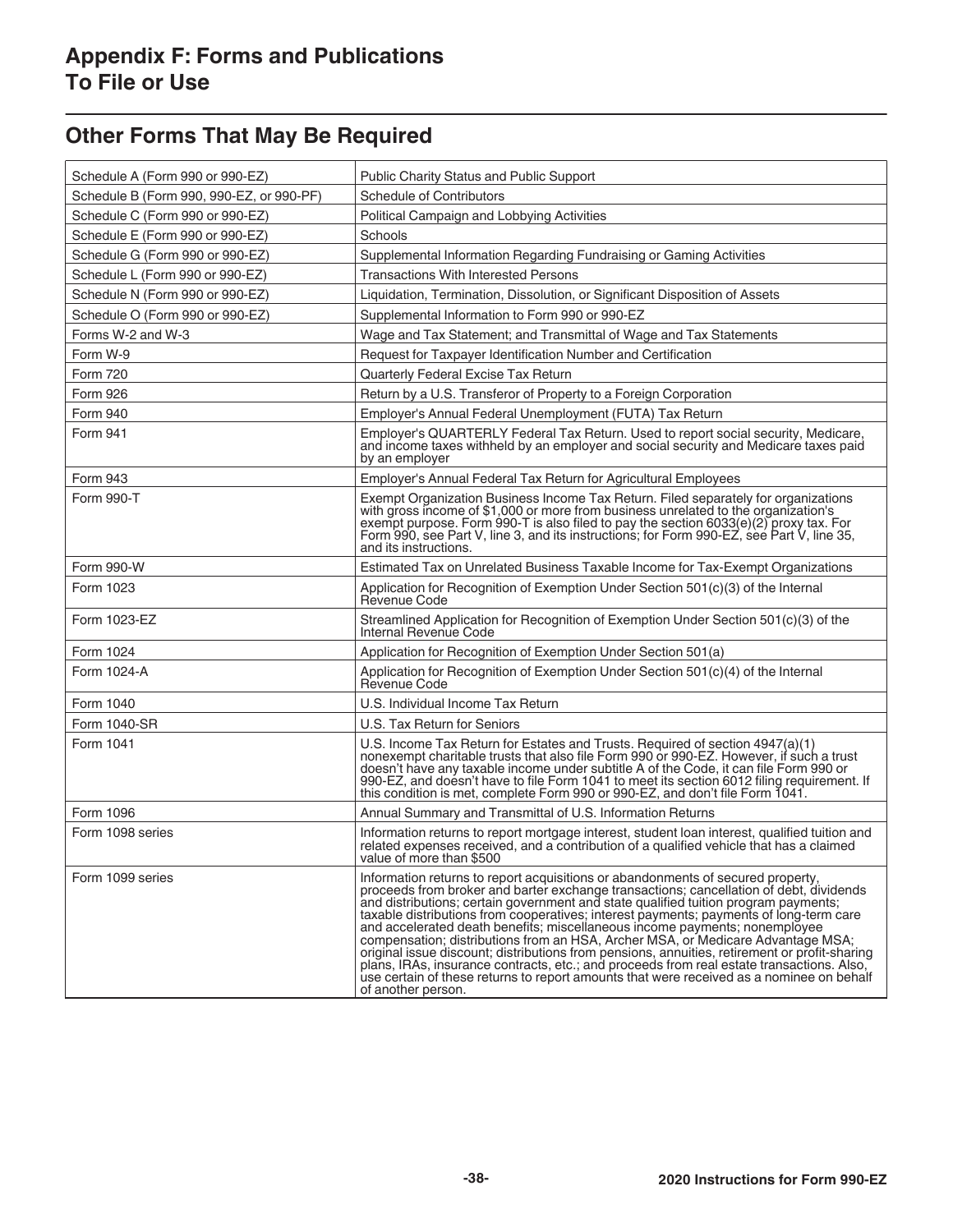# Appendix F: Forms and Publications To File or Use

## Other Forms That May Be Required

| | |
|---|---|
| Schedule A (Form 990 or 990-EZ) | Public Charity Status and Public Support |
| Schedule B (Form 990, 990-EZ, or 990-PF) | Schedule of Contributors |
| Schedule C (Form 990 or 990-EZ) | Political Campaign and Lobbying Activities |
| Schedule E (Form 990 or 990-EZ) | Schools |
| Schedule G (Form 990 or 990-EZ) | Supplemental Information Regarding Fundraising or Gaming Activities |
| Schedule L (Form 990 or 990-EZ) | Transactions With Interested Persons |
| Schedule N (Form 990 or 990-EZ) | Liquidation, Termination, Dissolution, or Significant Disposition of Assets |
| Schedule O (Form 990 or 990-EZ) | Supplemental Information to Form 990 or 990-EZ |
| Forms W-2 and W-3 | Wage and Tax Statement; and Transmittal of Wage and Tax Statements |
| Form W-9 | Request for Taxpayer Identification Number and Certification |
| Form 720 | Quarterly Federal Excise Tax Return |
| Form 926 | Return by a U.S. Transferor of Property to a Foreign Corporation |
| Form 940 | Employer's Annual Federal Unemployment (FUTA) Tax Return |
| Form 941 | Employer's QUARTERLY Federal Tax Return. Used to report social security, Medicare, and income taxes withheld by an employer and social security and Medicare taxes paid by an employer |
| Form 943 | Employer's Annual Federal Tax Return for Agricultural Employees |
| Form 990-T | Exempt Organization Business Income Tax Return. Filed separately for organizations with gross income of $1,000 or more from business unrelated to the organization's exempt purpose. Form 990-T is also filed to pay the section 6033(e)(2) proxy tax. For Form 990, see Part V, line 3, and its instructions; for Form 990-EZ, see Part V, line 35, and its instructions. |
| Form 990-W | Estimated Tax on Unrelated Business Taxable Income for Tax-Exempt Organizations |
| Form 1023 | Application for Recognition of Exemption Under Section 501(c)(3) of the Internal Revenue Code |
| Form 1023-EZ | Streamlined Application for Recognition of Exemption Under Section 501(c)(3) of the Internal Revenue Code |
| Form 1024 | Application for Recognition of Exemption Under Section 501(a) |
| Form 1024-A | Application for Recognition of Exemption Under Section 501(c)(4) of the Internal Revenue Code |
| Form 1040 | U.S. Individual Income Tax Return |
| Form 1040-SR | U.S. Tax Return for Seniors |
| Form 1041 | U.S. Income Tax Return for Estates and Trusts. Required of section 4947(a)(1) nonexempt charitable trusts that also file Form 990 or 990-EZ. However, if such a trust doesn't have any taxable income under subtitle A of the Code, it can file Form 990 or 990-EZ, and doesn't have to file Form 1041 to meet its section 6012 filing requirement. If this condition is met, complete Form 990 or 990-EZ, and don't file Form 1041. |
| Form 1096 | Annual Summary and Transmittal of U.S. Information Returns |
| Form 1098 series | Information returns to report mortgage interest, student loan interest, qualified tuition and related expenses received, and a contribution of a qualified vehicle that has a claimed value of more than $500 |
| Form 1099 series | Information returns to report acquisitions or abandonments of secured property, proceeds from broker and barter exchange transactions; cancellation of debt, dividends and distributions; certain government and state qualified tuition program payments; taxable distributions from cooperatives; interest payments; payments of long-term care and accelerated death benefits; miscellaneous income payments; nonemployee compensation; distributions from an HSA, Archer MSA, or Medicare Advantage MSA; original issue discount; distributions from pensions, annuities, retirement or profit-sharing plans, IRAs, insurance contracts, etc.; and proceeds from real estate transactions. Also, use certain of these returns to report amounts that were received as a nominee on behalf of another person. |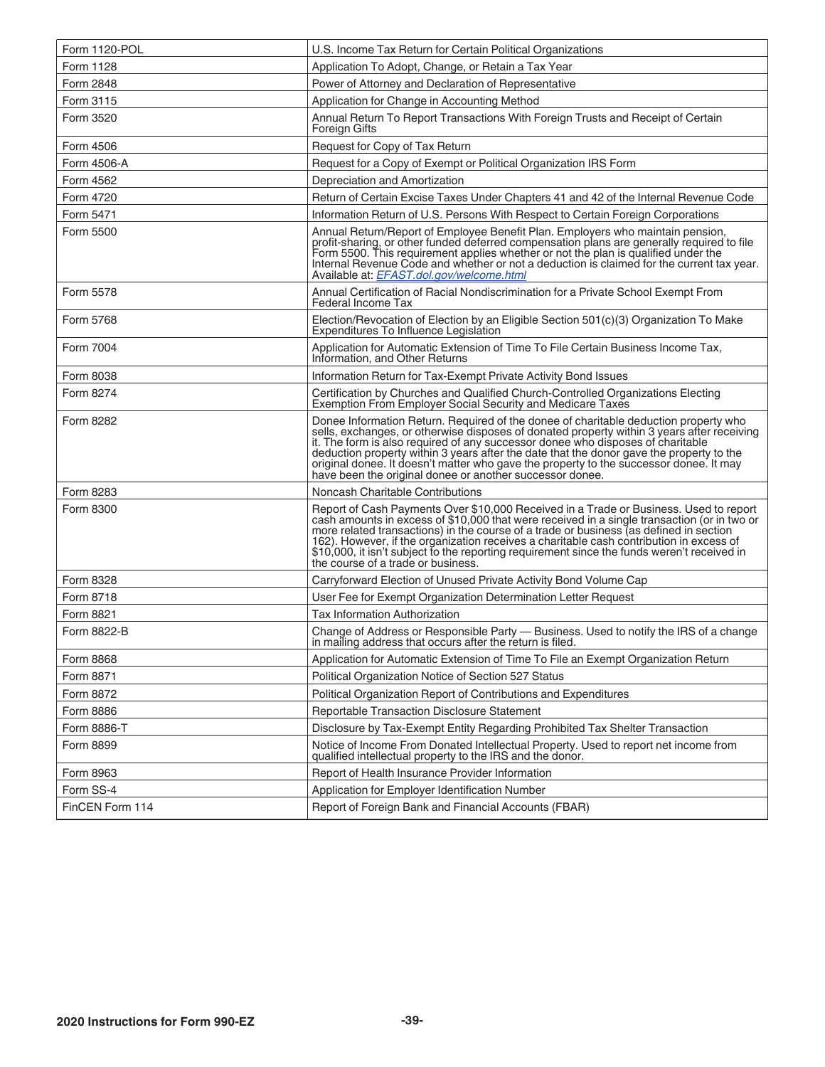| Form 1120-POL | U.S. Income Tax Return for Certain Political Organizations |
|---|---|
| Form 1128 | Application To Adopt, Change, or Retain a Tax Year |
| Form 2848 | Power of Attorney and Declaration of Representative |
| Form 3115 | Application for Change in Accounting Method |
| Form 3520 | Annual Return To Report Transactions With Foreign Trusts and Receipt of Certain Foreign Gifts |
| Form 4506 | Request for Copy of Tax Return |
| Form 4506-A | Request for a Copy of Exempt or Political Organization IRS Form |
| Form 4562 | Depreciation and Amortization |
| Form 4720 | Return of Certain Excise Taxes Under Chapters 41 and 42 of the Internal Revenue Code |
| Form 5471 | Information Return of U.S. Persons With Respect to Certain Foreign Corporations |
| Form 5500 | Annual Return/Report of Employee Benefit Plan. Employers who maintain pension, profit-sharing, or other funded deferred compensation plans are generally required to file Form 5500. This requirement applies whether or not the plan is qualified under the Internal Revenue Code and whether or not a deduction is claimed for the current tax year. Available at: *EFAST.dol.gov/welcome.html* |
| Form 5578 | Annual Certification of Racial Nondiscrimination for a Private School Exempt From Federal Income Tax |
| Form 5768 | Election/Revocation of Election by an Eligible Section 501(c)(3) Organization To Make Expenditures To Influence Legislation |
| Form 7004 | Application for Automatic Extension of Time To File Certain Business Income Tax, Information, and Other Returns |
| Form 8038 | Information Return for Tax-Exempt Private Activity Bond Issues |
| Form 8274 | Certification by Churches and Qualified Church-Controlled Organizations Electing Exemption From Employer Social Security and Medicare Taxes |
| Form 8282 | Donee Information Return. Required of the donee of charitable deduction property who sells, exchanges, or otherwise disposes of donated property within 3 years after receiving it. The form is also required of any successor donee who disposes of charitable deduction property within 3 years after the date that the donor gave the property to the original donee. It doesn't matter who gave the property to the successor donee. It may have been the original donee or another successor donee. |
| Form 8283 | Noncash Charitable Contributions |
| Form 8300 | Report of Cash Payments Over $10,000 Received in a Trade or Business. Used to report cash amounts in excess of $10,000 that were received in a single transaction (or in two or more related transactions) in the course of a trade or business (as defined in section 162). However, if the organization receives a charitable cash contribution in excess of $10,000, it isn't subject to the reporting requirement since the funds weren't received in the course of a trade or business. |
| Form 8328 | Carryforward Election of Unused Private Activity Bond Volume Cap |
| Form 8718 | User Fee for Exempt Organization Determination Letter Request |
| Form 8821 | Tax Information Authorization |
| Form 8822-B | Change of Address or Responsible Party — Business. Used to notify the IRS of a change in mailing address that occurs after the return is filed. |
| Form 8868 | Application for Automatic Extension of Time To File an Exempt Organization Return |
| Form 8871 | Political Organization Notice of Section 527 Status |
| Form 8872 | Political Organization Report of Contributions and Expenditures |
| Form 8886 | Reportable Transaction Disclosure Statement |
| Form 8886-T | Disclosure by Tax-Exempt Entity Regarding Prohibited Tax Shelter Transaction |
| Form 8899 | Notice of Income From Donated Intellectual Property. Used to report net income from qualified intellectual property to the IRS and the donor. |
| Form 8963 | Report of Health Insurance Provider Information |
| Form SS-4 | Application for Employer Identification Number |
| FinCEN Form 114 | Report of Foreign Bank and Financial Accounts (FBAR) |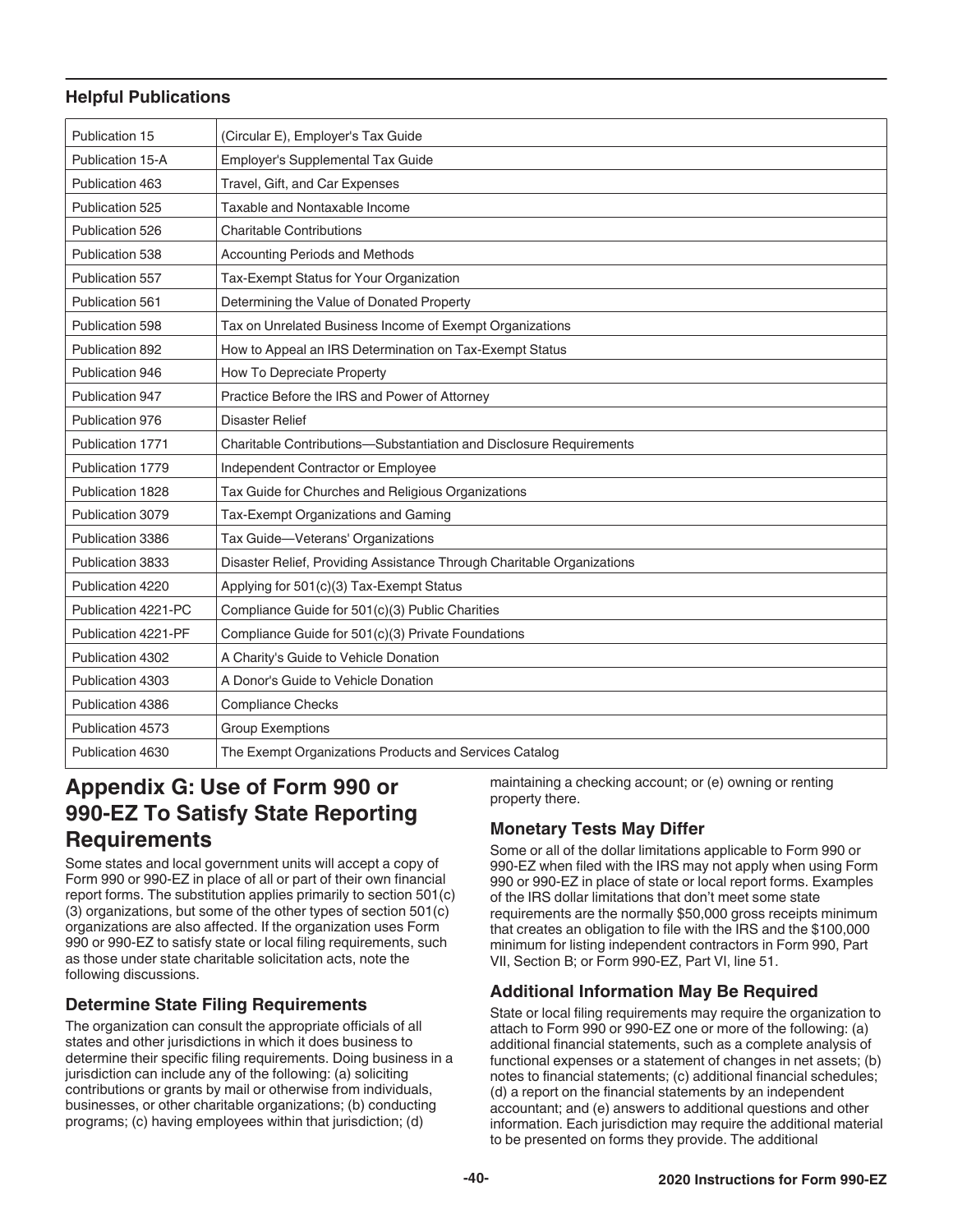### Helpful Publications

| | |
|---|---|
| Publication 15 | (Circular E), Employer's Tax Guide |
| Publication 15-A | Employer's Supplemental Tax Guide |
| Publication 463 | Travel, Gift, and Car Expenses |
| Publication 525 | Taxable and Nontaxable Income |
| Publication 526 | Charitable Contributions |
| Publication 538 | Accounting Periods and Methods |
| Publication 557 | Tax-Exempt Status for Your Organization |
| Publication 561 | Determining the Value of Donated Property |
| Publication 598 | Tax on Unrelated Business Income of Exempt Organizations |
| Publication 892 | How to Appeal an IRS Determination on Tax-Exempt Status |
| Publication 946 | How To Depreciate Property |
| Publication 947 | Practice Before the IRS and Power of Attorney |
| Publication 976 | Disaster Relief |
| Publication 1771 | Charitable Contributions—Substantiation and Disclosure Requirements |
| Publication 1779 | Independent Contractor or Employee |
| Publication 1828 | Tax Guide for Churches and Religious Organizations |
| Publication 3079 | Tax-Exempt Organizations and Gaming |
| Publication 3386 | Tax Guide—Veterans' Organizations |
| Publication 3833 | Disaster Relief, Providing Assistance Through Charitable Organizations |
| Publication 4220 | Applying for 501(c)(3) Tax-Exempt Status |
| Publication 4221-PC | Compliance Guide for 501(c)(3) Public Charities |
| Publication 4221-PF | Compliance Guide for 501(c)(3) Private Foundations |
| Publication 4302 | A Charity's Guide to Vehicle Donation |
| Publication 4303 | A Donor's Guide to Vehicle Donation |
| Publication 4386 | Compliance Checks |
| Publication 4573 | Group Exemptions |
| Publication 4630 | The Exempt Organizations Products and Services Catalog |

## Appendix G: Use of Form 990 or 990-EZ To Satisfy State Reporting Requirements

Some states and local government units will accept a copy of Form 990 or 990-EZ in place of all or part of their own financial report forms. The substitution applies primarily to section 501(c)(3) organizations, but some of the other types of section 501(c) organizations are also affected. If the organization uses Form 990 or 990-EZ to satisfy state or local filing requirements, such as those under state charitable solicitation acts, note the following discussions.

### Determine State Filing Requirements

The organization can consult the appropriate officials of all states and other jurisdictions in which it does business to determine their specific filing requirements. Doing business in a jurisdiction can include any of the following: (a) soliciting contributions or grants by mail or otherwise from individuals, businesses, or other charitable organizations; (b) conducting programs; (c) having employees within that jurisdiction; (d) maintaining a checking account; or (e) owning or renting property there.

### Monetary Tests May Differ

Some or all of the dollar limitations applicable to Form 990 or 990-EZ when filed with the IRS may not apply when using Form 990 or 990-EZ in place of state or local report forms. Examples of the IRS dollar limitations that don't meet some state requirements are the normally $50,000 gross receipts minimum that creates an obligation to file with the IRS and the $100,000 minimum for listing independent contractors in Form 990, Part VII, Section B; or Form 990-EZ, Part VI, line 51.

### Additional Information May Be Required

State or local filing requirements may require the organization to attach to Form 990 or 990-EZ one or more of the following: (a) additional financial statements, such as a complete analysis of functional expenses or a statement of changes in net assets; (b) notes to financial statements; (c) additional financial schedules; (d) a report on the financial statements by an independent accountant; and (e) answers to additional questions and other information. Each jurisdiction may require the additional material to be presented on forms they provide. The additional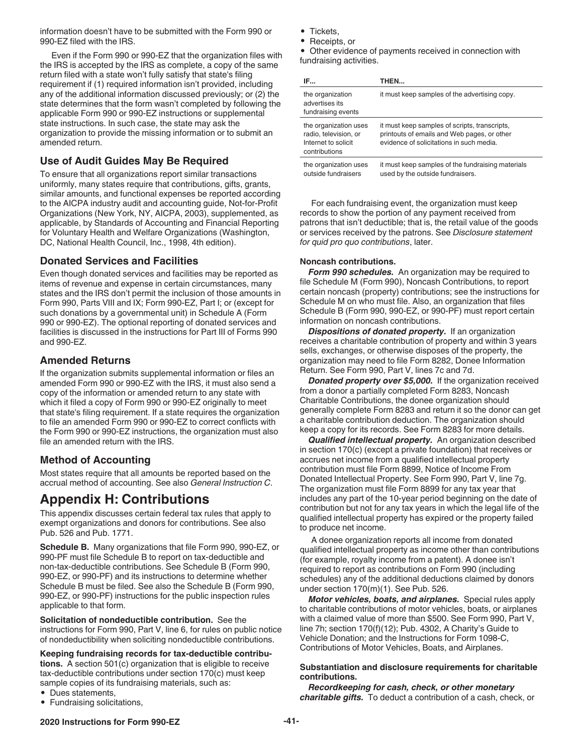information doesn't have to be submitted with the Form 990 or 990-EZ filed with the IRS.

Even if the Form 990 or 990-EZ that the organization files with the IRS is accepted by the IRS as complete, a copy of the same return filed with a state won't fully satisfy that state's filing requirement if (1) required information isn't provided, including any of the additional information discussed previously; or (2) the state determines that the form wasn't completed by following the applicable Form 990 or 990-EZ instructions or supplemental state instructions. In such case, the state may ask the organization to provide the missing information or to submit an amended return.

### Use of Audit Guides May Be Required

To ensure that all organizations report similar transactions uniformly, many states require that contributions, gifts, grants, similar amounts, and functional expenses be reported according to the AICPA industry audit and accounting guide, Not-for-Profit Organizations (New York, NY, AICPA, 2003), supplemented, as applicable, by Standards of Accounting and Financial Reporting for Voluntary Health and Welfare Organizations (Washington, DC, National Health Council, Inc., 1998, 4th edition).

### Donated Services and Facilities

Even though donated services and facilities may be reported as items of revenue and expense in certain circumstances, many states and the IRS don't permit the inclusion of those amounts in Form 990, Parts VIII and IX; Form 990-EZ, Part I; or (except for such donations by a governmental unit) in Schedule A (Form 990 or 990-EZ). The optional reporting of donated services and facilities is discussed in the instructions for Part III of Forms 990 and 990-EZ.

### Amended Returns

If the organization submits supplemental information or files an amended Form 990 or 990-EZ with the IRS, it must also send a copy of the information or amended return to any state with which it filed a copy of Form 990 or 990-EZ originally to meet that state's filing requirement. If a state requires the organization to file an amended Form 990 or 990-EZ to correct conflicts with the Form 990 or 990-EZ instructions, the organization must also file an amended return with the IRS.

### Method of Accounting

Most states require that all amounts be reported based on the accrual method of accounting. See also *General Instruction C*.

# Appendix H: Contributions

This appendix discusses certain federal tax rules that apply to exempt organizations and donors for contributions. See also Pub. 526 and Pub. 1771.

**Schedule B.** Many organizations that file Form 990, 990-EZ, or 990-PF must file Schedule B to report on tax-deductible and non-tax-deductible contributions. See Schedule B (Form 990, 990-EZ, or 990-PF) and its instructions to determine whether Schedule B must be filed. See also the Schedule B (Form 990, 990-EZ, or 990-PF) instructions for the public inspection rules applicable to that form.

**Solicitation of nondeductible contribution.** See the instructions for Form 990, Part V, line 6, for rules on public notice of nondeductibility when soliciting nondeductible contributions.

**Keeping fundraising records for tax-deductible contributions.** A section 501(c) organization that is eligible to receive tax-deductible contributions under section 170(c) must keep sample copies of its fundraising materials, such as:

- Dues statements,
- Fundraising solicitations,
- Tickets,
- Receipts, or
- Other evidence of payments received in connection with fundraising activities.

| IF... | THEN... |
|---|---|
| the organization advertises its fundraising events | it must keep samples of the advertising copy. |
| the organization uses radio, television, or Internet to solicit contributions | it must keep samples of scripts, transcripts, printouts of emails and Web pages, or other evidence of solicitations in such media. |
| the organization uses outside fundraisers | it must keep samples of the fundraising materials used by the outside fundraisers. |

For each fundraising event, the organization must keep records to show the portion of any payment received from patrons that isn't deductible; that is, the retail value of the goods or services received by the patrons. See *Disclosure statement for quid pro quo contributions*, later.

**Noncash contributions.**

***Form 990 schedules.*** An organization may be required to file Schedule M (Form 990), Noncash Contributions, to report certain noncash (property) contributions; see the instructions for Schedule M on who must file. Also, an organization that files Schedule B (Form 990, 990-EZ, or 990-PF) must report certain information on noncash contributions.

***Dispositions of donated property.*** If an organization receives a charitable contribution of property and within 3 years sells, exchanges, or otherwise disposes of the property, the organization may need to file Form 8282, Donee Information Return. See Form 990, Part V, lines 7c and 7d.

***Donated property over $5,000.*** If the organization received from a donor a partially completed Form 8283, Noncash Charitable Contributions, the donee organization should generally complete Form 8283 and return it so the donor can get a charitable contribution deduction. The organization should keep a copy for its records. See Form 8283 for more details.

***Qualified intellectual property.*** An organization described in section 170(c) (except a private foundation) that receives or accrues net income from a qualified intellectual property contribution must file Form 8899, Notice of Income From Donated Intellectual Property. See Form 990, Part V, line 7g. The organization must file Form 8899 for any tax year that includes any part of the 10-year period beginning on the date of contribution but not for any tax years in which the legal life of the qualified intellectual property has expired or the property failed to produce net income.

A donee organization reports all income from donated qualified intellectual property as income other than contributions (for example, royalty income from a patent). A donee isn't required to report as contributions on Form 990 (including schedules) any of the additional deductions claimed by donors under section 170(m)(1). See Pub. 526.

***Motor vehicles, boats, and airplanes.*** Special rules apply to charitable contributions of motor vehicles, boats, or airplanes with a claimed value of more than $500. See Form 990, Part V, line 7h; section 170(f)(12); Pub. 4302, A Charity's Guide to Vehicle Donation; and the Instructions for Form 1098-C, Contributions of Motor Vehicles, Boats, and Airplanes.

**Substantiation and disclosure requirements for charitable contributions.**

***Recordkeeping for cash, check, or other monetary charitable gifts.*** To deduct a contribution of a cash, check, or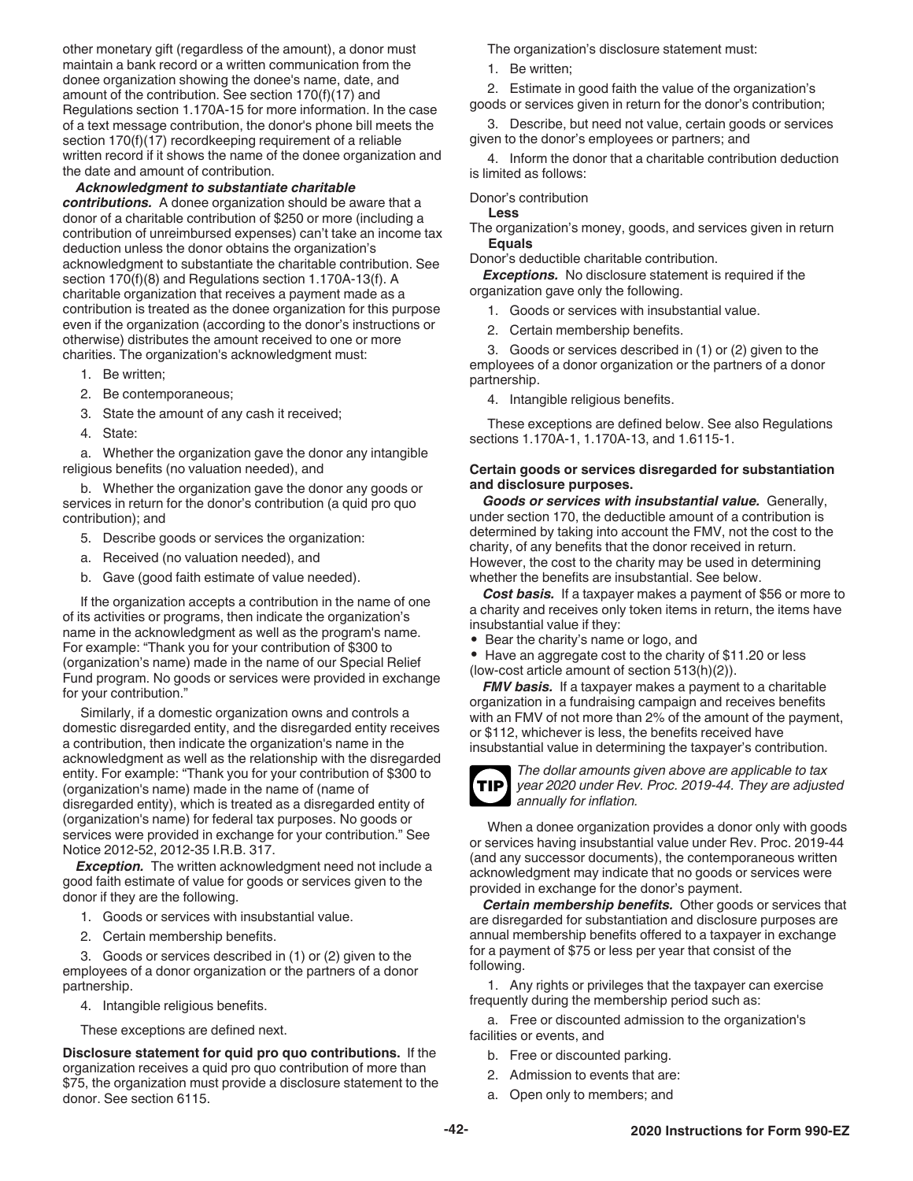other monetary gift (regardless of the amount), a donor must maintain a bank record or a written communication from the donee organization showing the donee's name, date, and amount of the contribution. See section 170(f)(17) and Regulations section 1.170A-15 for more information. In the case of a text message contribution, the donor's phone bill meets the section 170(f)(17) recordkeeping requirement of a reliable written record if it shows the name of the donee organization and the date and amount of contribution.

***Acknowledgment to substantiate charitable contributions.*** A donee organization should be aware that a donor of a charitable contribution of $250 or more (including a contribution of unreimbursed expenses) can't take an income tax deduction unless the donor obtains the organization's acknowledgment to substantiate the charitable contribution. See section 170(f)(8) and Regulations section 1.170A-13(f). A charitable organization that receives a payment made as a contribution is treated as the donee organization for this purpose even if the organization (according to the donor's instructions or otherwise) distributes the amount received to one or more charities. The organization's acknowledgment must:

1. Be written;
2. Be contemporaneous;
3. State the amount of any cash it received;
4. State:

a. Whether the organization gave the donor any intangible religious benefits (no valuation needed), and

b. Whether the organization gave the donor any goods or services in return for the donor's contribution (a quid pro quo contribution); and

5. Describe goods or services the organization:

a. Received (no valuation needed), and

b. Gave (good faith estimate of value needed).

If the organization accepts a contribution in the name of one of its activities or programs, then indicate the organization's name in the acknowledgment as well as the program's name. For example: "Thank you for your contribution of $300 to (organization's name) made in the name of our Special Relief Fund program. No goods or services were provided in exchange for your contribution."

Similarly, if a domestic organization owns and controls a domestic disregarded entity, and the disregarded entity receives a contribution, then indicate the organization's name in the acknowledgment as well as the relationship with the disregarded entity. For example: "Thank you for your contribution of $300 to (organization's name) made in the name of (name of disregarded entity), which is treated as a disregarded entity of (organization's name) for federal tax purposes. No goods or services were provided in exchange for your contribution." See Notice 2012-52, 2012-35 I.R.B. 317.

***Exception.*** The written acknowledgment need not include a good faith estimate of value for goods or services given to the donor if they are the following.

1. Goods or services with insubstantial value.
2. Certain membership benefits.
3. Goods or services described in (1) or (2) given to the employees of a donor organization or the partners of a donor partnership.
4. Intangible religious benefits.

These exceptions are defined next.

**Disclosure statement for quid pro quo contributions.** If the organization receives a quid pro quo contribution of more than $75, the organization must provide a disclosure statement to the donor. See section 6115.

The organization's disclosure statement must:

1. Be written;
2. Estimate in good faith the value of the organization's goods or services given in return for the donor's contribution;
3. Describe, but need not value, certain goods or services given to the donor's employees or partners; and
4. Inform the donor that a charitable contribution deduction is limited as follows:

Donor's contribution
**Less**
The organization's money, goods, and services given in return
**Equals**
Donor's deductible charitable contribution.

***Exceptions.*** No disclosure statement is required if the organization gave only the following.

1. Goods or services with insubstantial value.
2. Certain membership benefits.
3. Goods or services described in (1) or (2) given to the employees of a donor organization or the partners of a donor partnership.
4. Intangible religious benefits.

These exceptions are defined below. See also Regulations sections 1.170A-1, 1.170A-13, and 1.6115-1.

**Certain goods or services disregarded for substantiation and disclosure purposes.**

***Goods or services with insubstantial value.*** Generally, under section 170, the deductible amount of a contribution is determined by taking into account the FMV, not the cost to the charity, of any benefits that the donor received in return. However, the cost to the charity may be used in determining whether the benefits are insubstantial. See below.

***Cost basis.*** If a taxpayer makes a payment of $56 or more to a charity and receives only token items in return, the items have insubstantial value if they:

- Bear the charity's name or logo, and
- Have an aggregate cost to the charity of $11.20 or less (low-cost article amount of section 513(h)(2)).

***FMV basis.*** If a taxpayer makes a payment to a charitable organization in a fundraising campaign and receives benefits with an FMV of not more than 2% of the amount of the payment, or $112, whichever is less, the benefits received have insubstantial value in determining the taxpayer's contribution.

**TIP** *The dollar amounts given above are applicable to tax year 2020 under Rev. Proc. 2019-44. They are adjusted annually for inflation.*

When a donee organization provides a donor only with goods or services having insubstantial value under Rev. Proc. 2019-44 (and any successor documents), the contemporaneous written acknowledgment may indicate that no goods or services were provided in exchange for the donor's payment.

***Certain membership benefits.*** Other goods or services that are disregarded for substantiation and disclosure purposes are annual membership benefits offered to a taxpayer in exchange for a payment of $75 or less per year that consist of the following.

1. Any rights or privileges that the taxpayer can exercise frequently during the membership period such as:

a. Free or discounted admission to the organization's facilities or events, and

b. Free or discounted parking.

2. Admission to events that are:

a. Open only to members; and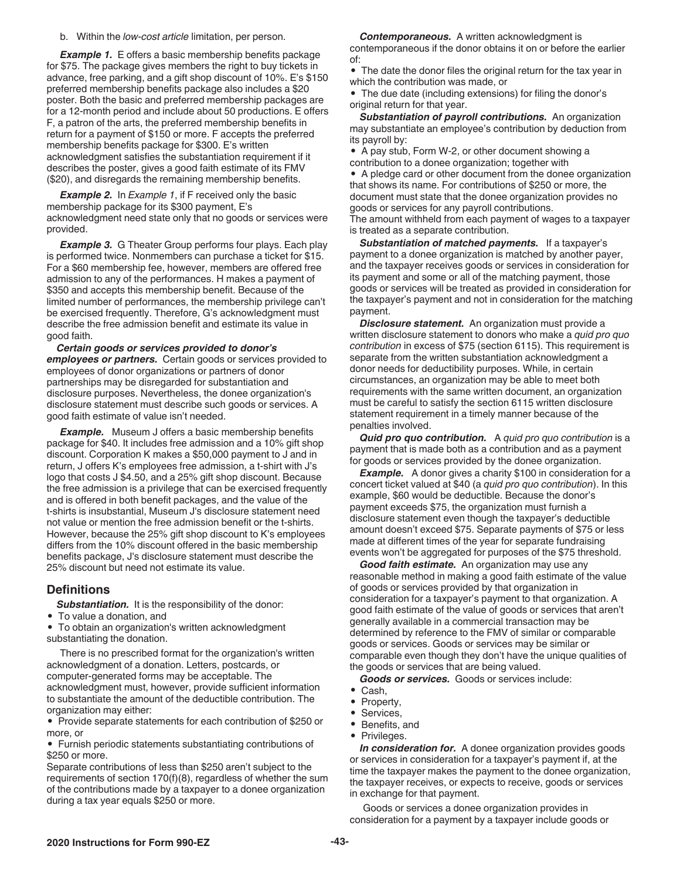b. Within the *low-cost article* limitation, per person.

***Example 1.*** E offers a basic membership benefits package for $75. The package gives members the right to buy tickets in advance, free parking, and a gift shop discount of 10%. E's $150 preferred membership benefits package also includes a $20 poster. Both the basic and preferred membership packages are for a 12-month period and include about 50 productions. E offers F, a patron of the arts, the preferred membership benefits in return for a payment of $150 or more. F accepts the preferred membership benefits package for $300. E's written acknowledgment satisfies the substantiation requirement if it describes the poster, gives a good faith estimate of its FMV ($20), and disregards the remaining membership benefits.

***Example 2.*** In *Example 1*, if F received only the basic membership package for its $300 payment, E's acknowledgment need state only that no goods or services were provided.

***Example 3.*** G Theater Group performs four plays. Each play is performed twice. Nonmembers can purchase a ticket for $15. For a $60 membership fee, however, members are offered free admission to any of the performances. H makes a payment of $350 and accepts this membership benefit. Because of the limited number of performances, the membership privilege can't be exercised frequently. Therefore, G's acknowledgment must describe the free admission benefit and estimate its value in good faith.

***Certain goods or services provided to donor's employees or partners.*** Certain goods or services provided to employees of donor organizations or partners of donor partnerships may be disregarded for substantiation and disclosure purposes. Nevertheless, the donee organization's disclosure statement must describe such goods or services. A good faith estimate of value isn't needed.

***Example.*** Museum J offers a basic membership benefits package for $40. It includes free admission and a 10% gift shop discount. Corporation K makes a $50,000 payment to J and in return, J offers K's employees free admission, a t-shirt with J's logo that costs J $4.50, and a 25% gift shop discount. Because the free admission is a privilege that can be exercised frequently and is offered in both benefit packages, and the value of the t-shirts is insubstantial, Museum J's disclosure statement need not value or mention the free admission benefit or the t-shirts. However, because the 25% gift shop discount to K's employees differs from the 10% discount offered in the basic membership benefits package, J's disclosure statement must describe the 25% discount but need not estimate its value.

## Definitions

***Substantiation.*** It is the responsibility of the donor:

- To value a donation, and
- To obtain an organization's written acknowledgment substantiating the donation.

There is no prescribed format for the organization's written acknowledgment of a donation. Letters, postcards, or computer-generated forms may be acceptable. The acknowledgment must, however, provide sufficient information to substantiate the amount of the deductible contribution. The organization may either:

- Provide separate statements for each contribution of $250 or more, or
- Furnish periodic statements substantiating contributions of $250 or more.

Separate contributions of less than $250 aren't subject to the requirements of section 170(f)(8), regardless of whether the sum of the contributions made by a taxpayer to a donee organization during a tax year equals $250 or more.

***Contemporaneous.*** A written acknowledgment is contemporaneous if the donor obtains it on or before the earlier of:

- The date the donor files the original return for the tax year in which the contribution was made, or
- The due date (including extensions) for filing the donor's original return for that year.

***Substantiation of payroll contributions.*** An organization may substantiate an employee's contribution by deduction from its payroll by:

- A pay stub, Form W-2, or other document showing a contribution to a donee organization; together with
- A pledge card or other document from the donee organization that shows its name. For contributions of $250 or more, the document must state that the donee organization provides no goods or services for any payroll contributions.

The amount withheld from each payment of wages to a taxpayer is treated as a separate contribution.

***Substantiation of matched payments.*** If a taxpayer's payment to a donee organization is matched by another payer, and the taxpayer receives goods or services in consideration for its payment and some or all of the matching payment, those goods or services will be treated as provided in consideration for the taxpayer's payment and not in consideration for the matching payment.

***Disclosure statement.*** An organization must provide a written disclosure statement to donors who make a *quid pro quo contribution* in excess of $75 (section 6115). This requirement is separate from the written substantiation acknowledgment a donor needs for deductibility purposes. While, in certain circumstances, an organization may be able to meet both requirements with the same written document, an organization must be careful to satisfy the section 6115 written disclosure statement requirement in a timely manner because of the penalties involved.

***Quid pro quo contribution.*** A *quid pro quo contribution* is a payment that is made both as a contribution and as a payment for goods or services provided by the donee organization.

***Example.*** A donor gives a charity $100 in consideration for a concert ticket valued at $40 (a *quid pro quo contribution*). In this example, $60 would be deductible. Because the donor's payment exceeds $75, the organization must furnish a disclosure statement even though the taxpayer's deductible amount doesn't exceed $75. Separate payments of $75 or less made at different times of the year for separate fundraising events won't be aggregated for purposes of the $75 threshold.

***Good faith estimate.*** An organization may use any reasonable method in making a good faith estimate of the value of goods or services provided by that organization in consideration for a taxpayer's payment to that organization. A good faith estimate of the value of goods or services that aren't generally available in a commercial transaction may be determined by reference to the FMV of similar or comparable goods or services. Goods or services may be similar or comparable even though they don't have the unique qualities of the goods or services that are being valued.

***Goods or services.*** Goods or services include:

- Cash,
- Property,
- Services,
- Benefits, and
- Privileges.

***In consideration for.*** A donee organization provides goods or services in consideration for a taxpayer's payment if, at the time the taxpayer makes the payment to the donee organization, the taxpayer receives, or expects to receive, goods or services in exchange for that payment.

Goods or services a donee organization provides in consideration for a payment by a taxpayer include goods or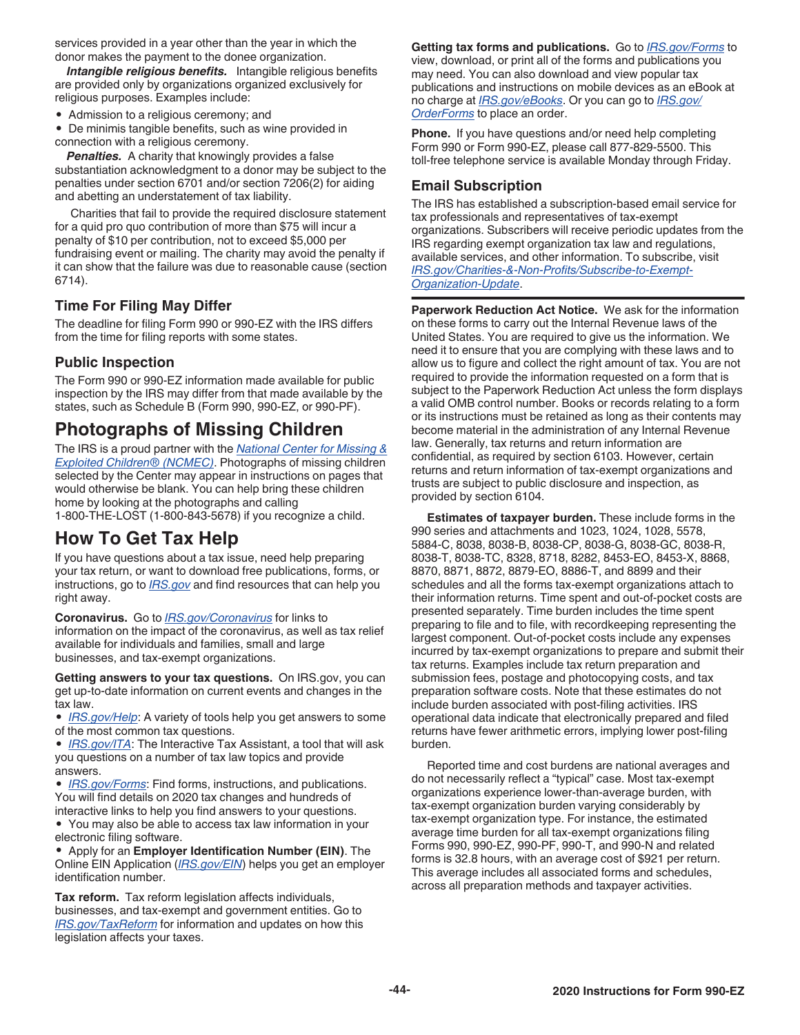services provided in a year other than the year in which the donor makes the payment to the donee organization.

***Intangible religious benefits.*** Intangible religious benefits are provided only by organizations organized exclusively for religious purposes. Examples include:

- Admission to a religious ceremony; and
- De minimis tangible benefits, such as wine provided in connection with a religious ceremony.

***Penalties.*** A charity that knowingly provides a false substantiation acknowledgment to a donor may be subject to the penalties under section 6701 and/or section 7206(2) for aiding and abetting an understatement of tax liability.

Charities that fail to provide the required disclosure statement for a quid pro quo contribution of more than $75 will incur a penalty of $10 per contribution, not to exceed $5,000 per fundraising event or mailing. The charity may avoid the penalty if it can show that the failure was due to reasonable cause (section 6714).

### Time For Filing May Differ

The deadline for filing Form 990 or 990-EZ with the IRS differs from the time for filing reports with some states.

### Public Inspection

The Form 990 or 990-EZ information made available for public inspection by the IRS may differ from that made available by the states, such as Schedule B (Form 990, 990-EZ, or 990-PF).

## Photographs of Missing Children

The IRS is a proud partner with the National Center for Missing & Exploited Children® (NCMEC). Photographs of missing children selected by the Center may appear in instructions on pages that would otherwise be blank. You can help bring these children home by looking at the photographs and calling 1-800-THE-LOST (1-800-843-5678) if you recognize a child.

## How To Get Tax Help

If you have questions about a tax issue, need help preparing your tax return, or want to download free publications, forms, or instructions, go to IRS.gov and find resources that can help you right away.

**Coronavirus.** Go to IRS.gov/Coronavirus for links to information on the impact of the coronavirus, as well as tax relief available for individuals and families, small and large businesses, and tax-exempt organizations.

**Getting answers to your tax questions.** On IRS.gov, you can get up-to-date information on current events and changes in the tax law.

- IRS.gov/Help: A variety of tools help you get answers to some of the most common tax questions.
- IRS.gov/ITA: The Interactive Tax Assistant, a tool that will ask you questions on a number of tax law topics and provide answers.
- IRS.gov/Forms: Find forms, instructions, and publications. You will find details on 2020 tax changes and hundreds of interactive links to help you find answers to your questions.
- You may also be able to access tax law information in your electronic filing software.
- Apply for an **Employer Identification Number (EIN)**. The Online EIN Application (IRS.gov/EIN) helps you get an employer identification number.

**Tax reform.** Tax reform legislation affects individuals, businesses, and tax-exempt and government entities. Go to IRS.gov/TaxReform for information and updates on how this legislation affects your taxes.

**Getting tax forms and publications.** Go to IRS.gov/Forms to view, download, or print all of the forms and publications you may need. You can also download and view popular tax publications and instructions on mobile devices as an eBook at no charge at IRS.gov/eBooks. Or you can go to IRS.gov/OrderForms to place an order.

**Phone.** If you have questions and/or need help completing Form 990 or Form 990-EZ, please call 877-829-5500. This toll-free telephone service is available Monday through Friday.

### Email Subscription

The IRS has established a subscription-based email service for tax professionals and representatives of tax-exempt organizations. Subscribers will receive periodic updates from the IRS regarding exempt organization tax law and regulations, available services, and other information. To subscribe, visit IRS.gov/Charities-&-Non-Profits/Subscribe-to-Exempt-Organization-Update.

**Paperwork Reduction Act Notice.** We ask for the information on these forms to carry out the Internal Revenue laws of the United States. You are required to give us the information. We need it to ensure that you are complying with these laws and to allow us to figure and collect the right amount of tax. You are not required to provide the information requested on a form that is subject to the Paperwork Reduction Act unless the form displays a valid OMB control number. Books or records relating to a form or its instructions must be retained as long as their contents may become material in the administration of any Internal Revenue law. Generally, tax returns and return information are confidential, as required by section 6103. However, certain returns and return information of tax-exempt organizations and trusts are subject to public disclosure and inspection, as provided by section 6104.

**Estimates of taxpayer burden.** These include forms in the 990 series and attachments and 1023, 1024, 1028, 5578, 5884-C, 8038, 8038-B, 8038-CP, 8038-G, 8038-GC, 8038-R, 8038-T, 8038-TC, 8328, 8718, 8282, 8453-EO, 8453-X, 8868, 8870, 8871, 8872, 8879-EO, 8886-T, and 8899 and their schedules and all the forms tax-exempt organizations attach to their information returns. Time spent and out-of-pocket costs are presented separately. Time burden includes the time spent preparing to file and to file, with recordkeeping representing the largest component. Out-of-pocket costs include any expenses incurred by tax-exempt organizations to prepare and submit their tax returns. Examples include tax return preparation and submission fees, postage and photocopying costs, and tax preparation software costs. Note that these estimates do not include burden associated with post-filing activities. IRS operational data indicate that electronically prepared and filed returns have fewer arithmetic errors, implying lower post-filing burden.

Reported time and cost burdens are national averages and do not necessarily reflect a "typical" case. Most tax-exempt organizations experience lower-than-average burden, with tax-exempt organization burden varying considerably by tax-exempt organization type. For instance, the estimated average time burden for all tax-exempt organizations filing Forms 990, 990-EZ, 990-PF, 990-T, and 990-N and related forms is 32.8 hours, with an average cost of $921 per return. This average includes all associated forms and schedules, across all preparation methods and taxpayer activities.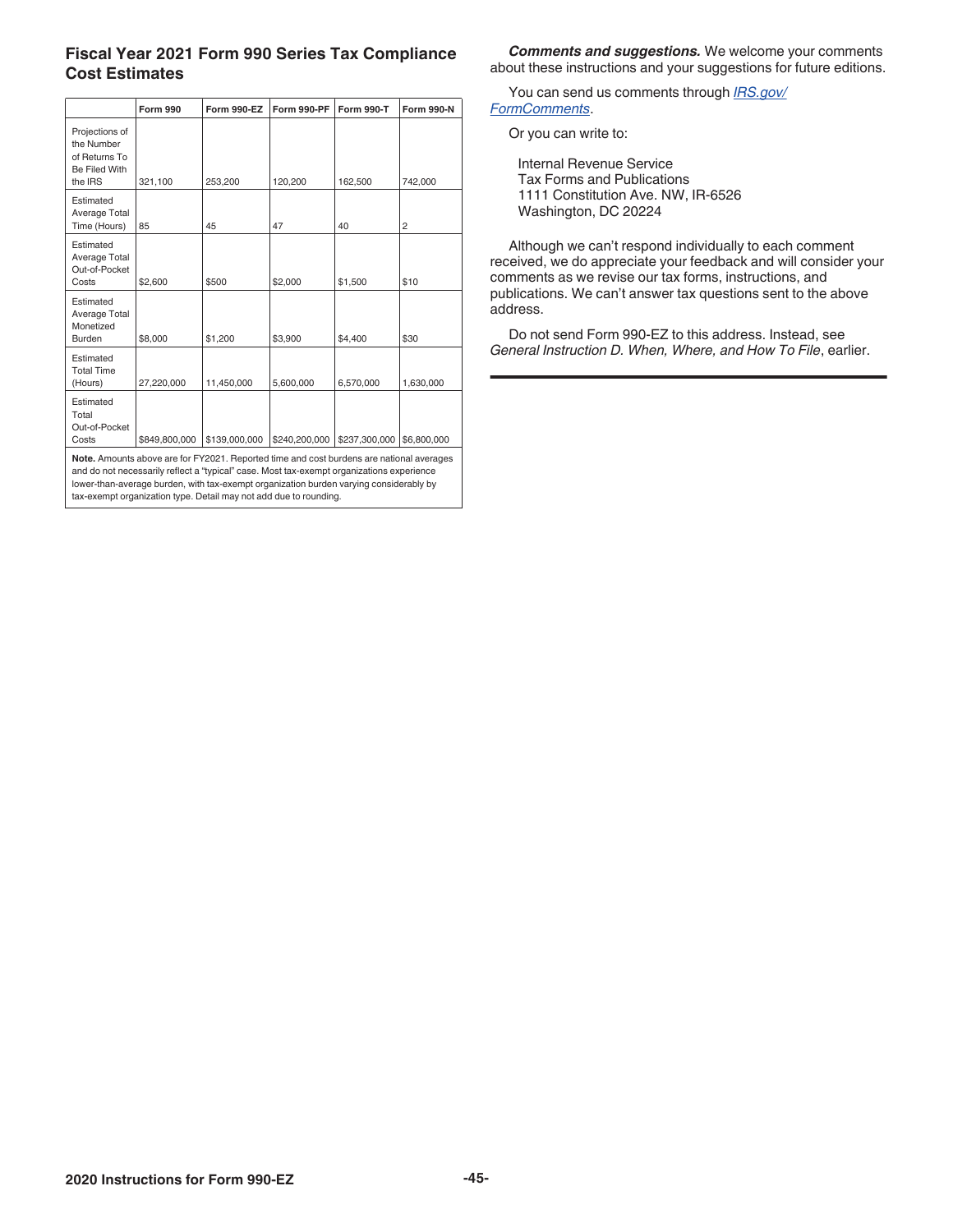### Fiscal Year 2021 Form 990 Series Tax Compliance Cost Estimates

| | Form 990 | Form 990-EZ | Form 990-PF | Form 990-T | Form 990-N |
|---|---|---|---|---|---|
| Projections of the Number of Returns To Be Filed With the IRS | 321,100 | 253,200 | 120,200 | 162,500 | 742,000 |
| Estimated Average Total Time (Hours) | 85 | 45 | 47 | 40 | 2 |
| Estimated Average Total Out-of-Pocket Costs | $2,600 | $500 | $2,000 | $1,500 | $10 |
| Estimated Average Total Monetized Burden | $8,000 | $1,200 | $3,900 | $4,400 | $30 |
| Estimated Total Time (Hours) | 27,220,000 | 11,450,000 | 5,600,000 | 6,570,000 | 1,630,000 |
| Estimated Total Out-of-Pocket Costs | $849,800,000 | $139,000,000 | $240,200,000 | $237,300,000 | $6,800,000 |

**Note.** Amounts above are for FY2021. Reported time and cost burdens are national averages and do not necessarily reflect a "typical" case. Most tax-exempt organizations experience lower-than-average burden, with tax-exempt organization burden varying considerably by tax-exempt organization type. Detail may not add due to rounding.

***Comments and suggestions.*** We welcome your comments about these instructions and your suggestions for future editions.

You can send us comments through *IRS.gov/FormComments*.

Or you can write to:

Internal Revenue Service
Tax Forms and Publications
1111 Constitution Ave. NW, IR-6526
Washington, DC 20224

Although we can't respond individually to each comment received, we do appreciate your feedback and will consider your comments as we revise our tax forms, instructions, and publications. We can't answer tax questions sent to the above address.

Do not send Form 990-EZ to this address. Instead, see *General Instruction D. When, Where, and How To File*, earlier.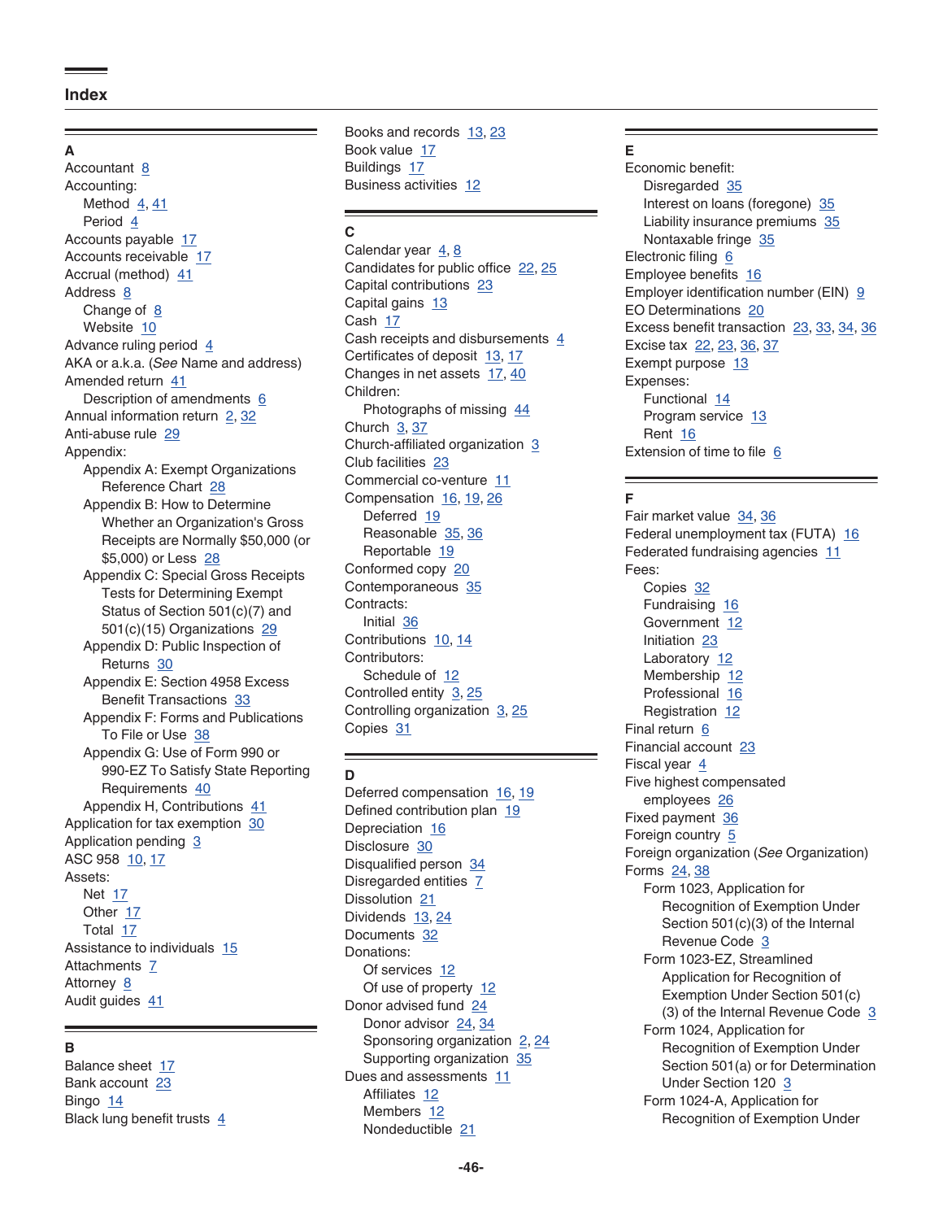## Index

**A**

Accountant 8
Accounting:
- Method 4, 41
- Period 4

Accounts payable 17
Accounts receivable 17
Accrual (method) 41
Address 8
- Change of 8
- Website 10

Advance ruling period 4
AKA or a.k.a. (*See* Name and address)
Amended return 41
- Description of amendments 6

Annual information return 2, 32
Anti-abuse rule 29
Appendix:
- Appendix A: Exempt Organizations Reference Chart 28
- Appendix B: How to Determine Whether an Organization's Gross Receipts are Normally $50,000 (or $5,000) or Less 28
- Appendix C: Special Gross Receipts Tests for Determining Exempt Status of Section 501(c)(7) and 501(c)(15) Organizations 29
- Appendix D: Public Inspection of Returns 30
- Appendix E: Section 4958 Excess Benefit Transactions 33
- Appendix F: Forms and Publications To File or Use 38
- Appendix G: Use of Form 990 or 990-EZ To Satisfy State Reporting Requirements 40
- Appendix H, Contributions 41

Application for tax exemption 30
Application pending 3
ASC 958 10, 17
Assets:
- Net 17
- Other 17
- Total 17

Assistance to individuals 15
Attachments 7
Attorney 8
Audit guides 41

**B**

Balance sheet 17
Bank account 23
Bingo 14
Black lung benefit trusts 4
Books and records 13, 23
Book value 17
Buildings 17
Business activities 12

**C**

Calendar year 4, 8
Candidates for public office 22, 25
Capital contributions 23
Capital gains 13
Cash 17
Cash receipts and disbursements 4
Certificates of deposit 13, 17
Changes in net assets 17, 40
Children:
- Photographs of missing 44

Church 3, 37
Church-affiliated organization 3
Club facilities 23
Commercial co-venture 11
Compensation 16, 19, 26
- Deferred 19
- Reasonable 35, 36
- Reportable 19

Conformed copy 20
Contemporaneous 35
Contracts:
- Initial 36

Contributions 10, 14
Contributors:
- Schedule of 12

Controlled entity 3, 25
Controlling organization 3, 25
Copies 31

**D**

Deferred compensation 16, 19
Defined contribution plan 19
Depreciation 16
Disclosure 30
Disqualified person 34
Disregarded entities 7
Dissolution 21
Dividends 13, 24
Documents 32
Donations:
- Of services 12
- Of use of property 12

Donor advised fund 24
- Donor advisor 24, 34
- Sponsoring organization 2, 24
- Supporting organization 35

Dues and assessments 11
- Affiliates 12
- Members 12
- Nondeductible 21

**E**

Economic benefit:
- Disregarded 35
- Interest on loans (foregone) 35
- Liability insurance premiums 35
- Nontaxable fringe 35

Electronic filing 6
Employee benefits 16
Employer identification number (EIN) 9
EO Determinations 20
Excess benefit transaction 23, 33, 34, 36
Excise tax 22, 23, 36, 37
Exempt purpose 13
Expenses:
- Functional 14
- Program service 13
- Rent 16

Extension of time to file 6

**F**

Fair market value 34, 36
Federal unemployment tax (FUTA) 16
Federated fundraising agencies 11
Fees:
- Copies 32
- Fundraising 16
- Government 12
- Initiation 23
- Laboratory 12
- Membership 12
- Professional 16
- Registration 12

Final return 6
Financial account 23
Fiscal year 4
Five highest compensated employees 26
Fixed payment 36
Foreign country 5
Foreign organization (*See* Organization)
Forms 24, 38
- Form 1023, Application for Recognition of Exemption Under Section 501(c)(3) of the Internal Revenue Code 3
- Form 1023-EZ, Streamlined Application for Recognition of Exemption Under Section 501(c)(3) of the Internal Revenue Code 3
- Form 1024, Application for Recognition of Exemption Under Section 501(a) or for Determination Under Section 120 3
- Form 1024-A, Application for Recognition of Exemption Under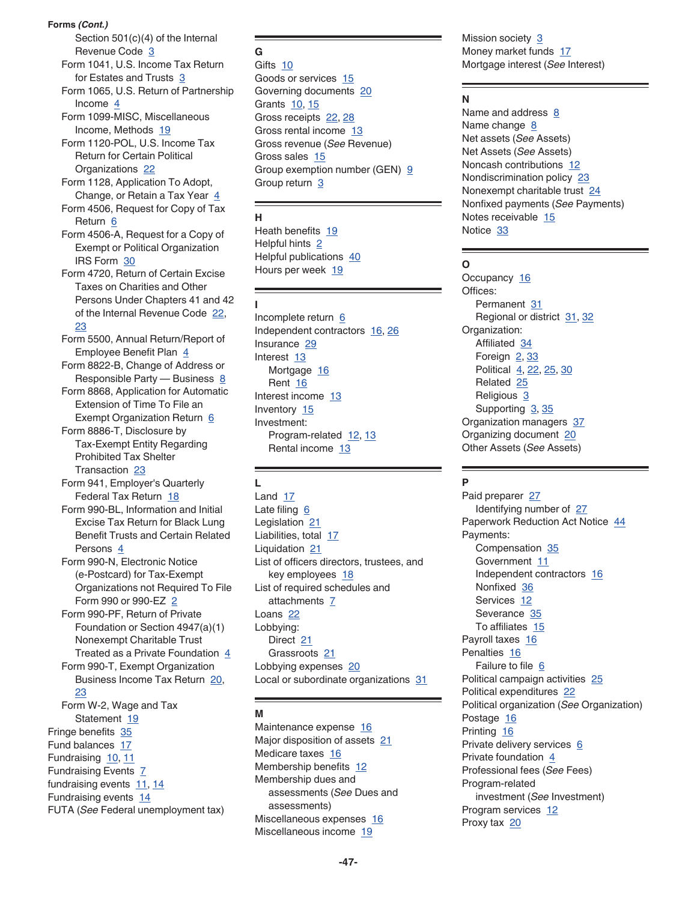**Forms *(Cont.)***

- Section 501(c)(4) of the Internal Revenue Code 3
- Form 1041, U.S. Income Tax Return for Estates and Trusts 3
- Form 1065, U.S. Return of Partnership Income 4
- Form 1099-MISC, Miscellaneous Income, Methods 19
- Form 1120-POL, U.S. Income Tax Return for Certain Political Organizations 22
- Form 1128, Application To Adopt, Change, or Retain a Tax Year 4
- Form 4506, Request for Copy of Tax Return 6
- Form 4506-A, Request for a Copy of Exempt or Political Organization IRS Form 30
- Form 4720, Return of Certain Excise Taxes on Charities and Other Persons Under Chapters 41 and 42 of the Internal Revenue Code 22, 23
- Form 5500, Annual Return/Report of Employee Benefit Plan 4
- Form 8822-B, Change of Address or Responsible Party — Business 8
- Form 8868, Application for Automatic Extension of Time To File an Exempt Organization Return 6
- Form 8886-T, Disclosure by Tax-Exempt Entity Regarding Prohibited Tax Shelter Transaction 23
- Form 941, Employer's Quarterly Federal Tax Return 18
- Form 990-BL, Information and Initial Excise Tax Return for Black Lung Benefit Trusts and Certain Related Persons 4
- Form 990-N, Electronic Notice (e-Postcard) for Tax-Exempt Organizations not Required To File Form 990 or 990-EZ 2
- Form 990-PF, Return of Private Foundation or Section 4947(a)(1) Nonexempt Charitable Trust Treated as a Private Foundation 4
- Form 990-T, Exempt Organization Business Income Tax Return 20, 23
- Form W-2, Wage and Tax Statement 19

Fringe benefits 35
Fund balances 17
Fundraising 10, 11
Fundraising Events 7
fundraising events 11, 14
Fundraising events 14
FUTA (*See* Federal unemployment tax)

**G**

Gifts 10
Goods or services 15
Governing documents 20
Grants 10, 15
Gross receipts 22, 28
Gross rental income 13
Gross revenue (*See* Revenue)
Gross sales 15
Group exemption number (GEN) 9
Group return 3

**H**

Heath benefits 19
Helpful hints 2
Helpful publications 40
Hours per week 19

**I**

Incomplete return 6
Independent contractors 16, 26
Insurance 29
Interest 13
- Mortgage 16
- Rent 16

Interest income 13
Inventory 15
Investment:
- Program-related 12, 13
- Rental income 13

**L**

Land 17
Late filing 6
Legislation 21
Liabilities, total 17
Liquidation 21
List of officers directors, trustees, and key employees 18
List of required schedules and attachments 7
Loans 22
Lobbying:
- Direct 21
- Grassroots 21

Lobbying expenses 20
Local or subordinate organizations 31

**M**

Maintenance expense 16
Major disposition of assets 21
Medicare taxes 16
Membership benefits 12
Membership dues and assessments (*See* Dues and assessments)
Miscellaneous expenses 16
Miscellaneous income 19
Mission society 3
Money market funds 17
Mortgage interest (*See* Interest)

**N**

Name and address 8
Name change 8
Net assets (*See* Assets)
Net Assets (*See* Assets)
Noncash contributions 12
Nondiscrimination policy 23
Nonexempt charitable trust 24
Nonfixed payments (*See* Payments)
Notes receivable 15
Notice 33

**O**

Occupancy 16
Offices:
- Permanent 31
- Regional or district 31, 32

Organization:
- Affiliated 34
- Foreign 2, 33
- Political 4, 22, 25, 30
- Related 25
- Religious 3
- Supporting 3, 35

Organization managers 37
Organizing document 20
Other Assets (*See* Assets)

**P**

Paid preparer 27
- Identifying number of 27

Paperwork Reduction Act Notice 44
Payments:
- Compensation 35
- Government 11
- Independent contractors 16
- Nonfixed 36
- Services 12
- Severance 35
- To affiliates 15

Payroll taxes 16
Penalties 16
- Failure to file 6

Political campaign activities 25
Political expenditures 22
Political organization (*See* Organization)
Postage 16
Printing 16
Private delivery services 6
Private foundation 4
Professional fees (*See* Fees)
Program-related investment (*See* Investment)
Program services 12
Proxy tax 20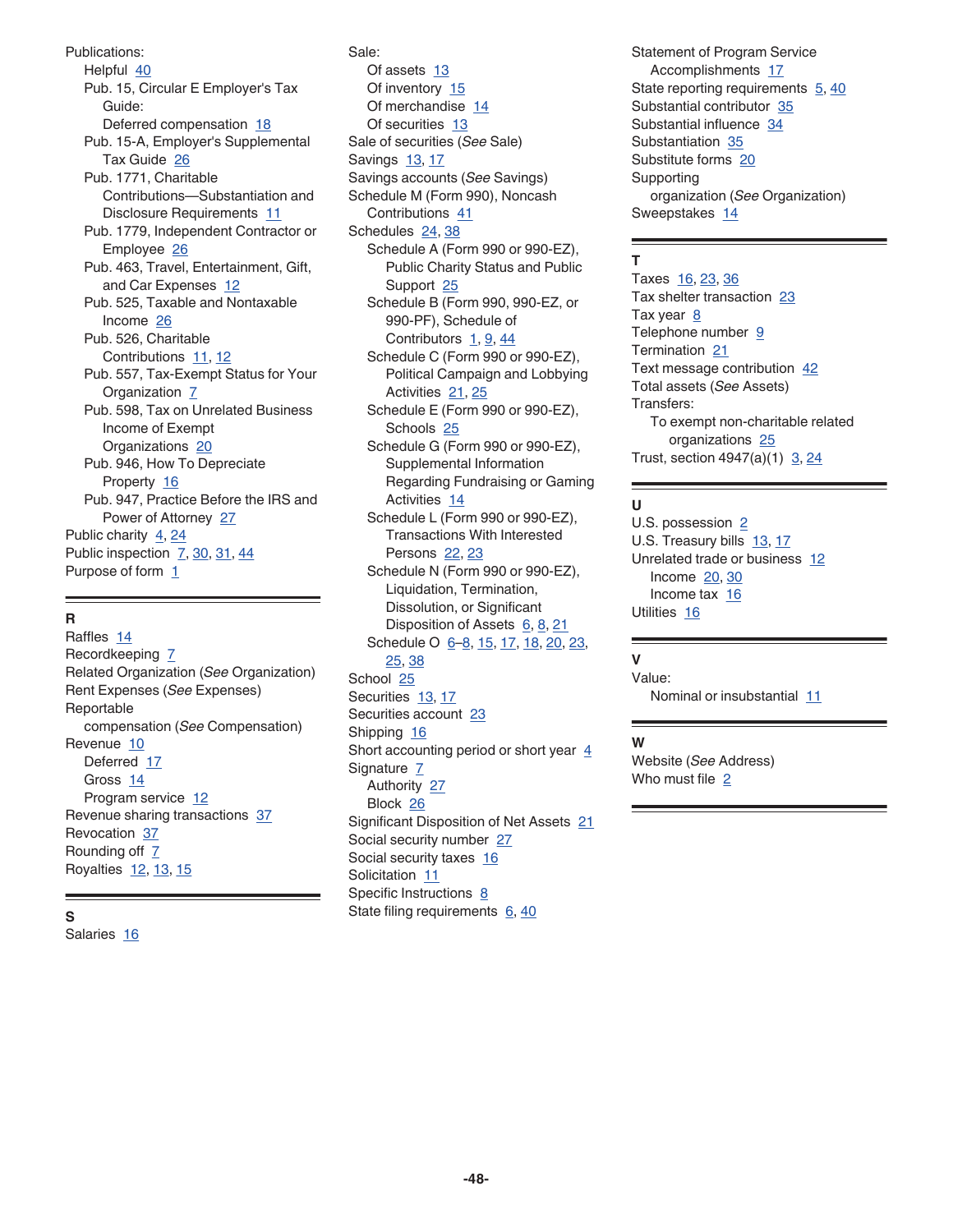Publications:
- Helpful 40
- Pub. 15, Circular E Employer's Tax Guide:
  - Deferred compensation 18
- Pub. 15-A, Employer's Supplemental Tax Guide 26
- Pub. 1771, Charitable Contributions—Substantiation and Disclosure Requirements 11
- Pub. 1779, Independent Contractor or Employee 26
- Pub. 463, Travel, Entertainment, Gift, and Car Expenses 12
- Pub. 525, Taxable and Nontaxable Income 26
- Pub. 526, Charitable Contributions 11, 12
- Pub. 557, Tax-Exempt Status for Your Organization 7
- Pub. 598, Tax on Unrelated Business Income of Exempt Organizations 20
- Pub. 946, How To Depreciate Property 16
- Pub. 947, Practice Before the IRS and Power of Attorney 27

Public charity 4, 24
Public inspection 7, 30, 31, 44
Purpose of form 1

## R

Raffles 14
Recordkeeping 7
Related Organization (*See* Organization)
Rent Expenses (*See* Expenses)
Reportable compensation (*See* Compensation)
Revenue 10
- Deferred 17
- Gross 14
- Program service 12

Revenue sharing transactions 37
Revocation 37
Rounding off 7
Royalties 12, 13, 15

## S

Salaries 16
Sale:
- Of assets 13
- Of inventory 15
- Of merchandise 14
- Of securities 13

Sale of securities (*See* Sale)
Savings 13, 17
Savings accounts (*See* Savings)
Schedule M (Form 990), Noncash Contributions 41
Schedules 24, 38
- Schedule A (Form 990 or 990-EZ), Public Charity Status and Public Support 25
- Schedule B (Form 990, 990-EZ, or 990-PF), Schedule of Contributors 1, 9, 44
- Schedule C (Form 990 or 990-EZ), Political Campaign and Lobbying Activities 21, 25
- Schedule E (Form 990 or 990-EZ), Schools 25
- Schedule G (Form 990 or 990-EZ), Supplemental Information Regarding Fundraising or Gaming Activities 14
- Schedule L (Form 990 or 990-EZ), Transactions With Interested Persons 22, 23
- Schedule N (Form 990 or 990-EZ), Liquidation, Termination, Dissolution, or Significant Disposition of Assets 6, 8, 21
- Schedule O 6–8, 15, 17, 18, 20, 23, 25, 38

School 25
Securities 13, 17
Securities account 23
Shipping 16
Short accounting period or short year 4
Signature 7
- Authority 27
- Block 26

Significant Disposition of Net Assets 21
Social security number 27
Social security taxes 16
Solicitation 11
Specific Instructions 8
State filing requirements 6, 40
Statement of Program Service Accomplishments 17
State reporting requirements 5, 40
Substantial contributor 35
Substantial influence 34
Substantiation 35
Substitute forms 20
Supporting organization (*See* Organization)
Sweepstakes 14

## T

Taxes 16, 23, 36
Tax shelter transaction 23
Tax year 8
Telephone number 9
Termination 21
Text message contribution 42
Total assets (*See* Assets)
Transfers:
- To exempt non-charitable related organizations 25

Trust, section 4947(a)(1) 3, 24

## U

U.S. possession 2
U.S. Treasury bills 13, 17
Unrelated trade or business 12
- Income 20, 30
- Income tax 16

Utilities 16

## V

Value:
- Nominal or insubstantial 11

## W

Website (*See* Address)
Who must file 2